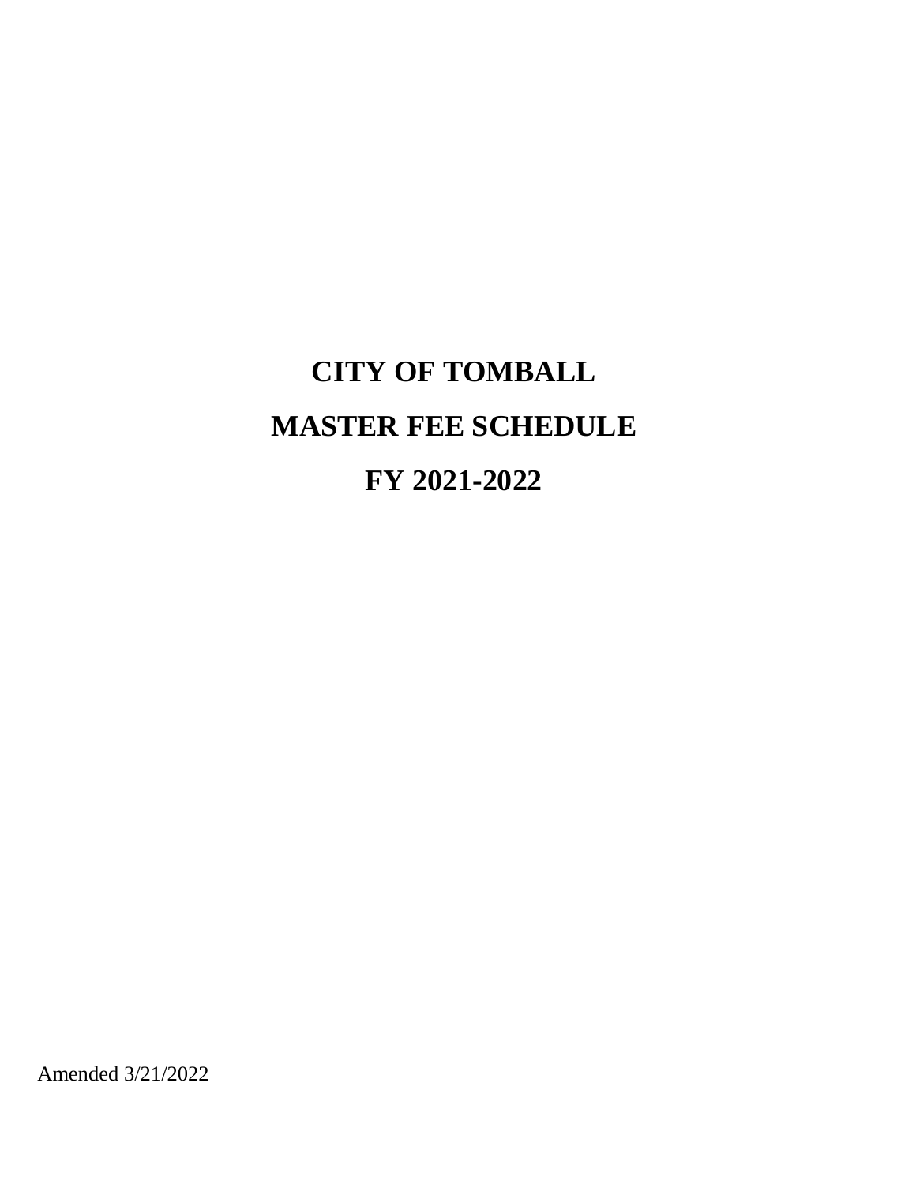# CITY OF TOMBALL

# MASTER FEE SCHEDULE

# FY 2021-2022

Amended 3/21/2022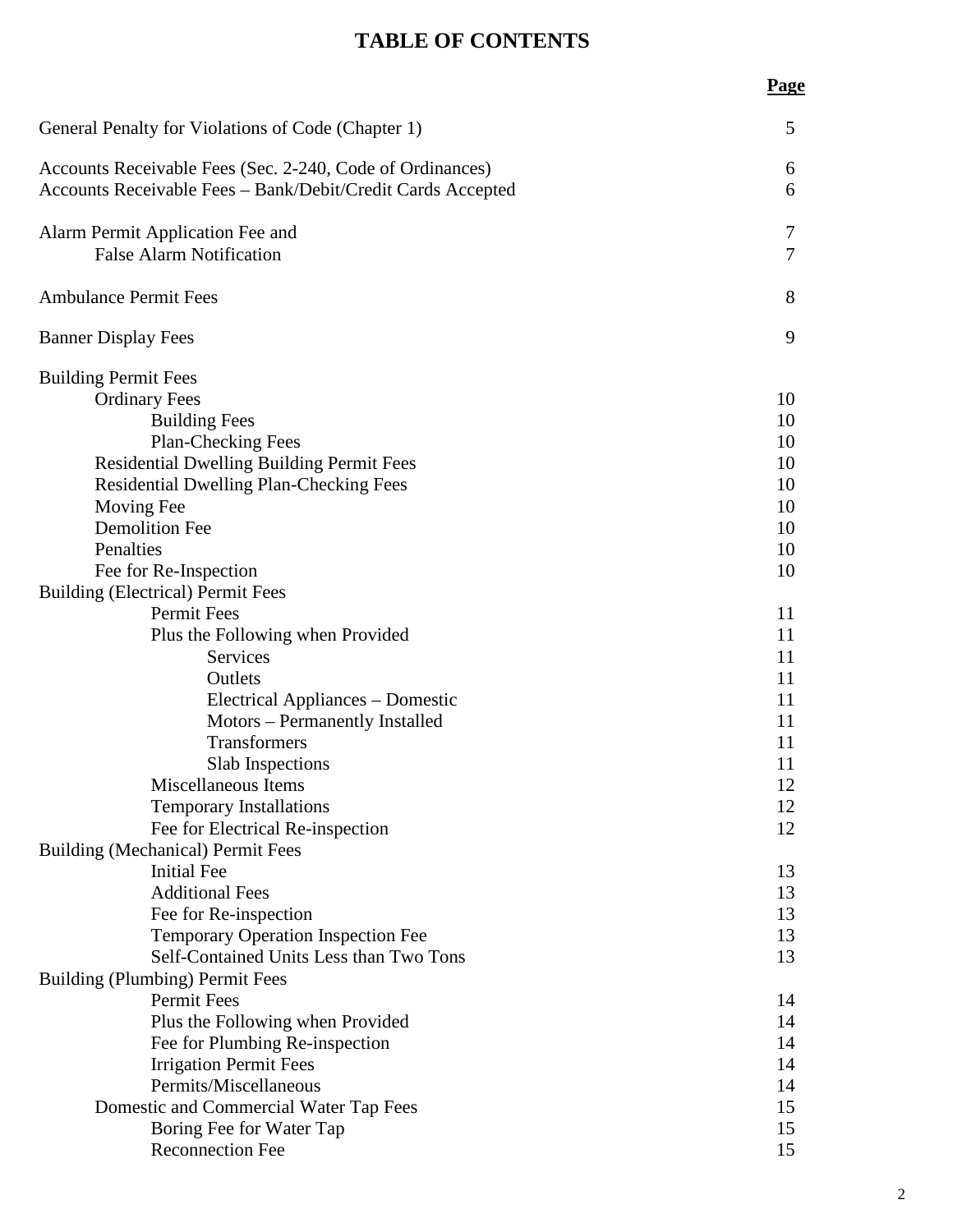# TABLE OF CONTENTS

| | Page |
|---|---|
| General Penalty for Violations of Code (Chapter 1) | 5 |
| Accounts Receivable Fees (Sec. 2-240, Code of Ordinances) | 6 |
| Accounts Receivable Fees – Bank/Debit/Credit Cards Accepted | 6 |
| Alarm Permit Application Fee and | 7 |
| False Alarm Notification | 7 |
| Ambulance Permit Fees | 8 |
| Banner Display Fees | 9 |
| Building Permit Fees | |
| Ordinary Fees | 10 |
| Building Fees | 10 |
| Plan-Checking Fees | 10 |
| Residential Dwelling Building Permit Fees | 10 |
| Residential Dwelling Plan-Checking Fees | 10 |
| Moving Fee | 10 |
| Demolition Fee | 10 |
| Penalties | 10 |
| Fee for Re-Inspection | 10 |
| Building (Electrical) Permit Fees | |
| Permit Fees | 11 |
| Plus the Following when Provided | 11 |
| Services | 11 |
| Outlets | 11 |
| Electrical Appliances – Domestic | 11 |
| Motors – Permanently Installed | 11 |
| Transformers | 11 |
| Slab Inspections | 11 |
| Miscellaneous Items | 12 |
| Temporary Installations | 12 |
| Fee for Electrical Re-inspection | 12 |
| Building (Mechanical) Permit Fees | |
| Initial Fee | 13 |
| Additional Fees | 13 |
| Fee for Re-inspection | 13 |
| Temporary Operation Inspection Fee | 13 |
| Self-Contained Units Less than Two Tons | 13 |
| Building (Plumbing) Permit Fees | |
| Permit Fees | 14 |
| Plus the Following when Provided | 14 |
| Fee for Plumbing Re-inspection | 14 |
| Irrigation Permit Fees | 14 |
| Permits/Miscellaneous | 14 |
| Domestic and Commercial Water Tap Fees | 15 |
| Boring Fee for Water Tap | 15 |
| Reconnection Fee | 15 |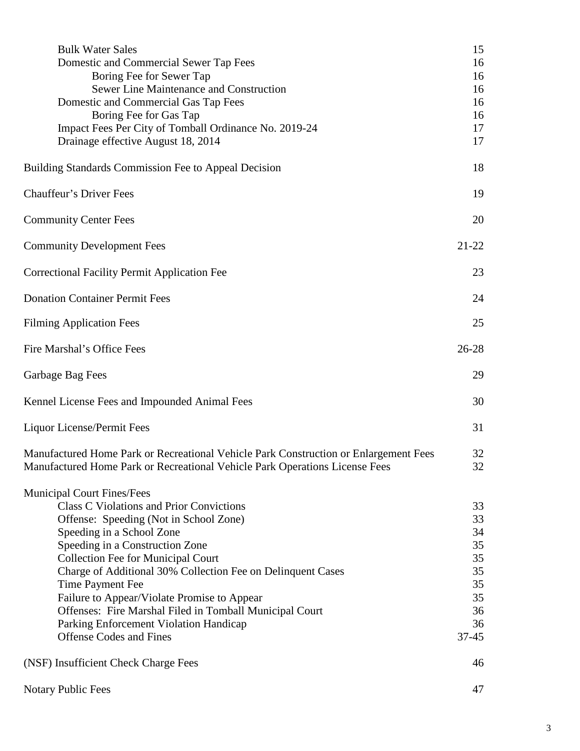| | |
|---|---|
| Bulk Water Sales | 15 |
| Domestic and Commercial Sewer Tap Fees | 16 |
| Boring Fee for Sewer Tap | 16 |
| Sewer Line Maintenance and Construction | 16 |
| Domestic and Commercial Gas Tap Fees | 16 |
| Boring Fee for Gas Tap | 16 |
| Impact Fees Per City of Tomball Ordinance No. 2019-24 | 17 |
| Drainage effective August 18, 2014 | 17 |
| Building Standards Commission Fee to Appeal Decision | 18 |
| Chauffeur's Driver Fees | 19 |
| Community Center Fees | 20 |
| Community Development Fees | 21-22 |
| Correctional Facility Permit Application Fee | 23 |
| Donation Container Permit Fees | 24 |
| Filming Application Fees | 25 |
| Fire Marshal's Office Fees | 26-28 |
| Garbage Bag Fees | 29 |
| Kennel License Fees and Impounded Animal Fees | 30 |
| Liquor License/Permit Fees | 31 |
| Manufactured Home Park or Recreational Vehicle Park Construction or Enlargement Fees | 32 |
| Manufactured Home Park or Recreational Vehicle Park Operations License Fees | 32 |
| Municipal Court Fines/Fees | |
| Class C Violations and Prior Convictions | 33 |
| Offense: Speeding (Not in School Zone) | 33 |
| Speeding in a School Zone | 34 |
| Speeding in a Construction Zone | 35 |
| Collection Fee for Municipal Court | 35 |
| Charge of Additional 30% Collection Fee on Delinquent Cases | 35 |
| Time Payment Fee | 35 |
| Failure to Appear/Violate Promise to Appear | 35 |
| Offenses: Fire Marshal Filed in Tomball Municipal Court | 36 |
| Parking Enforcement Violation Handicap | 36 |
| Offense Codes and Fines | 37-45 |
| (NSF) Insufficient Check Charge Fees | 46 |
| Notary Public Fees | 47 |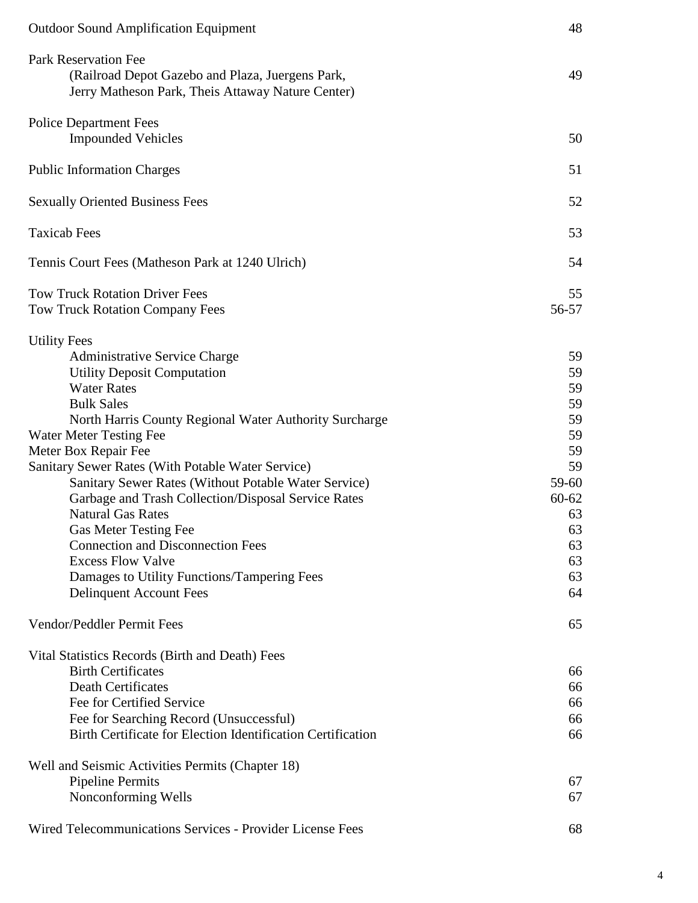| | |
|---|---|
| Outdoor Sound Amplification Equipment | 48 |
| Park Reservation Fee | |
| (Railroad Depot Gazebo and Plaza, Juergens Park, Jerry Matheson Park, Theis Attaway Nature Center) | 49 |
| Police Department Fees | |
| Impounded Vehicles | 50 |
| Public Information Charges | 51 |
| Sexually Oriented Business Fees | 52 |
| Taxicab Fees | 53 |
| Tennis Court Fees (Matheson Park at 1240 Ulrich) | 54 |
| Tow Truck Rotation Driver Fees | 55 |
| Tow Truck Rotation Company Fees | 56-57 |
| Utility Fees | |
| Administrative Service Charge | 59 |
| Utility Deposit Computation | 59 |
| Water Rates | 59 |
| Bulk Sales | 59 |
| North Harris County Regional Water Authority Surcharge | 59 |
| Water Meter Testing Fee | 59 |
| Meter Box Repair Fee | 59 |
| Sanitary Sewer Rates (With Potable Water Service) | 59 |
| Sanitary Sewer Rates (Without Potable Water Service) | 59-60 |
| Garbage and Trash Collection/Disposal Service Rates | 60-62 |
| Natural Gas Rates | 63 |
| Gas Meter Testing Fee | 63 |
| Connection and Disconnection Fees | 63 |
| Excess Flow Valve | 63 |
| Damages to Utility Functions/Tampering Fees | 63 |
| Delinquent Account Fees | 64 |
| Vendor/Peddler Permit Fees | 65 |
| Vital Statistics Records (Birth and Death) Fees | |
| Birth Certificates | 66 |
| Death Certificates | 66 |
| Fee for Certified Service | 66 |
| Fee for Searching Record (Unsuccessful) | 66 |
| Birth Certificate for Election Identification Certification | 66 |
| Well and Seismic Activities Permits (Chapter 18) | |
| Pipeline Permits | 67 |
| Nonconforming Wells | 67 |
| Wired Telecommunications Services - Provider License Fees | 68 |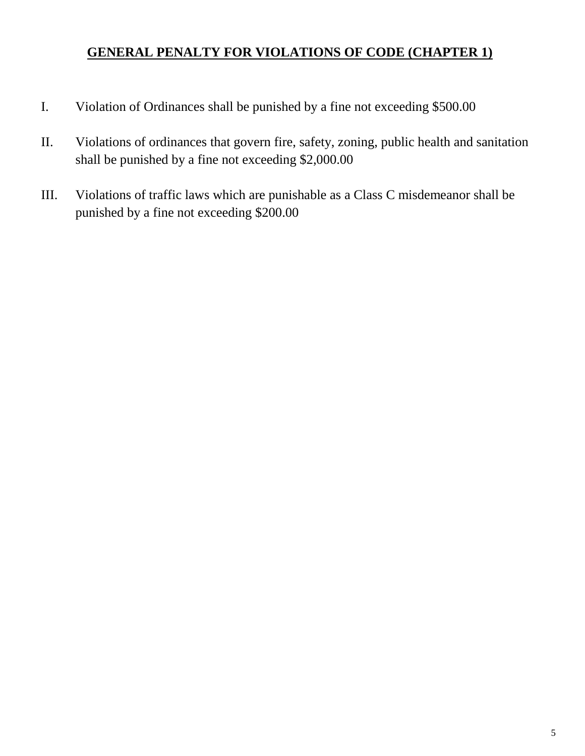## **GENERAL PENALTY FOR VIOLATIONS OF CODE (CHAPTER 1)**

I. Violation of Ordinances shall be punished by a fine not exceeding $500.00

II. Violations of ordinances that govern fire, safety, zoning, public health and sanitation shall be punished by a fine not exceeding $2,000.00

III. Violations of traffic laws which are punishable as a Class C misdemeanor shall be punished by a fine not exceeding $200.00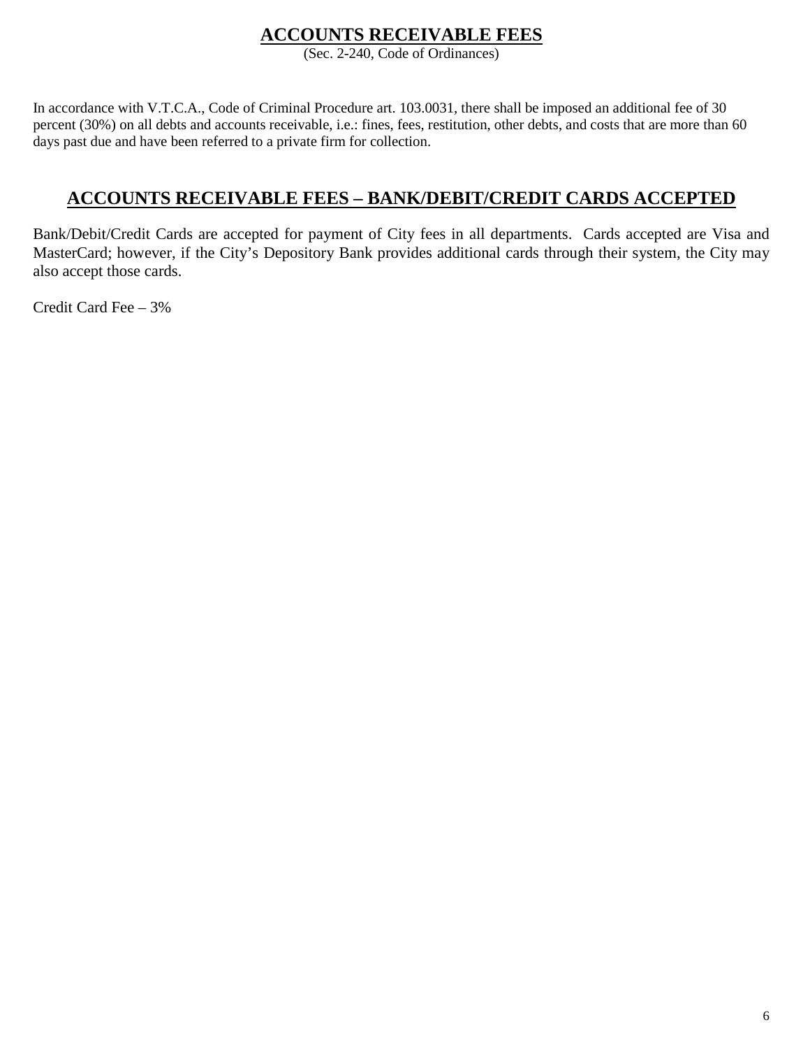## ACCOUNTS RECEIVABLE FEES

(Sec. 2-240, Code of Ordinances)

In accordance with V.T.C.A., Code of Criminal Procedure art. 103.0031, there shall be imposed an additional fee of 30 percent (30%) on all debts and accounts receivable, i.e.: fines, fees, restitution, other debts, and costs that are more than 60 days past due and have been referred to a private firm for collection.

## ACCOUNTS RECEIVABLE FEES – BANK/DEBIT/CREDIT CARDS ACCEPTED

Bank/Debit/Credit Cards are accepted for payment of City fees in all departments. Cards accepted are Visa and MasterCard; however, if the City's Depository Bank provides additional cards through their system, the City may also accept those cards.

Credit Card Fee – 3%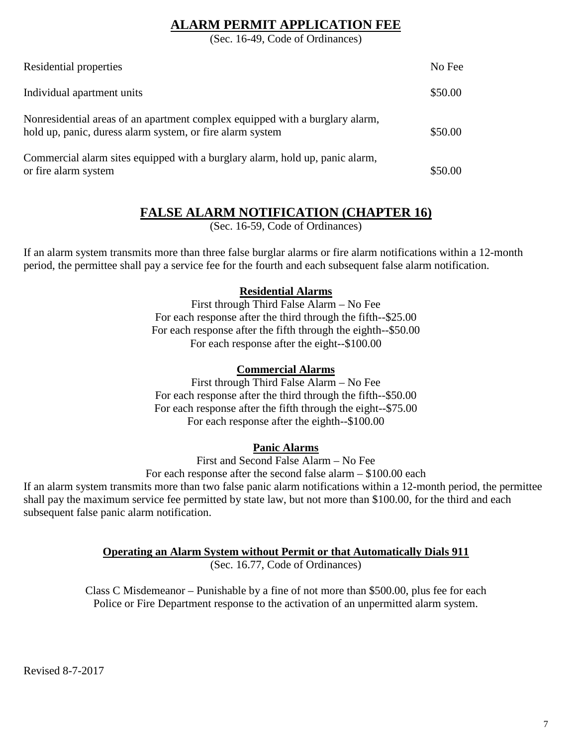# ALARM PERMIT APPLICATION FEE

(Sec. 16-49, Code of Ordinances)

| | |
|---|---|
| Residential properties | No Fee |
| Individual apartment units | $50.00 |
| Nonresidential areas of an apartment complex equipped with a burglary alarm, hold up, panic, duress alarm system, or fire alarm system | $50.00 |
| Commercial alarm sites equipped with a burglary alarm, hold up, panic alarm, or fire alarm system | $50.00 |

# FALSE ALARM NOTIFICATION (CHAPTER 16)

(Sec. 16-59, Code of Ordinances)

If an alarm system transmits more than three false burglar alarms or fire alarm notifications within a 12-month period, the permittee shall pay a service fee for the fourth and each subsequent false alarm notification.

**Residential Alarms**

First through Third False Alarm – No Fee
For each response after the third through the fifth--$25.00
For each response after the fifth through the eighth--$50.00
For each response after the eight--$100.00

**Commercial Alarms**

First through Third False Alarm – No Fee
For each response after the third through the fifth--$50.00
For each response after the fifth through the eight--$75.00
For each response after the eighth--$100.00

**Panic Alarms**

First and Second False Alarm – No Fee
For each response after the second false alarm – $100.00 each

If an alarm system transmits more than two false panic alarm notifications within a 12-month period, the permittee shall pay the maximum service fee permitted by state law, but not more than $100.00, for the third and each subsequent false panic alarm notification.

**Operating an Alarm System without Permit or that Automatically Dials 911**

(Sec. 16.77, Code of Ordinances)

Class C Misdemeanor – Punishable by a fine of not more than $500.00, plus fee for each Police or Fire Department response to the activation of an unpermitted alarm system.

Revised 8-7-2017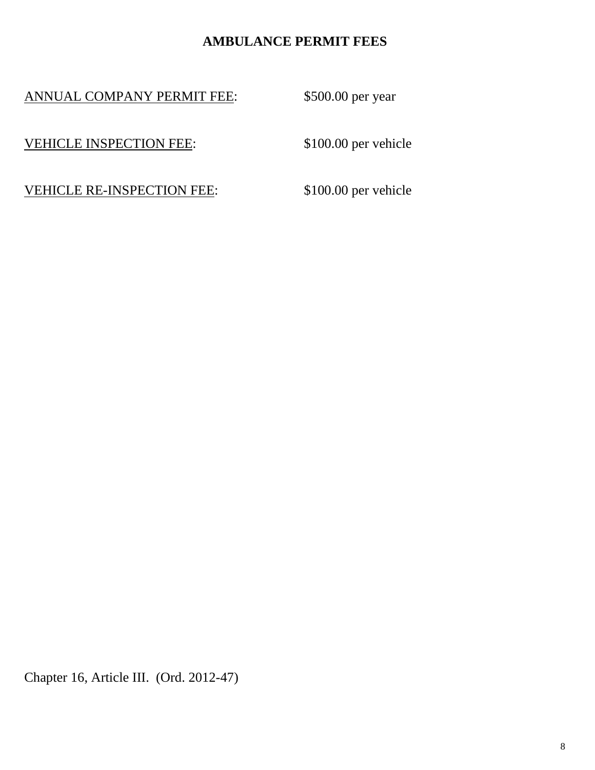## AMBULANCE PERMIT FEES

<u>ANNUAL COMPANY PERMIT FEE</u>: $500.00 per year

<u>VEHICLE INSPECTION FEE</u>: $100.00 per vehicle

<u>VEHICLE RE-INSPECTION FEE</u>: $100.00 per vehicle

Chapter 16, Article III. (Ord. 2012-47)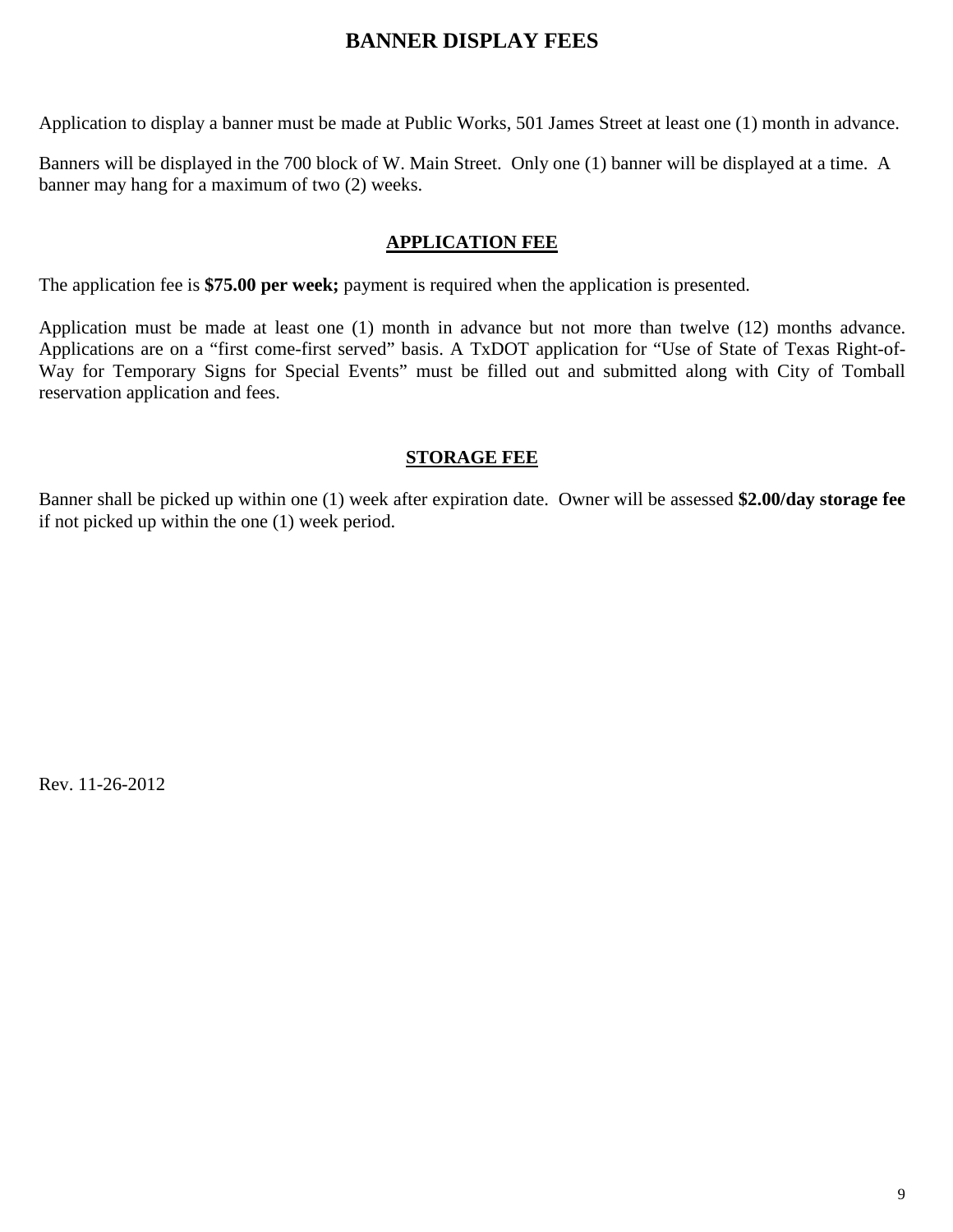# BANNER DISPLAY FEES

Application to display a banner must be made at Public Works, 501 James Street at least one (1) month in advance.

Banners will be displayed in the 700 block of W. Main Street. Only one (1) banner will be displayed at a time. A banner may hang for a maximum of two (2) weeks.

## APPLICATION FEE

The application fee is **$75.00 per week;** payment is required when the application is presented.

Application must be made at least one (1) month in advance but not more than twelve (12) months advance. Applications are on a "first come-first served" basis. A TxDOT application for "Use of State of Texas Right-of-Way for Temporary Signs for Special Events" must be filled out and submitted along with City of Tomball reservation application and fees.

## STORAGE FEE

Banner shall be picked up within one (1) week after expiration date. Owner will be assessed **$2.00/day storage fee** if not picked up within the one (1) week period.

Rev. 11-26-2012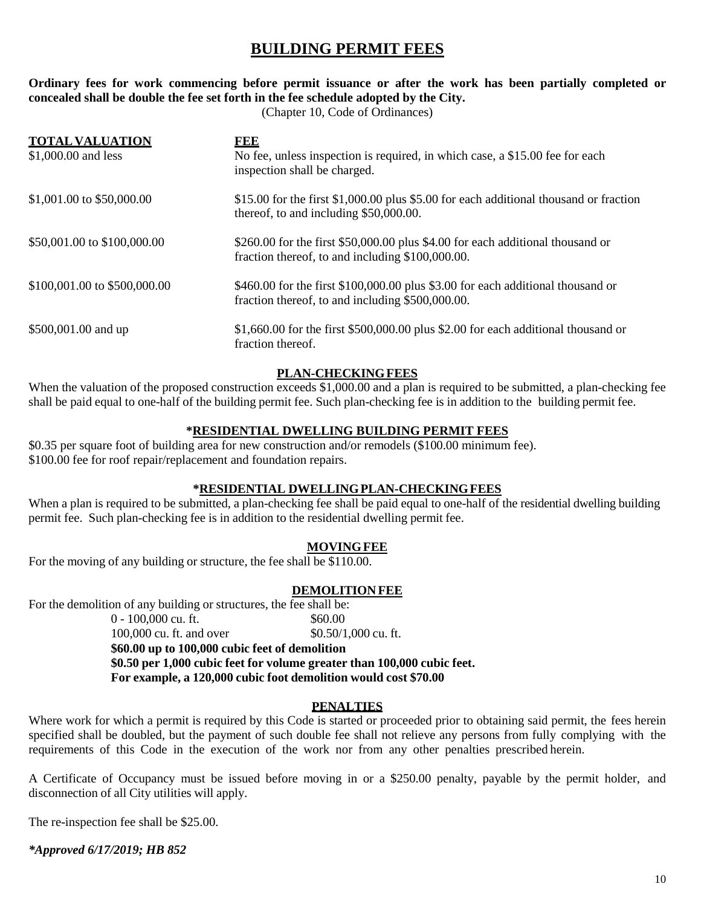# BUILDING PERMIT FEES

**Ordinary fees for work commencing before permit issuance or after the work has been partially completed or concealed shall be double the fee set forth in the fee schedule adopted by the City.**

(Chapter 10, Code of Ordinances)

| TOTAL VALUATION | FEE |
|---|---|
| $1,000.00 and less | No fee, unless inspection is required, in which case, a $15.00 fee for each inspection shall be charged. |
| $1,001.00 to $50,000.00 | $15.00 for the first $1,000.00 plus $5.00 for each additional thousand or fraction thereof, to and including $50,000.00. |
| $50,001.00 to $100,000.00 | $260.00 for the first $50,000.00 plus $4.00 for each additional thousand or fraction thereof, to and including $100,000.00. |
| $100,001.00 to $500,000.00 | $460.00 for the first $100,000.00 plus $3.00 for each additional thousand or fraction thereof, to and including $500,000.00. |
| $500,001.00 and up | $1,660.00 for the first $500,000.00 plus $2.00 for each additional thousand or fraction thereof. |

## PLAN-CHECKING FEES

When the valuation of the proposed construction exceeds $1,000.00 and a plan is required to be submitted, a plan-checking fee shall be paid equal to one-half of the building permit fee. Such plan-checking fee is in addition to the building permit fee.

## *RESIDENTIAL DWELLING BUILDING PERMIT FEES

$0.35 per square foot of building area for new construction and/or remodels ($100.00 minimum fee).
$100.00 fee for roof repair/replacement and foundation repairs.

## *RESIDENTIAL DWELLING PLAN-CHECKING FEES

When a plan is required to be submitted, a plan-checking fee shall be paid equal to one-half of the residential dwelling building permit fee. Such plan-checking fee is in addition to the residential dwelling permit fee.

## MOVING FEE

For the moving of any building or structure, the fee shall be $110.00.

## DEMOLITION FEE

For the demolition of any building or structures, the fee shall be:

| | |
|---|---|
| 0 - 100,000 cu. ft. | $60.00 |
| 100,000 cu. ft. and over | $0.50/1,000 cu. ft. |

**$60.00 up to 100,000 cubic feet of demolition**
**$0.50 per 1,000 cubic feet for volume greater than 100,000 cubic feet.**
**For example, a 120,000 cubic foot demolition would cost $70.00**

## PENALTIES

Where work for which a permit is required by this Code is started or proceeded prior to obtaining said permit, the fees herein specified shall be doubled, but the payment of such double fee shall not relieve any persons from fully complying with the requirements of this Code in the execution of the work nor from any other penalties prescribed herein.

A Certificate of Occupancy must be issued before moving in or a $250.00 penalty, payable by the permit holder, and disconnection of all City utilities will apply.

The re-inspection fee shall be $25.00.

***Approved 6/17/2019; HB 852***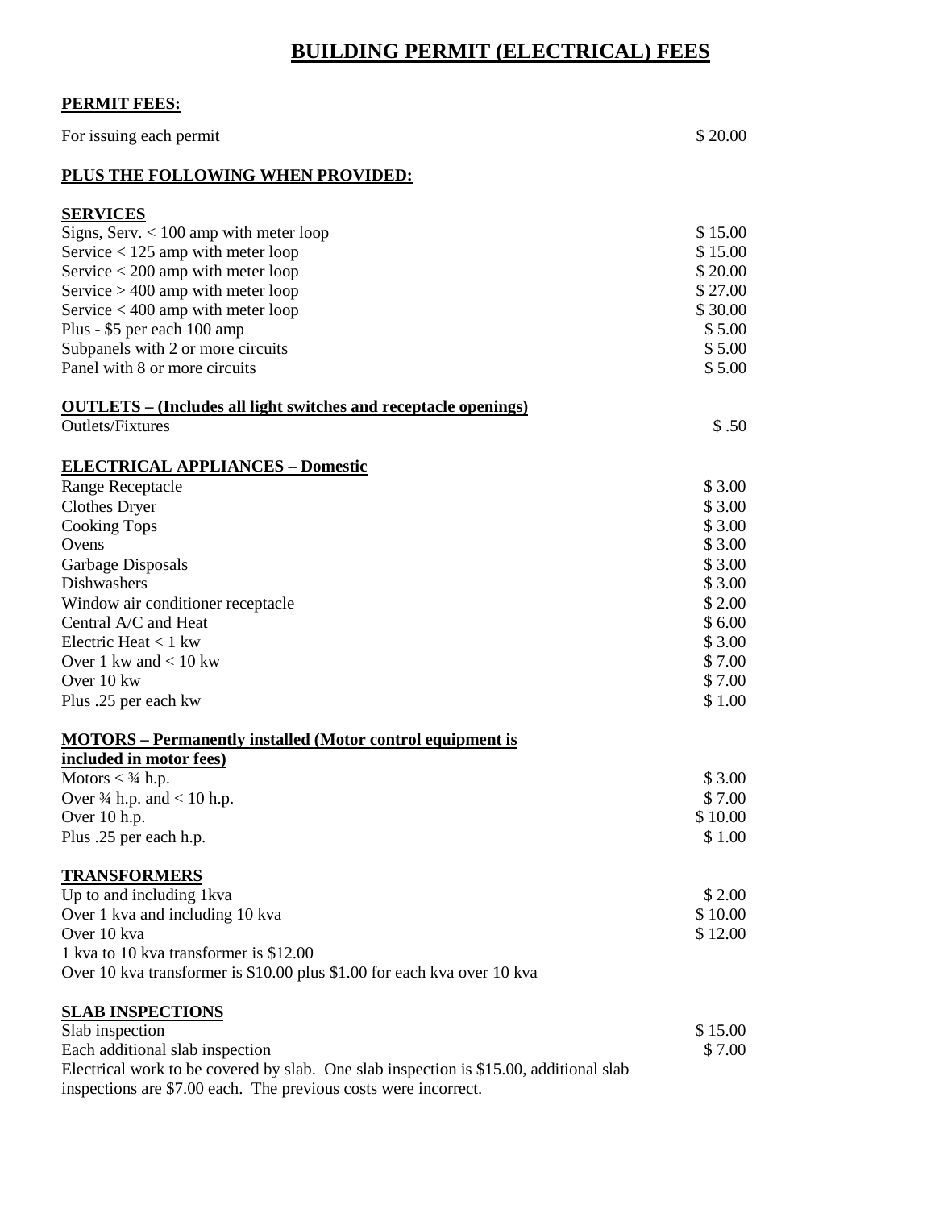# BUILDING PERMIT (ELECTRICAL) FEES

**PERMIT FEES:**

| | |
|---|---|
| For issuing each permit | $ 20.00 |

**PLUS THE FOLLOWING WHEN PROVIDED:**

**SERVICES**

| | |
|---|---|
| Signs, Serv. < 100 amp with meter loop | $ 15.00 |
| Service < 125 amp with meter loop | $ 15.00 |
| Service < 200 amp with meter loop | $ 20.00 |
| Service > 400 amp with meter loop | $ 27.00 |
| Service < 400 amp with meter loop | $ 30.00 |
| Plus - $5 per each 100 amp | $ 5.00 |
| Subpanels with 2 or more circuits | $ 5.00 |
| Panel with 8 or more circuits | $ 5.00 |

**OUTLETS – (Includes all light switches and receptacle openings)**

| | |
|---|---|
| Outlets/Fixtures | $ .50 |

**ELECTRICAL APPLIANCES – Domestic**

| | |
|---|---|
| Range Receptacle | $ 3.00 |
| Clothes Dryer | $ 3.00 |
| Cooking Tops | $ 3.00 |
| Ovens | $ 3.00 |
| Garbage Disposals | $ 3.00 |
| Dishwashers | $ 3.00 |
| Window air conditioner receptacle | $ 2.00 |
| Central A/C and Heat | $ 6.00 |
| Electric Heat < 1 kw | $ 3.00 |
| Over 1 kw and < 10 kw | $ 7.00 |
| Over 10 kw | $ 7.00 |
| Plus .25 per each kw | $ 1.00 |

**MOTORS – Permanently installed (Motor control equipment is included in motor fees)**

| | |
|---|---|
| Motors < ¾ h.p. | $ 3.00 |
| Over ¾ h.p. and < 10 h.p. | $ 7.00 |
| Over 10 h.p. | $ 10.00 |
| Plus .25 per each h.p. | $ 1.00 |

**TRANSFORMERS**

| | |
|---|---|
| Up to and including 1kva | $ 2.00 |
| Over 1 kva and including 10 kva | $ 10.00 |
| Over 10 kva | $ 12.00 |

1 kva to 10 kva transformer is $12.00
Over 10 kva transformer is $10.00 plus $1.00 for each kva over 10 kva

**SLAB INSPECTIONS**

| | |
|---|---|
| Slab inspection | $ 15.00 |
| Each additional slab inspection | $ 7.00 |

Electrical work to be covered by slab. One slab inspection is $15.00, additional slab inspections are $7.00 each. The previous costs were incorrect.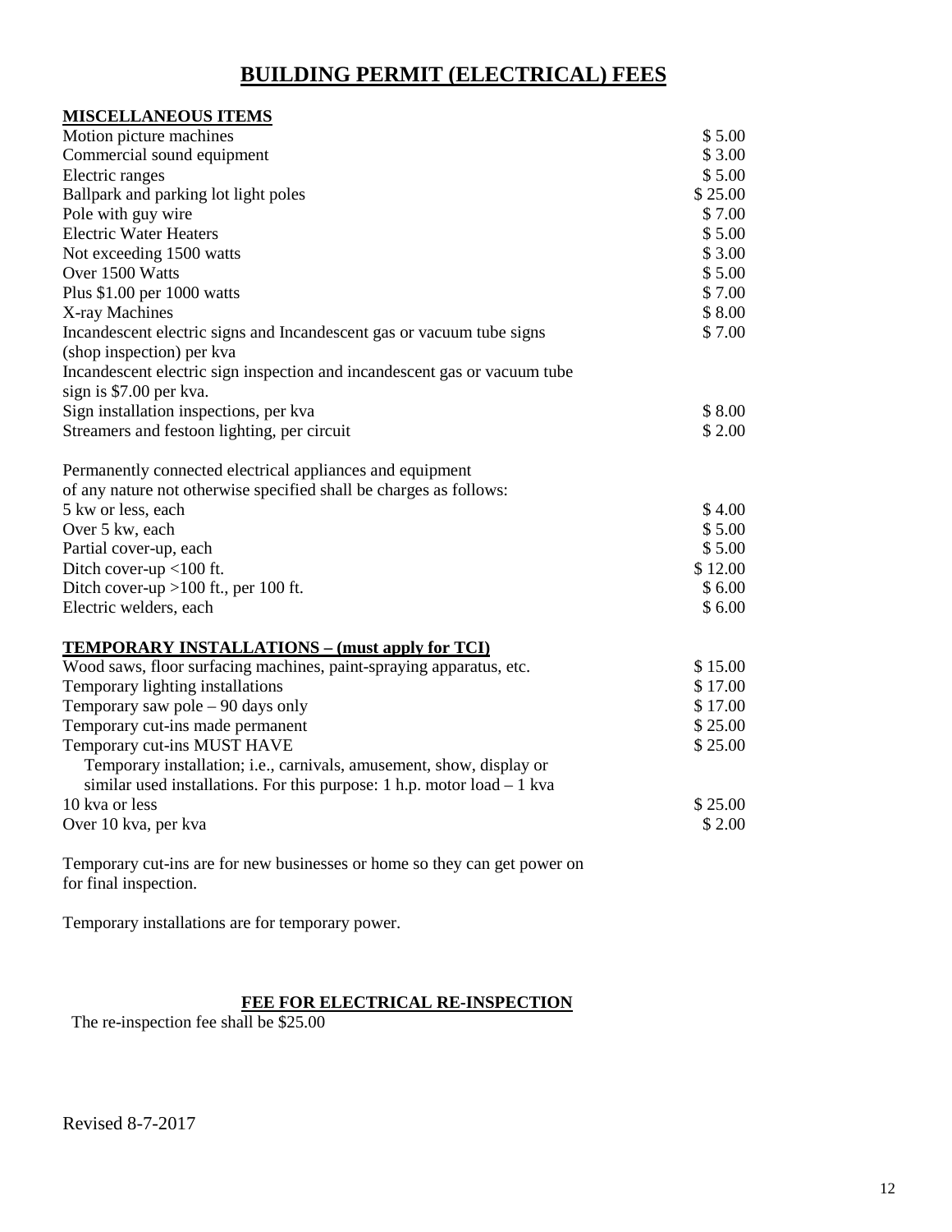# BUILDING PERMIT (ELECTRICAL) FEES

**MISCELLANEOUS ITEMS**

| Item | Fee |
|---|---|
| Motion picture machines | $ 5.00 |
| Commercial sound equipment | $ 3.00 |
| Electric ranges | $ 5.00 |
| Ballpark and parking lot light poles | $ 25.00 |
| Pole with guy wire | $ 7.00 |
| Electric Water Heaters | $ 5.00 |
| Not exceeding 1500 watts | $ 3.00 |
| Over 1500 Watts | $ 5.00 |
| Plus $1.00 per 1000 watts | $ 7.00 |
| X-ray Machines | $ 8.00 |
| Incandescent electric signs and Incandescent gas or vacuum tube signs (shop inspection) per kva | $ 7.00 |
| Incandescent electric sign inspection and incandescent gas or vacuum tube sign is $7.00 per kva. | |
| Sign installation inspections, per kva | $ 8.00 |
| Streamers and festoon lighting, per circuit | $ 2.00 |

Permanently connected electrical appliances and equipment of any nature not otherwise specified shall be charges as follows:

| Item | Fee |
|---|---|
| 5 kw or less, each | $ 4.00 |
| Over 5 kw, each | $ 5.00 |
| Partial cover-up, each | $ 5.00 |
| Ditch cover-up <100 ft. | $ 12.00 |
| Ditch cover-up >100 ft., per 100 ft. | $ 6.00 |
| Electric welders, each | $ 6.00 |

**TEMPORARY INSTALLATIONS – (must apply for TCI)**

| Item | Fee |
|---|---|
| Wood saws, floor surfacing machines, paint-spraying apparatus, etc. | $ 15.00 |
| Temporary lighting installations | $ 17.00 |
| Temporary saw pole – 90 days only | $ 17.00 |
| Temporary cut-ins made permanent | $ 25.00 |
| Temporary cut-ins MUST HAVE | $ 25.00 |

Temporary installation; i.e., carnivals, amusement, show, display or similar used installations. For this purpose: 1 h.p. motor load – 1 kva

| Item | Fee |
|---|---|
| 10 kva or less | $ 25.00 |
| Over 10 kva, per kva | $ 2.00 |

Temporary cut-ins are for new businesses or home so they can get power on for final inspection.

Temporary installations are for temporary power.

**FEE FOR ELECTRICAL RE-INSPECTION**

The re-inspection fee shall be $25.00

Revised 8-7-2017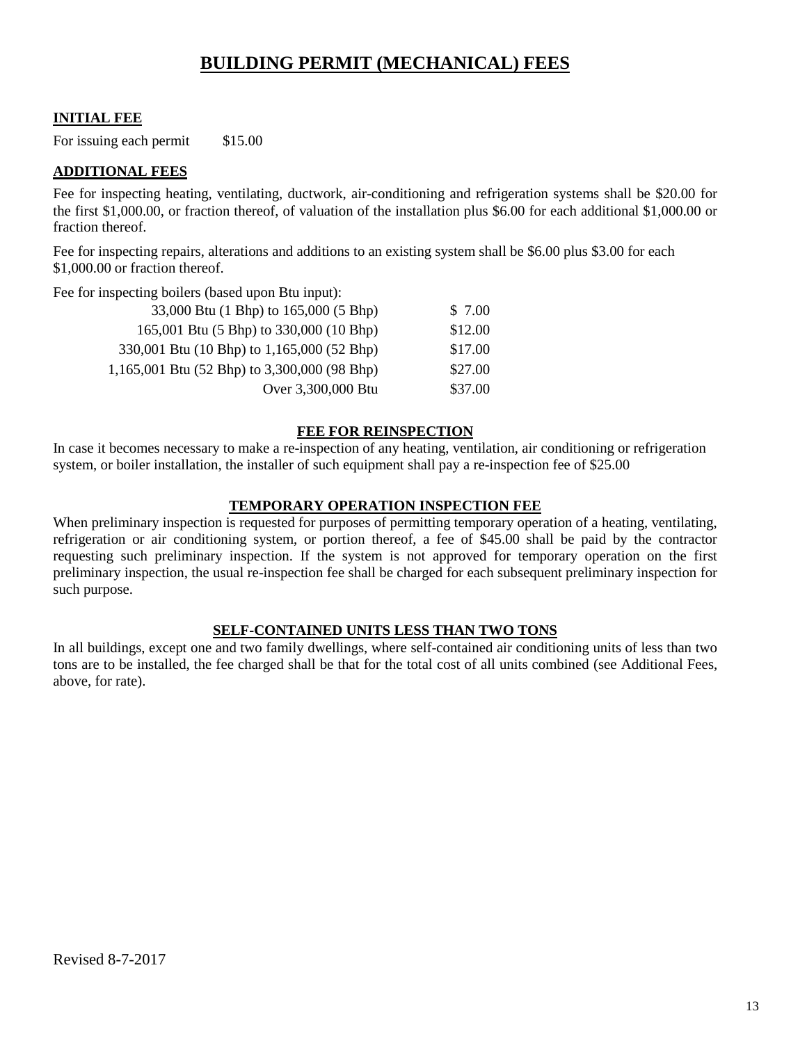# BUILDING PERMIT (MECHANICAL) FEES

## INITIAL FEE

For issuing each permit $15.00

## ADDITIONAL FEES

Fee for inspecting heating, ventilating, ductwork, air-conditioning and refrigeration systems shall be $20.00 for the first $1,000.00, or fraction thereof, of valuation of the installation plus $6.00 for each additional $1,000.00 or fraction thereof.

Fee for inspecting repairs, alterations and additions to an existing system shall be $6.00 plus $3.00 for each $1,000.00 or fraction thereof.

Fee for inspecting boilers (based upon Btu input):

| Btu Input | Fee |
|---|---|
| 33,000 Btu (1 Bhp) to 165,000 (5 Bhp) | $ 7.00 |
| 165,001 Btu (5 Bhp) to 330,000 (10 Bhp) | $12.00 |
| 330,001 Btu (10 Bhp) to 1,165,000 (52 Bhp) | $17.00 |
| 1,165,001 Btu (52 Bhp) to 3,300,000 (98 Bhp) | $27.00 |
| Over 3,300,000 Btu | $37.00 |

## FEE FOR REINSPECTION

In case it becomes necessary to make a re-inspection of any heating, ventilation, air conditioning or refrigeration system, or boiler installation, the installer of such equipment shall pay a re-inspection fee of $25.00

## TEMPORARY OPERATION INSPECTION FEE

When preliminary inspection is requested for purposes of permitting temporary operation of a heating, ventilating, refrigeration or air conditioning system, or portion thereof, a fee of $45.00 shall be paid by the contractor requesting such preliminary inspection. If the system is not approved for temporary operation on the first preliminary inspection, the usual re-inspection fee shall be charged for each subsequent preliminary inspection for such purpose.

## SELF-CONTAINED UNITS LESS THAN TWO TONS

In all buildings, except one and two family dwellings, where self-contained air conditioning units of less than two tons are to be installed, the fee charged shall be that for the total cost of all units combined (see Additional Fees, above, for rate).

Revised 8-7-2017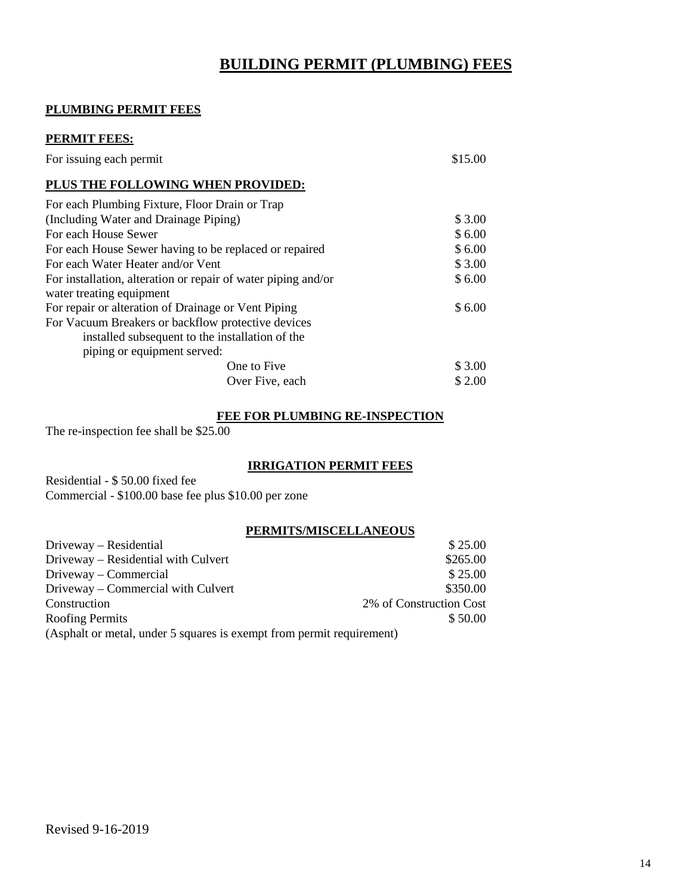# BUILDING PERMIT (PLUMBING) FEES

## PLUMBING PERMIT FEES

### PERMIT FEES:

| | |
|---|---|
| For issuing each permit | $15.00 |

### PLUS THE FOLLOWING WHEN PROVIDED:

| | |
|---|---|
| For each Plumbing Fixture, Floor Drain or Trap (Including Water and Drainage Piping) | $ 3.00 |
| For each House Sewer | $ 6.00 |
| For each House Sewer having to be replaced or repaired | $ 6.00 |
| For each Water Heater and/or Vent | $ 3.00 |
| For installation, alteration or repair of water piping and/or water treating equipment | $ 6.00 |
| For repair or alteration of Drainage or Vent Piping | $ 6.00 |
| For Vacuum Breakers or backflow protective devices installed subsequent to the installation of the piping or equipment served: | |
| One to Five | $ 3.00 |
| Over Five, each | $ 2.00 |

### FEE FOR PLUMBING RE-INSPECTION

The re-inspection fee shall be $25.00

### IRRIGATION PERMIT FEES

Residential - $ 50.00 fixed fee
Commercial - $100.00 base fee plus $10.00 per zone

### PERMITS/MISCELLANEOUS

| | |
|---|---|
| Driveway – Residential | $ 25.00 |
| Driveway – Residential with Culvert | $265.00 |
| Driveway – Commercial | $ 25.00 |
| Driveway – Commercial with Culvert | $350.00 |
| Construction | 2% of Construction Cost |
| Roofing Permits | $ 50.00 |

(Asphalt or metal, under 5 squares is exempt from permit requirement)

Revised 9-16-2019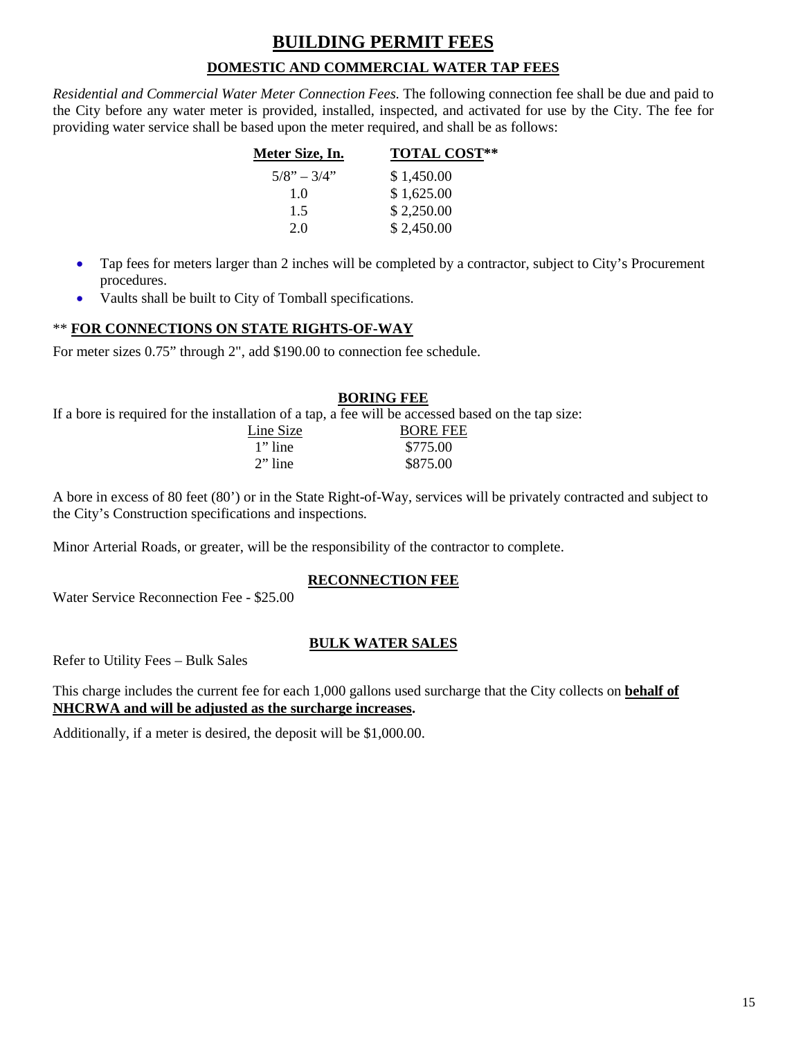# BUILDING PERMIT FEES

## DOMESTIC AND COMMERCIAL WATER TAP FEES

*Residential and Commercial Water Meter Connection Fees.* The following connection fee shall be due and paid to the City before any water meter is provided, installed, inspected, and activated for use by the City. The fee for providing water service shall be based upon the meter required, and shall be as follows:

| Meter Size, In. | TOTAL COST** |
|---|---|
| 5/8" – 3/4" | $ 1,450.00 |
| 1.0 | $ 1,625.00 |
| 1.5 | $ 2,250.00 |
| 2.0 | $ 2,450.00 |

- Tap fees for meters larger than 2 inches will be completed by a contractor, subject to City's Procurement procedures.
- Vaults shall be built to City of Tomball specifications.

** **FOR CONNECTIONS ON STATE RIGHTS-OF-WAY**

For meter sizes 0.75" through 2", add $190.00 to connection fee schedule.

### BORING FEE

If a bore is required for the installation of a tap, a fee will be accessed based on the tap size:

| Line Size | BORE FEE |
|---|---|
| 1" line | $775.00 |
| 2" line | $875.00 |

A bore in excess of 80 feet (80') or in the State Right-of-Way, services will be privately contracted and subject to the City's Construction specifications and inspections.

Minor Arterial Roads, or greater, will be the responsibility of the contractor to complete.

### RECONNECTION FEE

Water Service Reconnection Fee - $25.00

### BULK WATER SALES

Refer to Utility Fees – Bulk Sales

This charge includes the current fee for each 1,000 gallons used surcharge that the City collects on **behalf of NHCRWA and will be adjusted as the surcharge increases.**

Additionally, if a meter is desired, the deposit will be $1,000.00.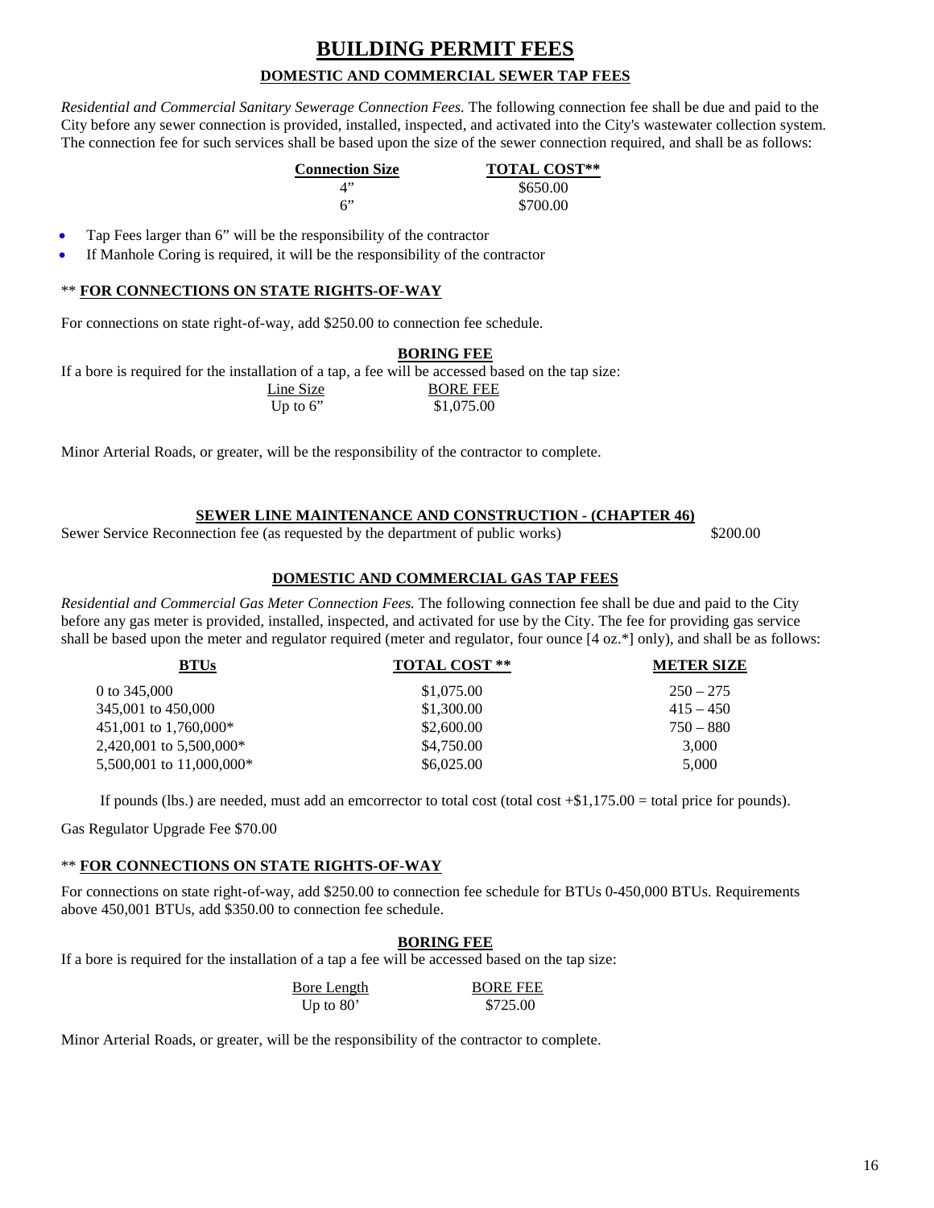# BUILDING PERMIT FEES

## DOMESTIC AND COMMERCIAL SEWER TAP FEES

*Residential and Commercial Sanitary Sewerage Connection Fees.* The following connection fee shall be due and paid to the City before any sewer connection is provided, installed, inspected, and activated into the City's wastewater collection system. The connection fee for such services shall be based upon the size of the sewer connection required, and shall be as follows:

| Connection Size | TOTAL COST** |
|---|---|
| 4" | $650.00 |
| 6" | $700.00 |

- Tap Fees larger than 6" will be the responsibility of the contractor
- If Manhole Coring is required, it will be the responsibility of the contractor

** **FOR CONNECTIONS ON STATE RIGHTS-OF-WAY**

For connections on state right-of-way, add $250.00 to connection fee schedule.

**BORING FEE**

If a bore is required for the installation of a tap, a fee will be accessed based on the tap size:

| Line Size | BORE FEE |
|---|---|
| Up to 6" | $1,075.00 |

Minor Arterial Roads, or greater, will be the responsibility of the contractor to complete.

**SEWER LINE MAINTENANCE AND CONSTRUCTION - (CHAPTER 46)**

Sewer Service Reconnection fee (as requested by the department of public works) $200.00

## DOMESTIC AND COMMERCIAL GAS TAP FEES

*Residential and Commercial Gas Meter Connection Fees.* The following connection fee shall be due and paid to the City before any gas meter is provided, installed, inspected, and activated for use by the City. The fee for providing gas service shall be based upon the meter and regulator required (meter and regulator, four ounce [4 oz.*] only), and shall be as follows:

| BTUs | TOTAL COST ** | METER SIZE |
|---|---|---|
| 0 to 345,000 | $1,075.00 | 250 – 275 |
| 345,001 to 450,000 | $1,300.00 | 415 – 450 |
| 451,001 to 1,760,000* | $2,600.00 | 750 – 880 |
| 2,420,001 to 5,500,000* | $4,750.00 | 3,000 |
| 5,500,001 to 11,000,000* | $6,025.00 | 5,000 |

If pounds (lbs.) are needed, must add an emcorrector to total cost (total cost +$1,175.00 = total price for pounds).

Gas Regulator Upgrade Fee $70.00

** **FOR CONNECTIONS ON STATE RIGHTS-OF-WAY**

For connections on state right-of-way, add $250.00 to connection fee schedule for BTUs 0-450,000 BTUs. Requirements above 450,001 BTUs, add $350.00 to connection fee schedule.

**BORING FEE**

If a bore is required for the installation of a tap a fee will be accessed based on the tap size:

| Bore Length | BORE FEE |
|---|---|
| Up to 80' | $725.00 |

Minor Arterial Roads, or greater, will be the responsibility of the contractor to complete.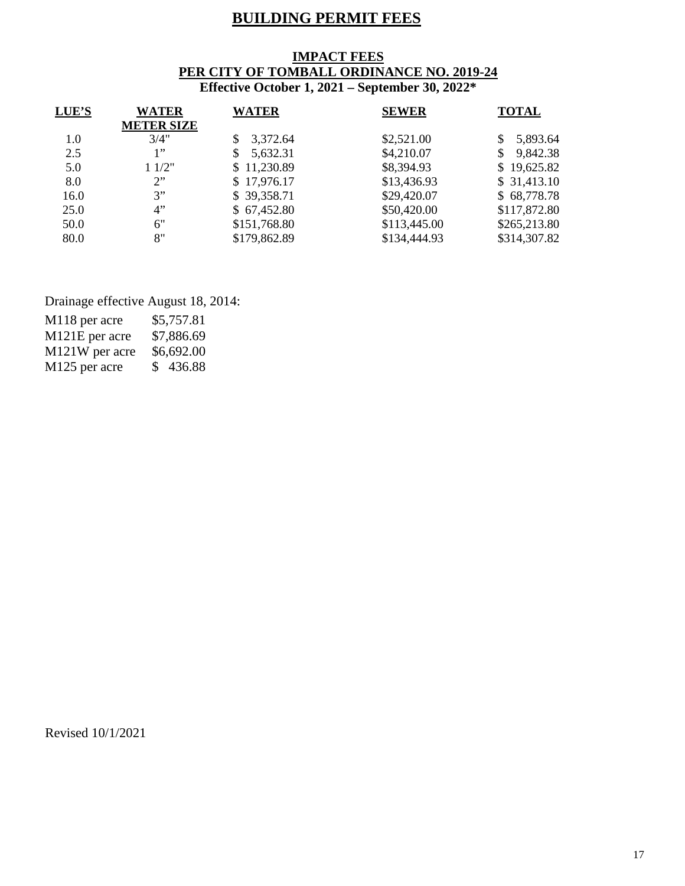# BUILDING PERMIT FEES

## IMPACT FEES
## PER CITY OF TOMBALL ORDINANCE NO. 2019-24
**Effective October 1, 2021 – September 30, 2022***

| LUE'S | WATER METER SIZE | WATER | SEWER | TOTAL |
|---|---|---|---|---|
| 1.0 | 3/4" | $ 3,372.64 | $2,521.00 | $ 5,893.64 |
| 2.5 | 1" | $ 5,632.31 | $4,210.07 | $ 9,842.38 |
| 5.0 | 1 1/2" | $ 11,230.89 | $8,394.93 | $ 19,625.82 |
| 8.0 | 2" | $ 17,976.17 | $13,436.93 | $ 31,413.10 |
| 16.0 | 3" | $ 39,358.71 | $29,420.07 | $ 68,778.78 |
| 25.0 | 4" | $ 67,452.80 | $50,420.00 | $117,872.80 |
| 50.0 | 6" | $151,768.80 | $113,445.00 | $265,213.80 |
| 80.0 | 8" | $179,862.89 | $134,444.93 | $314,307.82 |

Drainage effective August 18, 2014:

| | |
|---|---|
| M118 per acre | $5,757.81 |
| M121E per acre | $7,886.69 |
| M121W per acre | $6,692.00 |
| M125 per acre | $ 436.88 |

Revised 10/1/2021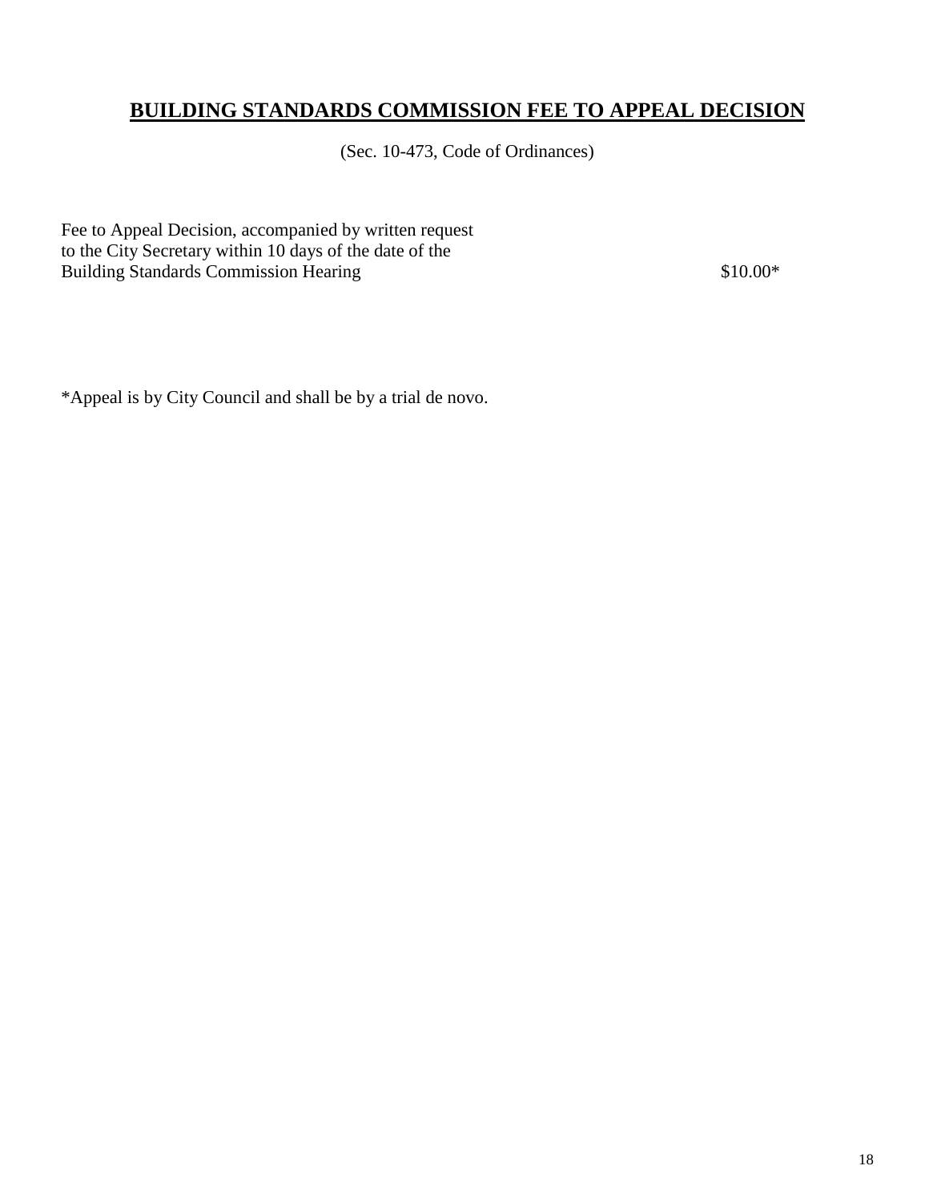# BUILDING STANDARDS COMMISSION FEE TO APPEAL DECISION

(Sec. 10-473, Code of Ordinances)

| Item | Fee |
|---|---|
| Fee to Appeal Decision, accompanied by written request to the City Secretary within 10 days of the date of the Building Standards Commission Hearing | $10.00* |

*Appeal is by City Council and shall be by a trial de novo.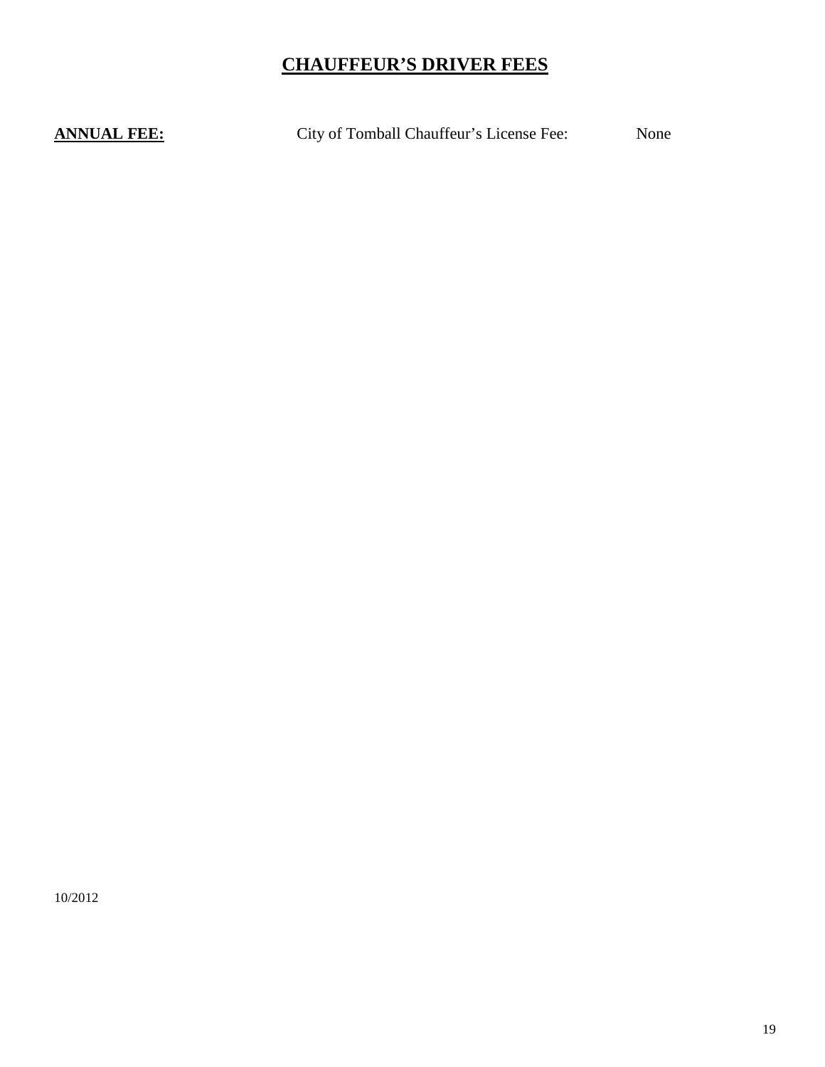# CHAUFFEUR'S DRIVER FEES

**ANNUAL FEE:** City of Tomball Chauffeur's License Fee: None

10/2012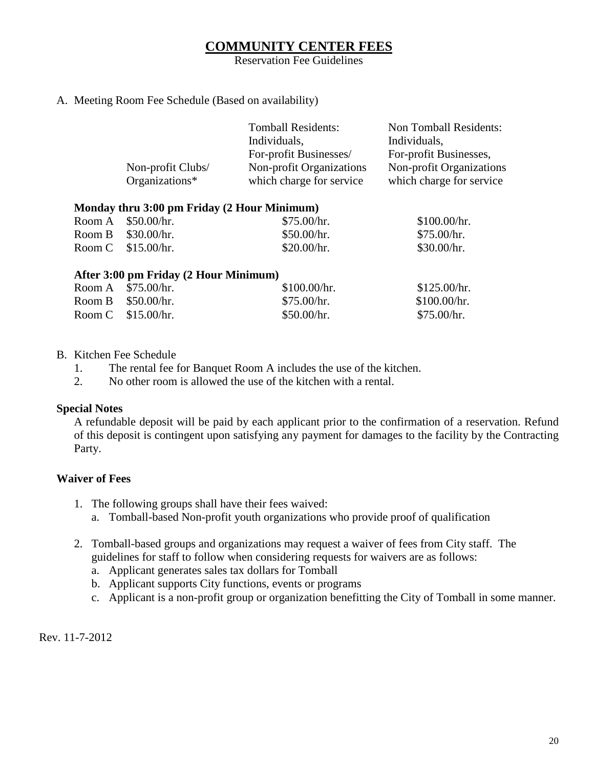# COMMUNITY CENTER FEES

Reservation Fee Guidelines

A. Meeting Room Fee Schedule (Based on availability)

| | Non-profit Clubs/ Organizations* | Tomball Residents: Individuals, For-profit Businesses/ Non-profit Organizations which charge for service | Non Tomball Residents: Individuals, For-profit Businesses, Non-profit Organizations which charge for service |
|---|---|---|---|
| **Monday thru 3:00 pm Friday (2 Hour Minimum)** | | | |
| Room A | $50.00/hr. | $75.00/hr. | $100.00/hr. |
| Room B | $30.00/hr. | $50.00/hr. | $75.00/hr. |
| Room C | $15.00/hr. | $20.00/hr. | $30.00/hr. |
| **After 3:00 pm Friday (2 Hour Minimum)** | | | |
| Room A | $75.00/hr. | $100.00/hr. | $125.00/hr. |
| Room B | $50.00/hr. | $75.00/hr. | $100.00/hr. |
| Room C | $15.00/hr. | $50.00/hr. | $75.00/hr. |

B. Kitchen Fee Schedule
   1. The rental fee for Banquet Room A includes the use of the kitchen.
   2. No other room is allowed the use of the kitchen with a rental.

**Special Notes**

A refundable deposit will be paid by each applicant prior to the confirmation of a reservation. Refund of this deposit is contingent upon satisfying any payment for damages to the facility by the Contracting Party.

**Waiver of Fees**

1. The following groups shall have their fees waived:
   a. Tomball-based Non-profit youth organizations who provide proof of qualification

2. Tomball-based groups and organizations may request a waiver of fees from City staff. The guidelines for staff to follow when considering requests for waivers are as follows:
   a. Applicant generates sales tax dollars for Tomball
   b. Applicant supports City functions, events or programs
   c. Applicant is a non-profit group or organization benefitting the City of Tomball in some manner.

Rev. 11-7-2012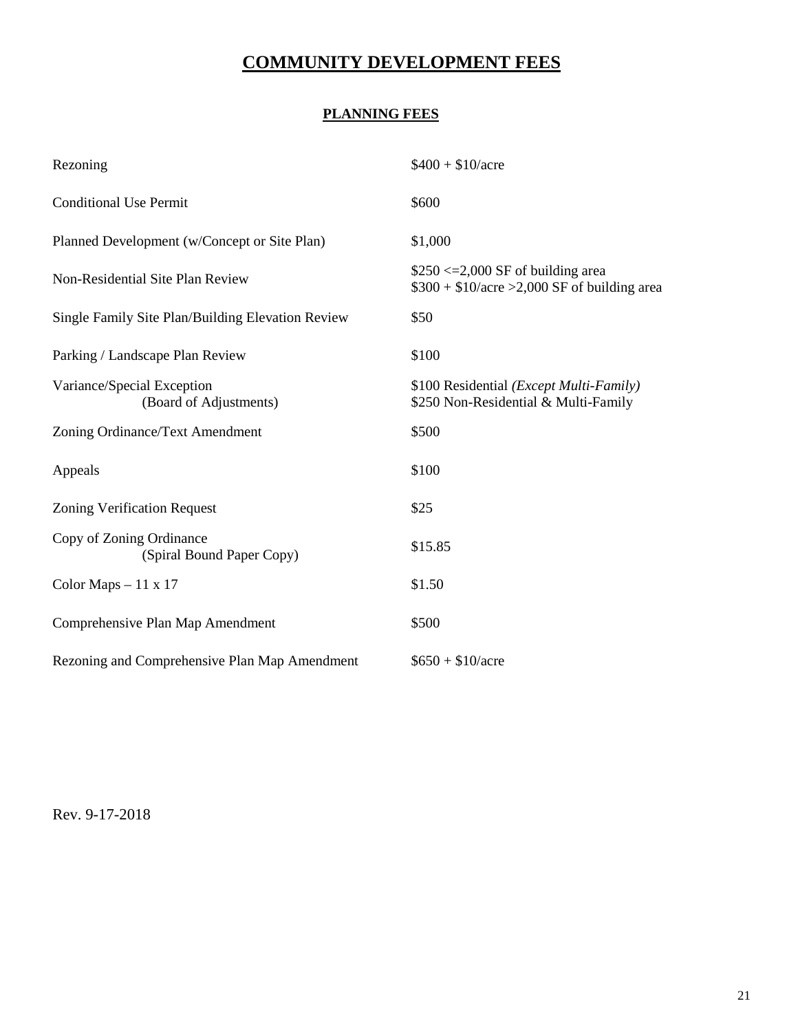# COMMUNITY DEVELOPMENT FEES

## PLANNING FEES

| | |
|---|---|
| Rezoning | $400 + $10/acre |
| Conditional Use Permit | $600 |
| Planned Development (w/Concept or Site Plan) | $1,000 |
| Non-Residential Site Plan Review | $250 <=2,000 SF of building area<br>$300 + $10/acre >2,000 SF of building area |
| Single Family Site Plan/Building Elevation Review | $50 |
| Parking / Landscape Plan Review | $100 |
| Variance/Special Exception<br>(Board of Adjustments) | $100 Residential *(Except Multi-Family)*<br>$250 Non-Residential & Multi-Family |
| Zoning Ordinance/Text Amendment | $500 |
| Appeals | $100 |
| Zoning Verification Request | $25 |
| Copy of Zoning Ordinance<br>(Spiral Bound Paper Copy) | $15.85 |
| Color Maps – 11 x 17 | $1.50 |
| Comprehensive Plan Map Amendment | $500 |
| Rezoning and Comprehensive Plan Map Amendment | $650 + $10/acre |

Rev. 9-17-2018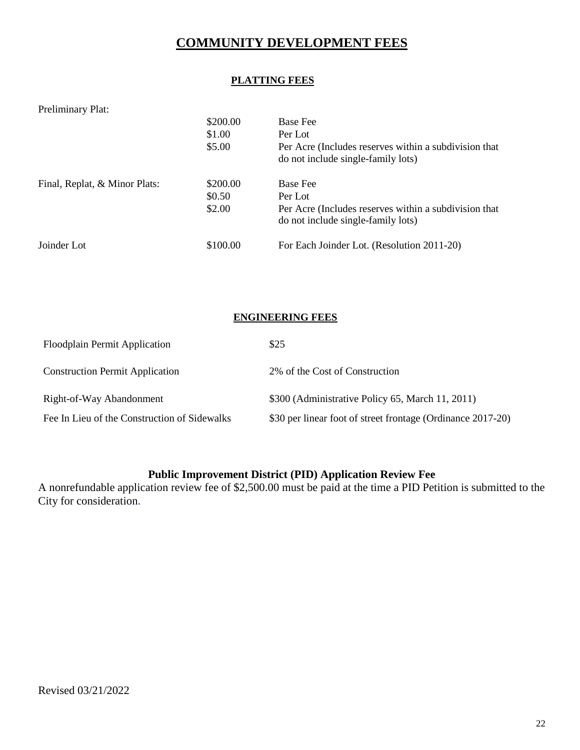# COMMUNITY DEVELOPMENT FEES

## PLATTING FEES

| | | |
|---|---|---|
| Preliminary Plat: | | |
| | $200.00 | Base Fee |
| | $1.00 | Per Lot |
| | $5.00 | Per Acre (Includes reserves within a subdivision that do not include single-family lots) |
| Final, Replat, & Minor Plats: | $200.00 | Base Fee |
| | $0.50 | Per Lot |
| | $2.00 | Per Acre (Includes reserves within a subdivision that do not include single-family lots) |
| Joinder Lot | $100.00 | For Each Joinder Lot. (Resolution 2011-20) |

## ENGINEERING FEES

| | |
|---|---|
| Floodplain Permit Application | $25 |
| Construction Permit Application | 2% of the Cost of Construction |
| Right-of-Way Abandonment | $300 (Administrative Policy 65, March 11, 2011) |
| Fee In Lieu of the Construction of Sidewalks | $30 per linear foot of street frontage (Ordinance 2017-20) |

### Public Improvement District (PID) Application Review Fee

A nonrefundable application review fee of $2,500.00 must be paid at the time a PID Petition is submitted to the City for consideration.

Revised 03/21/2022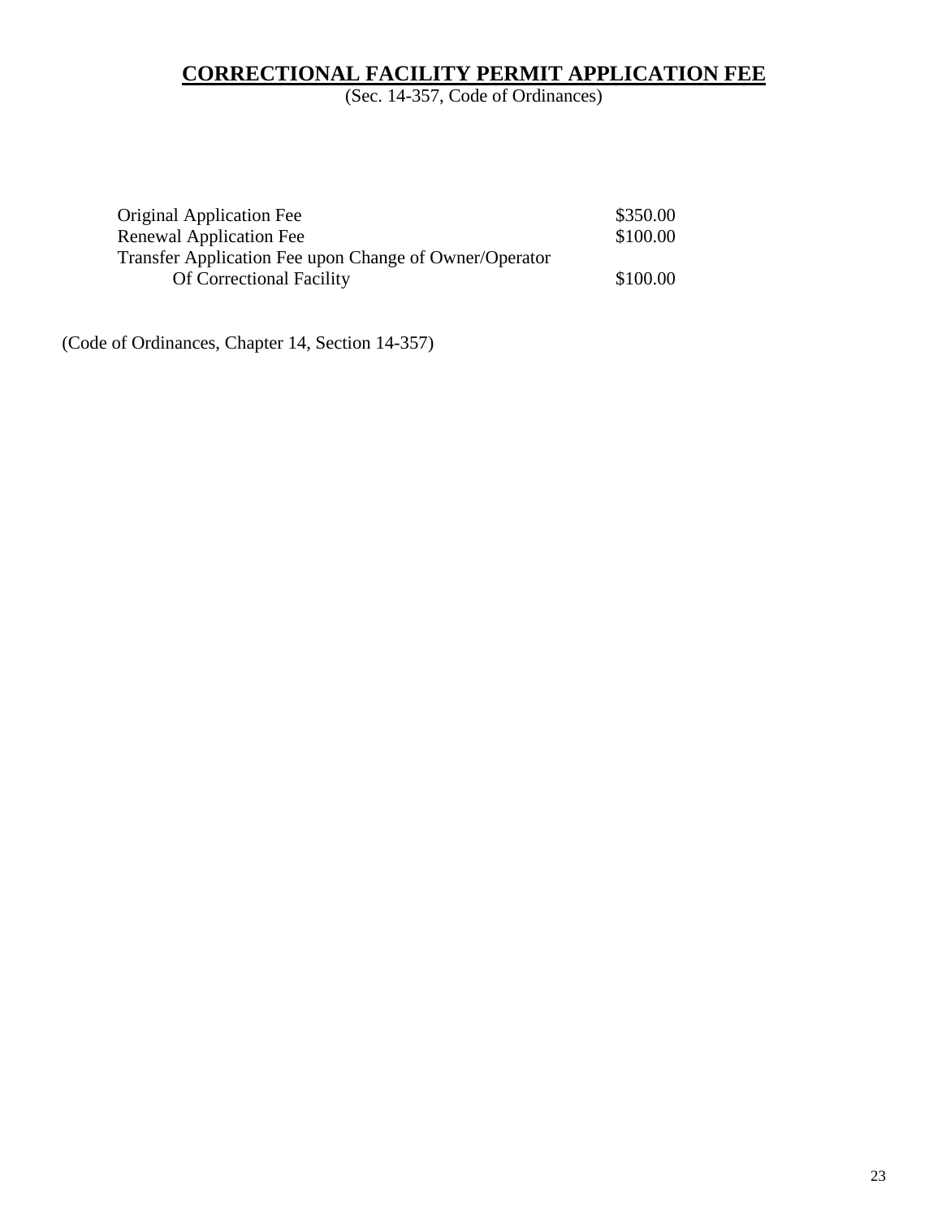# **CORRECTIONAL FACILITY PERMIT APPLICATION FEE**

(Sec. 14-357, Code of Ordinances)

| | |
|---|---|
| Original Application Fee | \$350.00 |
| Renewal Application Fee | \$100.00 |
| Transfer Application Fee upon Change of Owner/Operator Of Correctional Facility | \$100.00 |

(Code of Ordinances, Chapter 14, Section 14-357)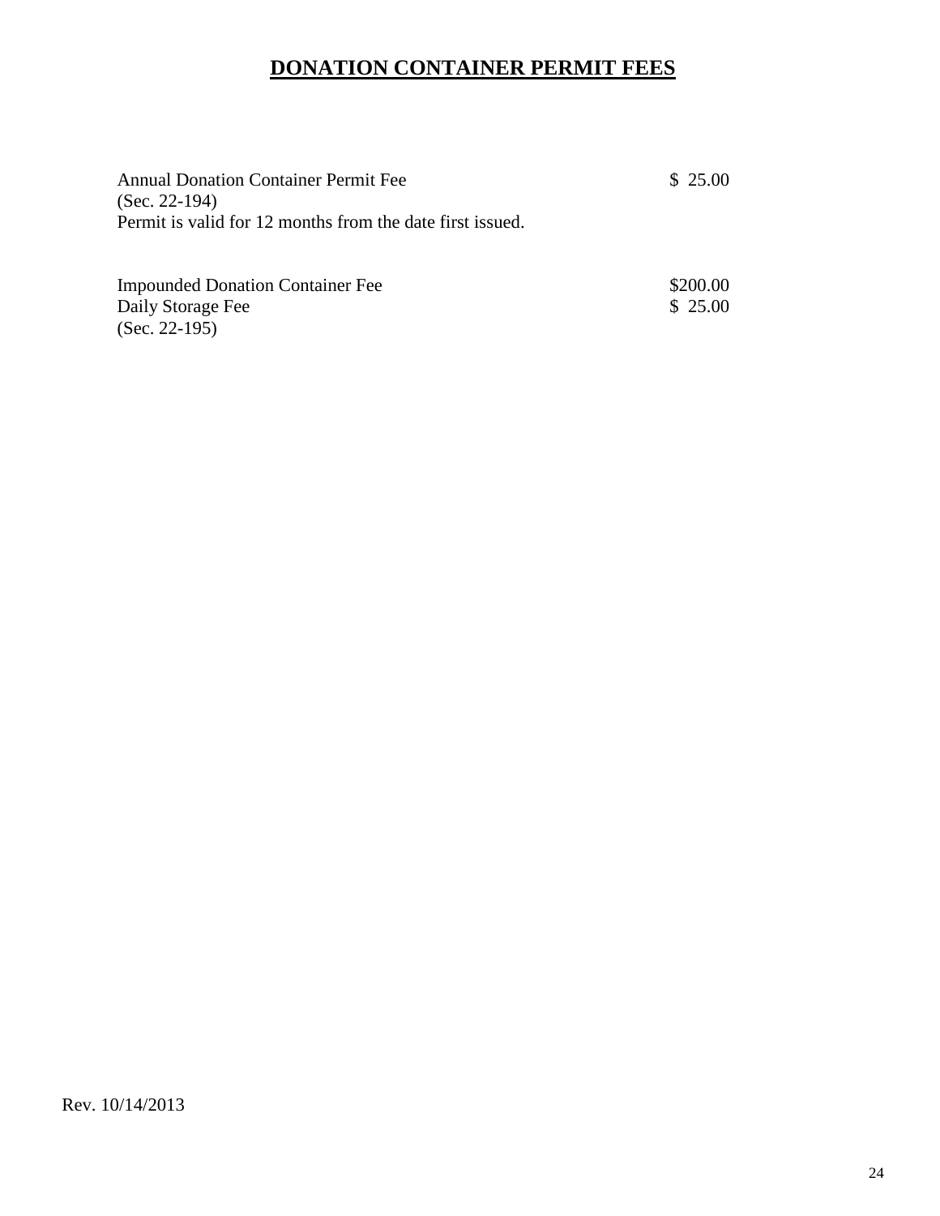# **DONATION CONTAINER PERMIT FEES**

| | |
|---|---|
| Annual Donation Container Permit Fee<br>(Sec. 22-194)<br>Permit is valid for 12 months from the date first issued. | $ 25.00 |
| Impounded Donation Container Fee | $200.00 |
| Daily Storage Fee<br>(Sec. 22-195) | $ 25.00 |

Rev. 10/14/2013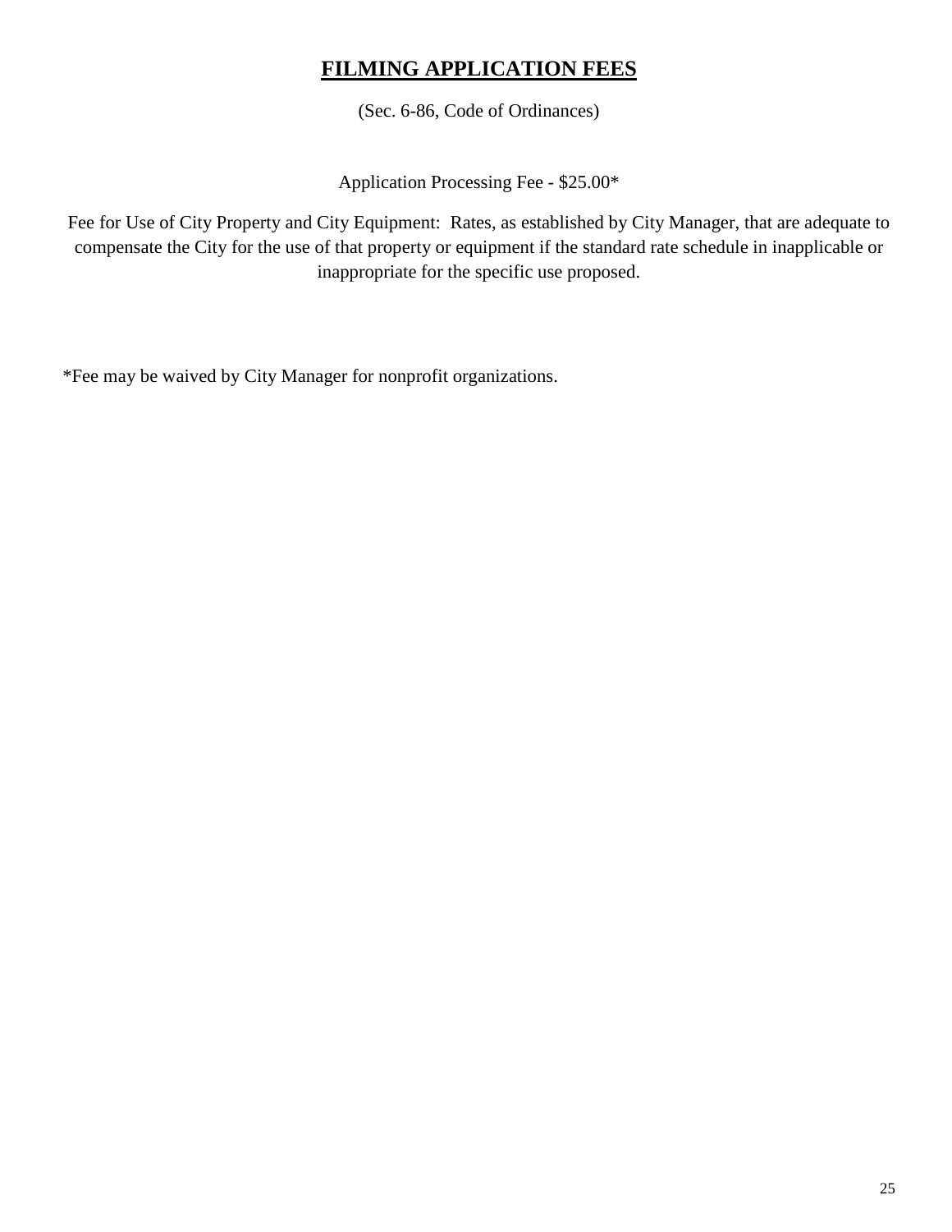# **FILMING APPLICATION FEES**

(Sec. 6-86, Code of Ordinances)

Application Processing Fee - $25.00*

Fee for Use of City Property and City Equipment:  Rates, as established by City Manager, that are adequate to compensate the City for the use of that property or equipment if the standard rate schedule in inapplicable or inappropriate for the specific use proposed.

*Fee may be waived by City Manager for nonprofit organizations.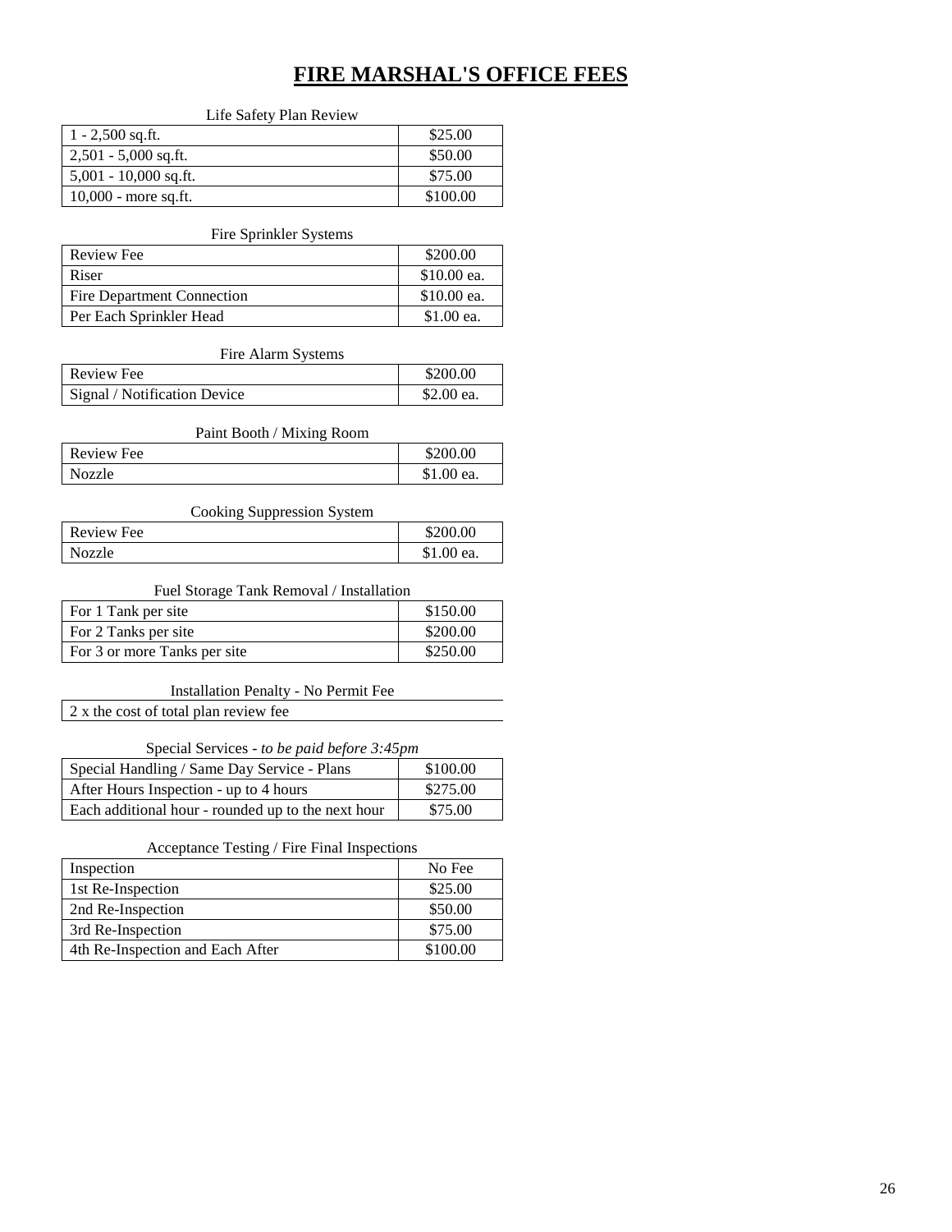# FIRE MARSHAL'S OFFICE FEES

Life Safety Plan Review

| | |
|---|---|
| 1 - 2,500 sq.ft. | $25.00 |
| 2,501 - 5,000 sq.ft. | $50.00 |
| 5,001 - 10,000 sq.ft. | $75.00 |
| 10,000 - more sq.ft. | $100.00 |

Fire Sprinkler Systems

| | |
|---|---|
| Review Fee | $200.00 |
| Riser | $10.00 ea. |
| Fire Department Connection | $10.00 ea. |
| Per Each Sprinkler Head | $1.00 ea. |

Fire Alarm Systems

| | |
|---|---|
| Review Fee | $200.00 |
| Signal / Notification Device | $2.00 ea. |

Paint Booth / Mixing Room

| | |
|---|---|
| Review Fee | $200.00 |
| Nozzle | $1.00 ea. |

Cooking Suppression System

| | |
|---|---|
| Review Fee | $200.00 |
| Nozzle | $1.00 ea. |

Fuel Storage Tank Removal / Installation

| | |
|---|---|
| For 1 Tank per site | $150.00 |
| For 2 Tanks per site | $200.00 |
| For 3 or more Tanks per site | $250.00 |

Installation Penalty - No Permit Fee

2 x the cost of total plan review fee

Special Services - *to be paid before 3:45pm*

| | |
|---|---|
| Special Handling / Same Day Service - Plans | $100.00 |
| After Hours Inspection - up to 4 hours | $275.00 |
| Each additional hour - rounded up to the next hour | $75.00 |

Acceptance Testing / Fire Final Inspections

| | |
|---|---|
| Inspection | No Fee |
| 1st Re-Inspection | $25.00 |
| 2nd Re-Inspection | $50.00 |
| 3rd Re-Inspection | $75.00 |
| 4th Re-Inspection and Each After | $100.00 |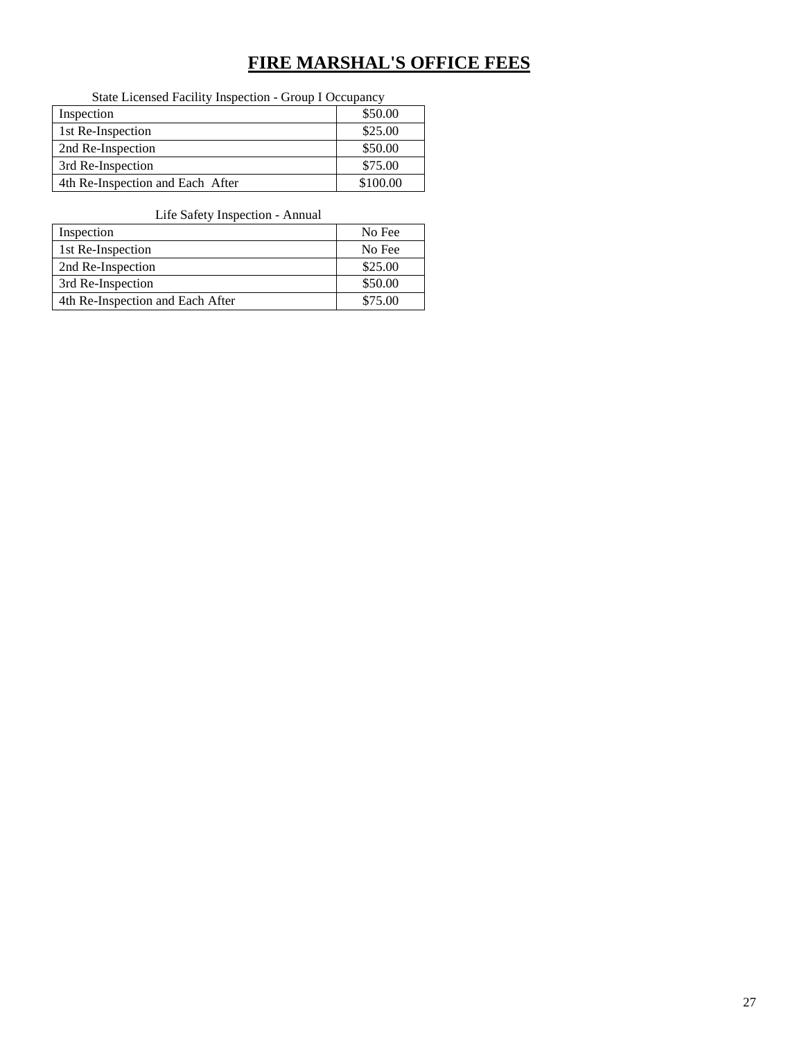# FIRE MARSHAL'S OFFICE FEES

State Licensed Facility Inspection - Group I Occupancy

| Inspection | $50.00 |
|---|---|
| 1st Re-Inspection | $25.00 |
| 2nd Re-Inspection | $50.00 |
| 3rd Re-Inspection | $75.00 |
| 4th Re-Inspection and Each After | $100.00 |

Life Safety Inspection - Annual

| Inspection | No Fee |
|---|---|
| 1st Re-Inspection | No Fee |
| 2nd Re-Inspection | $25.00 |
| 3rd Re-Inspection | $50.00 |
| 4th Re-Inspection and Each After | $75.00 |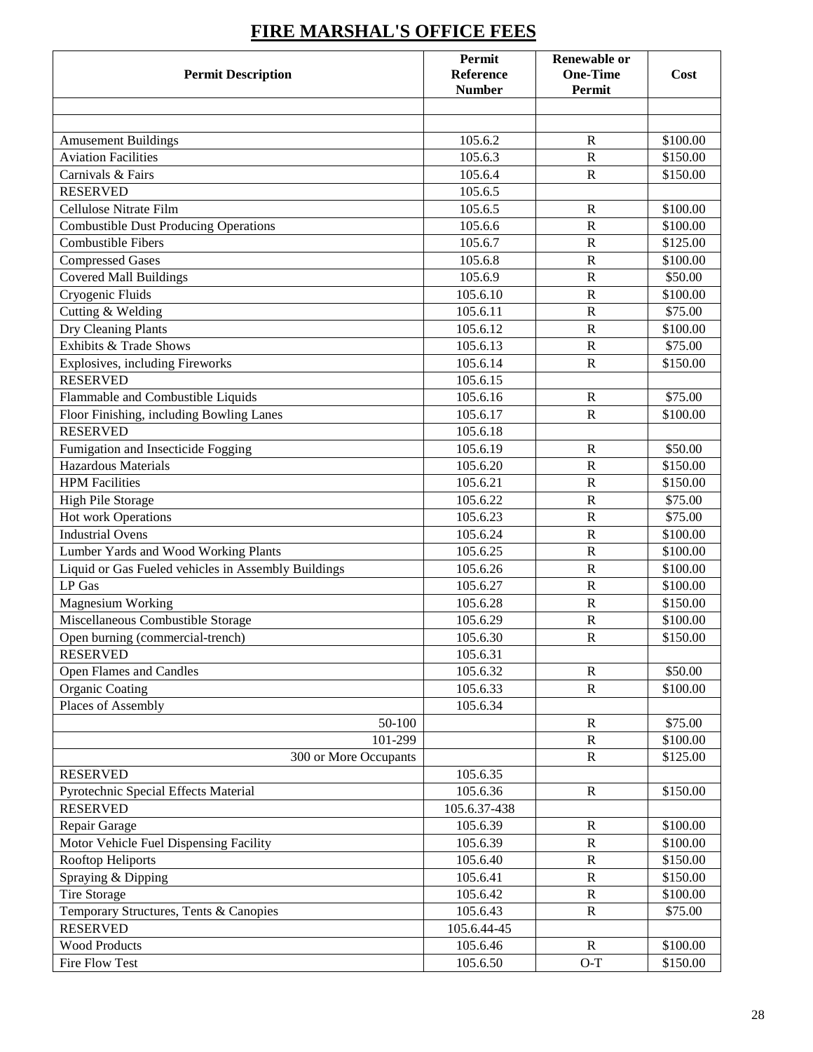# FIRE MARSHAL'S OFFICE FEES

| Permit Description | Permit Reference Number | Renewable or One-Time Permit | Cost |
|---|---|---|---|
| | | | |
| | | | |
| Amusement Buildings | 105.6.2 | R | $100.00 |
| Aviation Facilities | 105.6.3 | R | $150.00 |
| Carnivals & Fairs | 105.6.4 | R | $150.00 |
| RESERVED | 105.6.5 | | |
| Cellulose Nitrate Film | 105.6.5 | R | $100.00 |
| Combustible Dust Producing Operations | 105.6.6 | R | $100.00 |
| Combustible Fibers | 105.6.7 | R | $125.00 |
| Compressed Gases | 105.6.8 | R | $100.00 |
| Covered Mall Buildings | 105.6.9 | R | $50.00 |
| Cryogenic Fluids | 105.6.10 | R | $100.00 |
| Cutting & Welding | 105.6.11 | R | $75.00 |
| Dry Cleaning Plants | 105.6.12 | R | $100.00 |
| Exhibits & Trade Shows | 105.6.13 | R | $75.00 |
| Explosives, including Fireworks | 105.6.14 | R | $150.00 |
| RESERVED | 105.6.15 | | |
| Flammable and Combustible Liquids | 105.6.16 | R | $75.00 |
| Floor Finishing, including Bowling Lanes | 105.6.17 | R | $100.00 |
| RESERVED | 105.6.18 | | |
| Fumigation and Insecticide Fogging | 105.6.19 | R | $50.00 |
| Hazardous Materials | 105.6.20 | R | $150.00 |
| HPM Facilities | 105.6.21 | R | $150.00 |
| High Pile Storage | 105.6.22 | R | $75.00 |
| Hot work Operations | 105.6.23 | R | $75.00 |
| Industrial Ovens | 105.6.24 | R | $100.00 |
| Lumber Yards and Wood Working Plants | 105.6.25 | R | $100.00 |
| Liquid or Gas Fueled vehicles in Assembly Buildings | 105.6.26 | R | $100.00 |
| LP Gas | 105.6.27 | R | $100.00 |
| Magnesium Working | 105.6.28 | R | $150.00 |
| Miscellaneous Combustible Storage | 105.6.29 | R | $100.00 |
| Open burning (commercial-trench) | 105.6.30 | R | $150.00 |
| RESERVED | 105.6.31 | | |
| Open Flames and Candles | 105.6.32 | R | $50.00 |
| Organic Coating | 105.6.33 | R | $100.00 |
| Places of Assembly | 105.6.34 | | |
| 50-100 | | R | $75.00 |
| 101-299 | | R | $100.00 |
| 300 or More Occupants | | R | $125.00 |
| RESERVED | 105.6.35 | | |
| Pyrotechnic Special Effects Material | 105.6.36 | R | $150.00 |
| RESERVED | 105.6.37-438 | | |
| Repair Garage | 105.6.39 | R | $100.00 |
| Motor Vehicle Fuel Dispensing Facility | 105.6.39 | R | $100.00 |
| Rooftop Heliports | 105.6.40 | R | $150.00 |
| Spraying & Dipping | 105.6.41 | R | $150.00 |
| Tire Storage | 105.6.42 | R | $100.00 |
| Temporary Structures, Tents & Canopies | 105.6.43 | R | $75.00 |
| RESERVED | 105.6.44-45 | | |
| Wood Products | 105.6.46 | R | $100.00 |
| Fire Flow Test | 105.6.50 | O-T | $150.00 |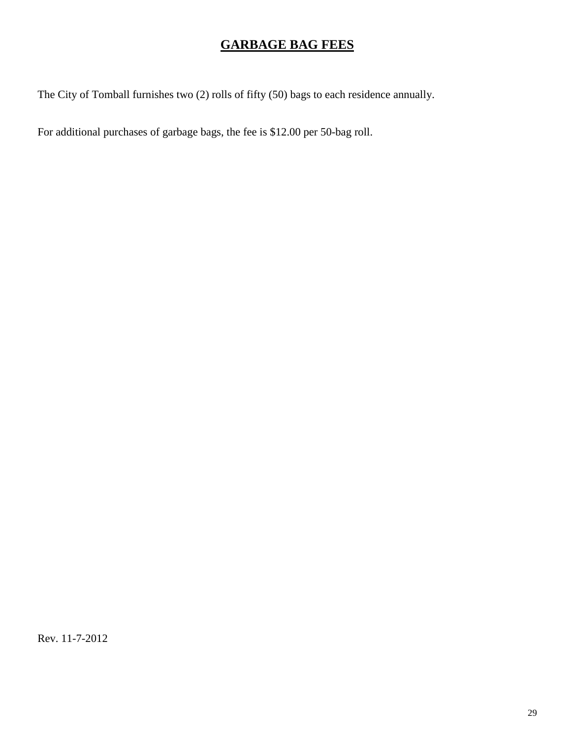# GARBAGE BAG FEES

The City of Tomball furnishes two (2) rolls of fifty (50) bags to each residence annually.

For additional purchases of garbage bags, the fee is $12.00 per 50-bag roll.

Rev. 11-7-2012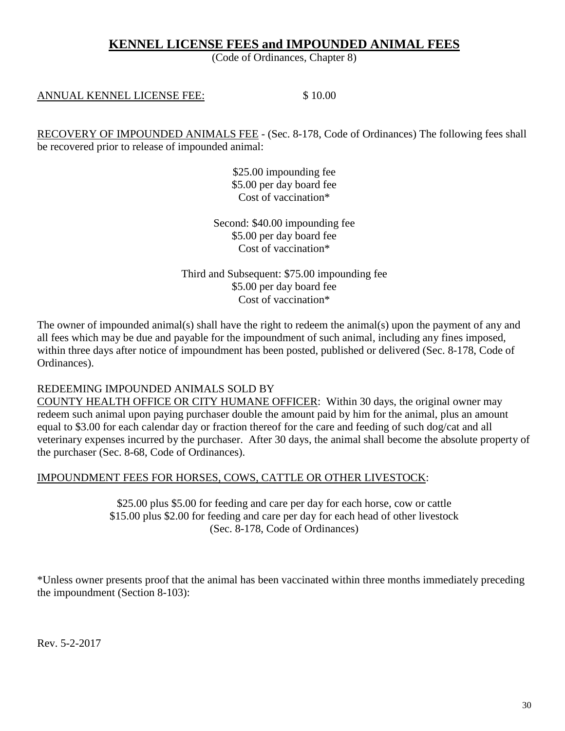# KENNEL LICENSE FEES and IMPOUNDED ANIMAL FEES

(Code of Ordinances, Chapter 8)

<u>ANNUAL KENNEL LICENSE FEE:</u> $ 10.00

<u>RECOVERY OF IMPOUNDED ANIMALS FEE</u> - (Sec. 8-178, Code of Ordinances) The following fees shall be recovered prior to release of impounded animal:

$25.00 impounding fee
$5.00 per day board fee
Cost of vaccination*

Second: $40.00 impounding fee
$5.00 per day board fee
Cost of vaccination*

Third and Subsequent: $75.00 impounding fee
$5.00 per day board fee
Cost of vaccination*

The owner of impounded animal(s) shall have the right to redeem the animal(s) upon the payment of any and all fees which may be due and payable for the impoundment of such animal, including any fines imposed, within three days after notice of impoundment has been posted, published or delivered (Sec. 8-178, Code of Ordinances).

REDEEMING IMPOUNDED ANIMALS SOLD BY
<u>COUNTY HEALTH OFFICE OR CITY HUMANE OFFICER</u>: Within 30 days, the original owner may redeem such animal upon paying purchaser double the amount paid by him for the animal, plus an amount equal to $3.00 for each calendar day or fraction thereof for the care and feeding of such dog/cat and all veterinary expenses incurred by the purchaser. After 30 days, the animal shall become the absolute property of the purchaser (Sec. 8-68, Code of Ordinances).

<u>IMPOUNDMENT FEES FOR HORSES, COWS, CATTLE OR OTHER LIVESTOCK</u>:

$25.00 plus $5.00 for feeding and care per day for each horse, cow or cattle
$15.00 plus $2.00 for feeding and care per day for each head of other livestock
(Sec. 8-178, Code of Ordinances)

*Unless owner presents proof that the animal has been vaccinated within three months immediately preceding the impoundment (Section 8-103):

Rev. 5-2-2017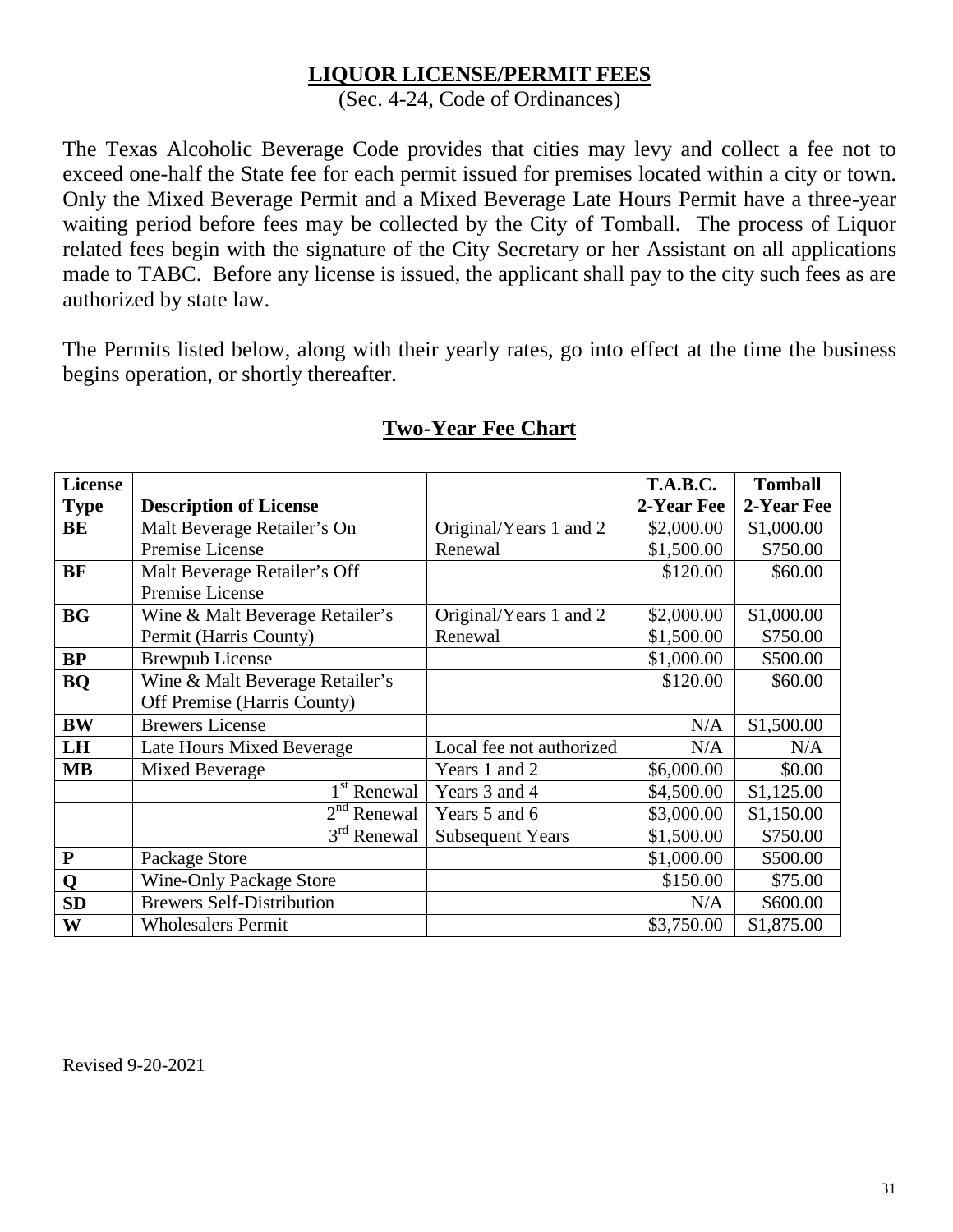# LIQUOR LICENSE/PERMIT FEES

(Sec. 4-24, Code of Ordinances)

The Texas Alcoholic Beverage Code provides that cities may levy and collect a fee not to exceed one-half the State fee for each permit issued for premises located within a city or town. Only the Mixed Beverage Permit and a Mixed Beverage Late Hours Permit have a three-year waiting period before fees may be collected by the City of Tomball. The process of Liquor related fees begin with the signature of the City Secretary or her Assistant on all applications made to TABC. Before any license is issued, the applicant shall pay to the city such fees as are authorized by state law.

The Permits listed below, along with their yearly rates, go into effect at the time the business begins operation, or shortly thereafter.

## Two-Year Fee Chart

| License Type | Description of License | | T.A.B.C. 2-Year Fee | Tomball 2-Year Fee |
|---|---|---|---|---|
| **BE** | Malt Beverage Retailer's On Premise License | Original/Years 1 and 2<br>Renewal | \$2,000.00<br>\$1,500.00 | \$1,000.00<br>\$750.00 |
| **BF** | Malt Beverage Retailer's Off Premise License | | \$120.00 | \$60.00 |
| **BG** | Wine & Malt Beverage Retailer's Permit (Harris County) | Original/Years 1 and 2<br>Renewal | \$2,000.00<br>\$1,500.00 | \$1,000.00<br>\$750.00 |
| **BP** | Brewpub License | | \$1,000.00 | \$500.00 |
| **BQ** | Wine & Malt Beverage Retailer's Off Premise (Harris County) | | \$120.00 | \$60.00 |
| **BW** | Brewers License | | N/A | \$1,500.00 |
| **LH** | Late Hours Mixed Beverage | Local fee not authorized | N/A | N/A |
| **MB** | Mixed Beverage | Years 1 and 2 | \$6,000.00 | \$0.00 |
| | 1st Renewal | Years 3 and 4 | \$4,500.00 | \$1,125.00 |
| | 2nd Renewal | Years 5 and 6 | \$3,000.00 | \$1,150.00 |
| | 3rd Renewal | Subsequent Years | \$1,500.00 | \$750.00 |
| **P** | Package Store | | \$1,000.00 | \$500.00 |
| **Q** | Wine-Only Package Store | | \$150.00 | \$75.00 |
| **SD** | Brewers Self-Distribution | | N/A | \$600.00 |
| **W** | Wholesalers Permit | | \$3,750.00 | \$1,875.00 |

Revised 9-20-2021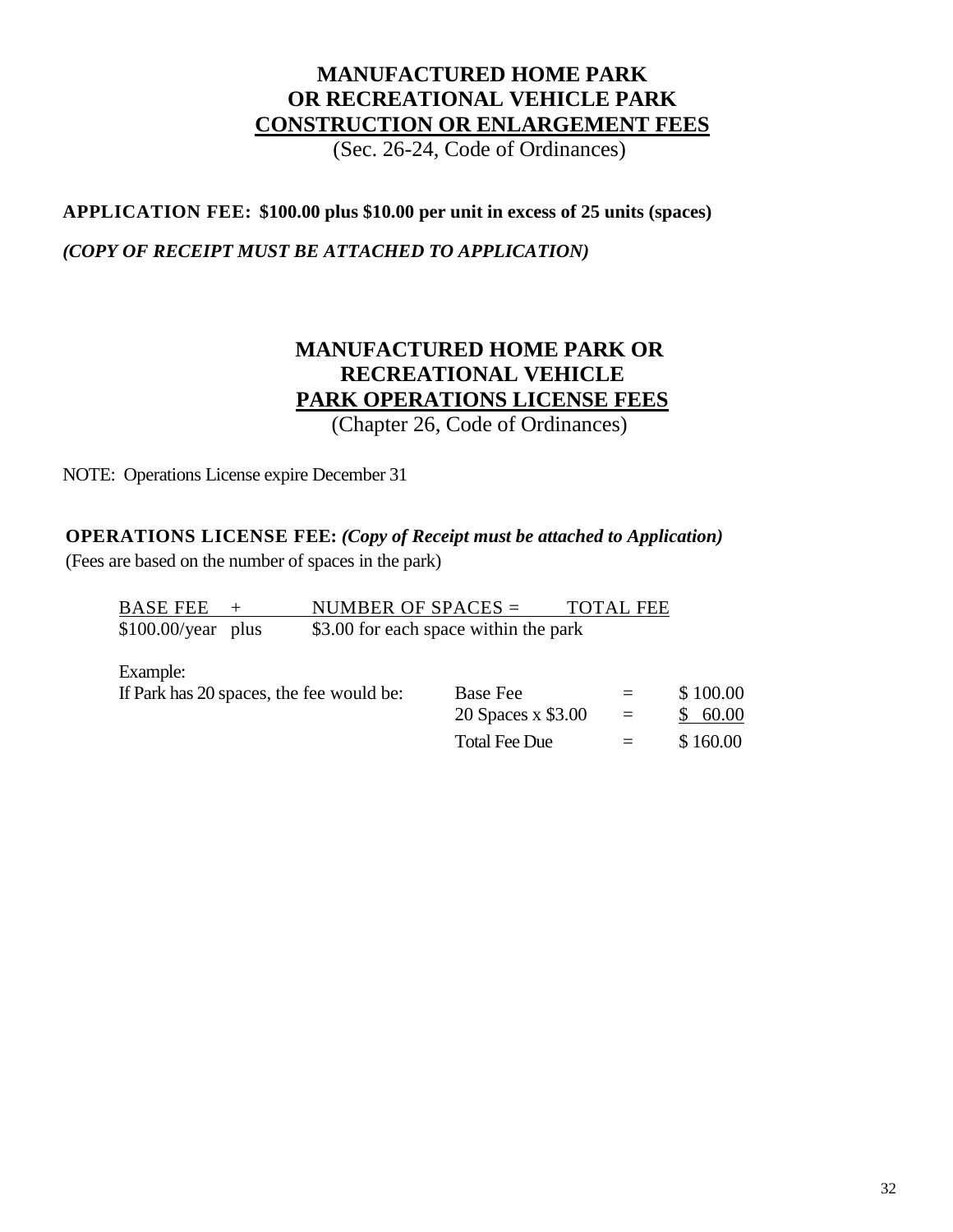# MANUFACTURED HOME PARK OR RECREATIONAL VEHICLE PARK CONSTRUCTION OR ENLARGEMENT FEES

(Sec. 26-24, Code of Ordinances)

**APPLICATION FEE: $100.00 plus $10.00 per unit in excess of 25 units (spaces)**

***(COPY OF RECEIPT MUST BE ATTACHED TO APPLICATION)***

# MANUFACTURED HOME PARK OR RECREATIONAL VEHICLE PARK OPERATIONS LICENSE FEES

(Chapter 26, Code of Ordinances)

NOTE: Operations License expire December 31

**OPERATIONS LICENSE FEE:** ***(Copy of Receipt must be attached to Application)***

(Fees are based on the number of spaces in the park)

| BASE FEE + | NUMBER OF SPACES = | TOTAL FEE |
|---|---|---|
| $100.00/year plus | $3.00 for each space within the park | |

Example:

| If Park has 20 spaces, the fee would be: | Base Fee | = | $ 100.00 |
|---|---|---|---|
| | 20 Spaces x $3.00 | = | $ 60.00 |
| | Total Fee Due | = | $ 160.00 |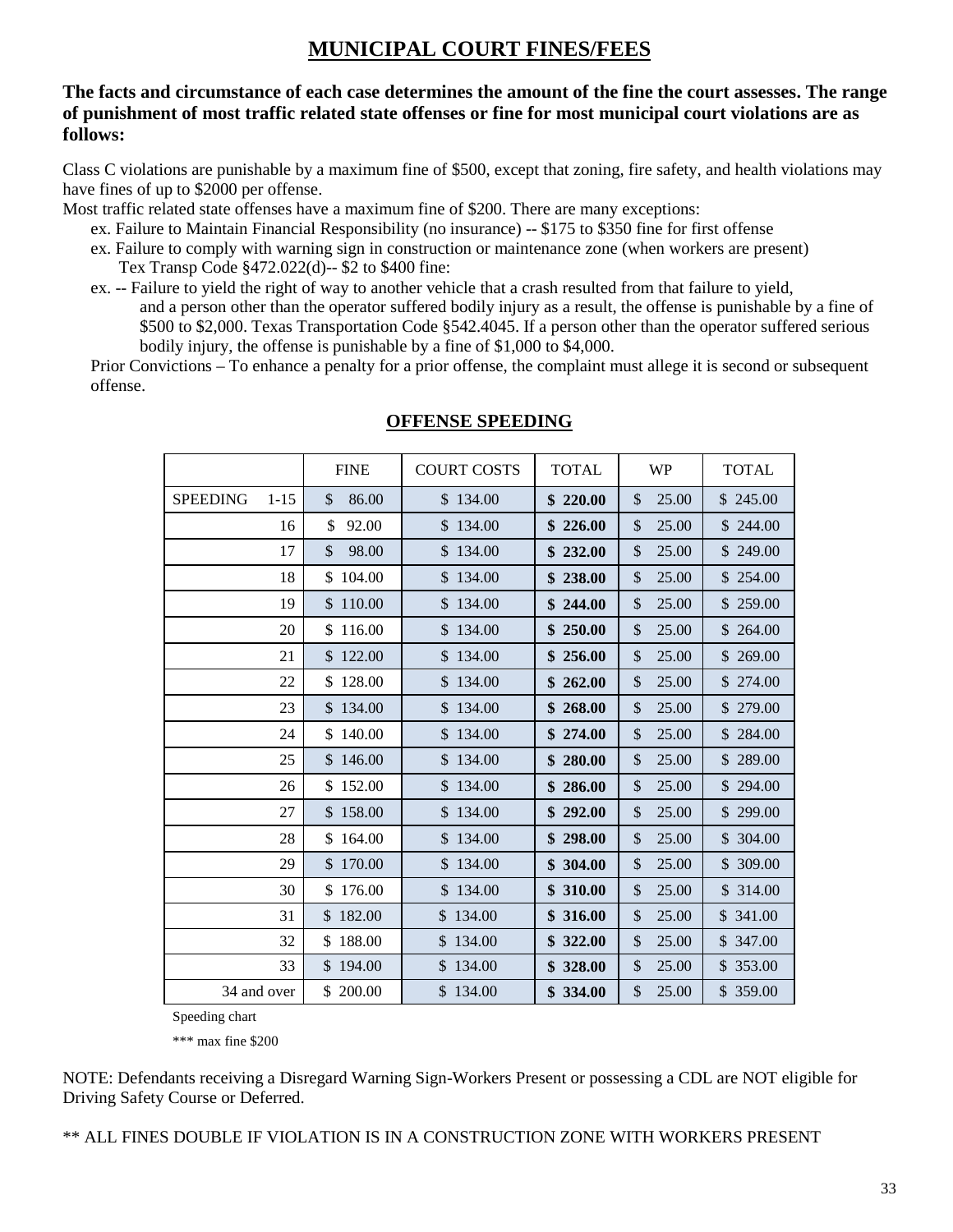# MUNICIPAL COURT FINES/FEES

**The facts and circumstance of each case determines the amount of the fine the court assesses. The range of punishment of most traffic related state offenses or fine for most municipal court violations are as follows:**

Class C violations are punishable by a maximum fine of $500, except that zoning, fire safety, and health violations may have fines of up to $2000 per offense.

Most traffic related state offenses have a maximum fine of $200. There are many exceptions:

ex. Failure to Maintain Financial Responsibility (no insurance) -- $175 to $350 fine for first offense

ex. Failure to comply with warning sign in construction or maintenance zone (when workers are present) Tex Transp Code §472.022(d)-- $2 to $400 fine:

ex. -- Failure to yield the right of way to another vehicle that a crash resulted from that failure to yield, and a person other than the operator suffered bodily injury as a result, the offense is punishable by a fine of $500 to $2,000. Texas Transportation Code §542.4045. If a person other than the operator suffered serious bodily injury, the offense is punishable by a fine of $1,000 to $4,000.

Prior Convictions – To enhance a penalty for a prior offense, the complaint must allege it is second or subsequent offense.

## OFFENSE SPEEDING

| | FINE | COURT COSTS | TOTAL | WP | TOTAL |
|---|---|---|---|---|---|
| SPEEDING 1-15 | $ 86.00 | $ 134.00 | **$ 220.00** | $ 25.00 | $ 245.00 |
| 16 | $ 92.00 | $ 134.00 | **$ 226.00** | $ 25.00 | $ 244.00 |
| 17 | $ 98.00 | $ 134.00 | **$ 232.00** | $ 25.00 | $ 249.00 |
| 18 | $ 104.00 | $ 134.00 | **$ 238.00** | $ 25.00 | $ 254.00 |
| 19 | $ 110.00 | $ 134.00 | **$ 244.00** | $ 25.00 | $ 259.00 |
| 20 | $ 116.00 | $ 134.00 | **$ 250.00** | $ 25.00 | $ 264.00 |
| 21 | $ 122.00 | $ 134.00 | **$ 256.00** | $ 25.00 | $ 269.00 |
| 22 | $ 128.00 | $ 134.00 | **$ 262.00** | $ 25.00 | $ 274.00 |
| 23 | $ 134.00 | $ 134.00 | **$ 268.00** | $ 25.00 | $ 279.00 |
| 24 | $ 140.00 | $ 134.00 | **$ 274.00** | $ 25.00 | $ 284.00 |
| 25 | $ 146.00 | $ 134.00 | **$ 280.00** | $ 25.00 | $ 289.00 |
| 26 | $ 152.00 | $ 134.00 | **$ 286.00** | $ 25.00 | $ 294.00 |
| 27 | $ 158.00 | $ 134.00 | **$ 292.00** | $ 25.00 | $ 299.00 |
| 28 | $ 164.00 | $ 134.00 | **$ 298.00** | $ 25.00 | $ 304.00 |
| 29 | $ 170.00 | $ 134.00 | **$ 304.00** | $ 25.00 | $ 309.00 |
| 30 | $ 176.00 | $ 134.00 | **$ 310.00** | $ 25.00 | $ 314.00 |
| 31 | $ 182.00 | $ 134.00 | **$ 316.00** | $ 25.00 | $ 341.00 |
| 32 | $ 188.00 | $ 134.00 | **$ 322.00** | $ 25.00 | $ 347.00 |
| 33 | $ 194.00 | $ 134.00 | **$ 328.00** | $ 25.00 | $ 353.00 |
| 34 and over | $ 200.00 | $ 134.00 | **$ 334.00** | $ 25.00 | $ 359.00 |

Speeding chart

*** max fine $200

NOTE: Defendants receiving a Disregard Warning Sign-Workers Present or possessing a CDL are NOT eligible for Driving Safety Course or Deferred.

** ALL FINES DOUBLE IF VIOLATION IS IN A CONSTRUCTION ZONE WITH WORKERS PRESENT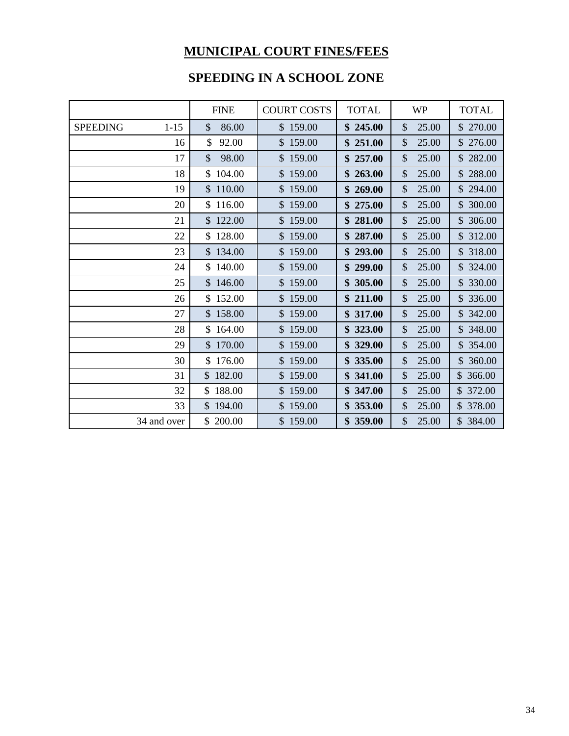# MUNICIPAL COURT FINES/FEES

## SPEEDING IN A SCHOOL ZONE

| | FINE | COURT COSTS | TOTAL | WP | TOTAL |
|---|---|---|---|---|---|
| SPEEDING 1-15 | $ 86.00 | $ 159.00 | **$ 245.00** | $ 25.00 | $ 270.00 |
| 16 | $ 92.00 | $ 159.00 | **$ 251.00** | $ 25.00 | $ 276.00 |
| 17 | $ 98.00 | $ 159.00 | **$ 257.00** | $ 25.00 | $ 282.00 |
| 18 | $ 104.00 | $ 159.00 | **$ 263.00** | $ 25.00 | $ 288.00 |
| 19 | $ 110.00 | $ 159.00 | **$ 269.00** | $ 25.00 | $ 294.00 |
| 20 | $ 116.00 | $ 159.00 | **$ 275.00** | $ 25.00 | $ 300.00 |
| 21 | $ 122.00 | $ 159.00 | **$ 281.00** | $ 25.00 | $ 306.00 |
| 22 | $ 128.00 | $ 159.00 | **$ 287.00** | $ 25.00 | $ 312.00 |
| 23 | $ 134.00 | $ 159.00 | **$ 293.00** | $ 25.00 | $ 318.00 |
| 24 | $ 140.00 | $ 159.00 | **$ 299.00** | $ 25.00 | $ 324.00 |
| 25 | $ 146.00 | $ 159.00 | **$ 305.00** | $ 25.00 | $ 330.00 |
| 26 | $ 152.00 | $ 159.00 | **$ 211.00** | $ 25.00 | $ 336.00 |
| 27 | $ 158.00 | $ 159.00 | **$ 317.00** | $ 25.00 | $ 342.00 |
| 28 | $ 164.00 | $ 159.00 | **$ 323.00** | $ 25.00 | $ 348.00 |
| 29 | $ 170.00 | $ 159.00 | **$ 329.00** | $ 25.00 | $ 354.00 |
| 30 | $ 176.00 | $ 159.00 | **$ 335.00** | $ 25.00 | $ 360.00 |
| 31 | $ 182.00 | $ 159.00 | **$ 341.00** | $ 25.00 | $ 366.00 |
| 32 | $ 188.00 | $ 159.00 | **$ 347.00** | $ 25.00 | $ 372.00 |
| 33 | $ 194.00 | $ 159.00 | **$ 353.00** | $ 25.00 | $ 378.00 |
| 34 and over | $ 200.00 | $ 159.00 | **$ 359.00** | $ 25.00 | $ 384.00 |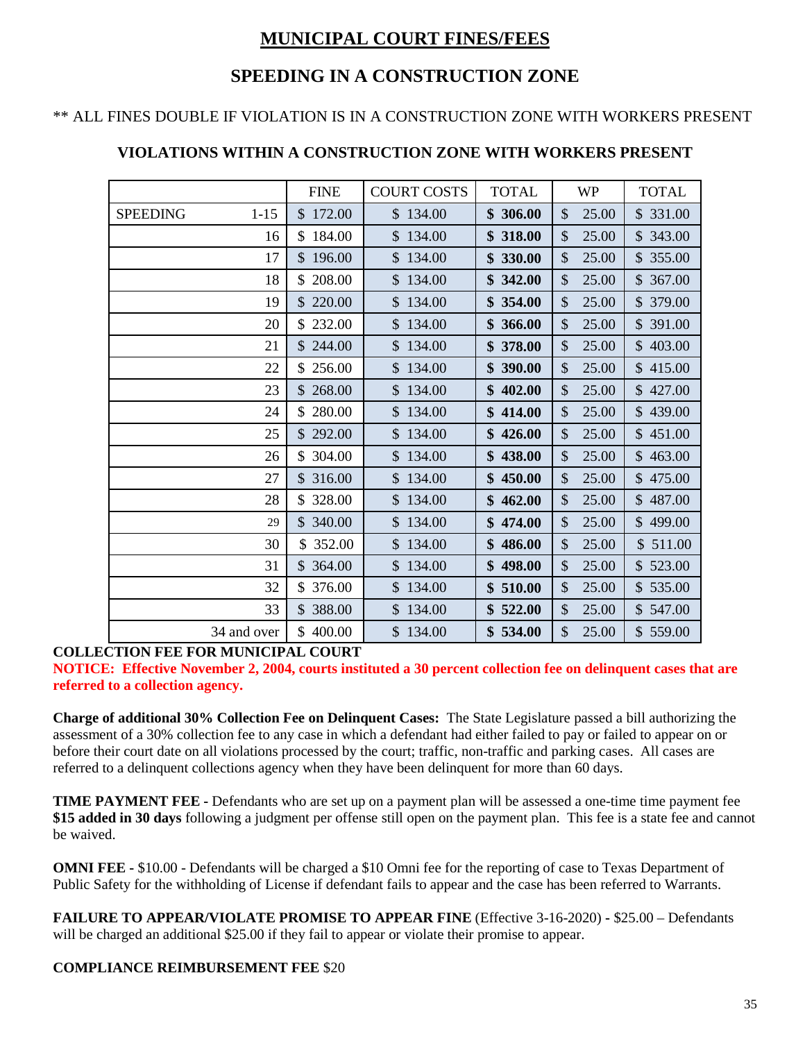# MUNICIPAL COURT FINES/FEES

## SPEEDING IN A CONSTRUCTION ZONE

** ALL FINES DOUBLE IF VIOLATION IS IN A CONSTRUCTION ZONE WITH WORKERS PRESENT

### VIOLATIONS WITHIN A CONSTRUCTION ZONE WITH WORKERS PRESENT

| | | FINE | COURT COSTS | TOTAL | WP | TOTAL |
|---|---|---|---|---|---|---|
| SPEEDING | 1-15 | $ 172.00 | $ 134.00 | **$ 306.00** | $ 25.00 | $ 331.00 |
| | 16 | $ 184.00 | $ 134.00 | **$ 318.00** | $ 25.00 | $ 343.00 |
| | 17 | $ 196.00 | $ 134.00 | **$ 330.00** | $ 25.00 | $ 355.00 |
| | 18 | $ 208.00 | $ 134.00 | **$ 342.00** | $ 25.00 | $ 367.00 |
| | 19 | $ 220.00 | $ 134.00 | **$ 354.00** | $ 25.00 | $ 379.00 |
| | 20 | $ 232.00 | $ 134.00 | **$ 366.00** | $ 25.00 | $ 391.00 |
| | 21 | $ 244.00 | $ 134.00 | **$ 378.00** | $ 25.00 | $ 403.00 |
| | 22 | $ 256.00 | $ 134.00 | **$ 390.00** | $ 25.00 | $ 415.00 |
| | 23 | $ 268.00 | $ 134.00 | **$ 402.00** | $ 25.00 | $ 427.00 |
| | 24 | $ 280.00 | $ 134.00 | **$ 414.00** | $ 25.00 | $ 439.00 |
| | 25 | $ 292.00 | $ 134.00 | **$ 426.00** | $ 25.00 | $ 451.00 |
| | 26 | $ 304.00 | $ 134.00 | **$ 438.00** | $ 25.00 | $ 463.00 |
| | 27 | $ 316.00 | $ 134.00 | **$ 450.00** | $ 25.00 | $ 475.00 |
| | 28 | $ 328.00 | $ 134.00 | **$ 462.00** | $ 25.00 | $ 487.00 |
| | 29 | $ 340.00 | $ 134.00 | **$ 474.00** | $ 25.00 | $ 499.00 |
| | 30 | $ 352.00 | $ 134.00 | **$ 486.00** | $ 25.00 | $ 511.00 |
| | 31 | $ 364.00 | $ 134.00 | **$ 498.00** | $ 25.00 | $ 523.00 |
| | 32 | $ 376.00 | $ 134.00 | **$ 510.00** | $ 25.00 | $ 535.00 |
| | 33 | $ 388.00 | $ 134.00 | **$ 522.00** | $ 25.00 | $ 547.00 |
| | 34 and over | $ 400.00 | $ 134.00 | **$ 534.00** | $ 25.00 | $ 559.00 |

**COLLECTION FEE FOR MUNICIPAL COURT**

**NOTICE: Effective November 2, 2004, courts instituted a 30 percent collection fee on delinquent cases that are referred to a collection agency.**

**Charge of additional 30% Collection Fee on Delinquent Cases:** The State Legislature passed a bill authorizing the assessment of a 30% collection fee to any case in which a defendant had either failed to pay or failed to appear on or before their court date on all violations processed by the court; traffic, non-traffic and parking cases. All cases are referred to a delinquent collections agency when they have been delinquent for more than 60 days.

**TIME PAYMENT FEE -** Defendants who are set up on a payment plan will be assessed a one-time time payment fee **$15 added in 30 days** following a judgment per offense still open on the payment plan. This fee is a state fee and cannot be waived.

**OMNI FEE -** $10.00 - Defendants will be charged a $10 Omni fee for the reporting of case to Texas Department of Public Safety for the withholding of License if defendant fails to appear and the case has been referred to Warrants.

**FAILURE TO APPEAR/VIOLATE PROMISE TO APPEAR FINE** (Effective 3-16-2020) **-** $25.00 – Defendants will be charged an additional $25.00 if they fail to appear or violate their promise to appear.

**COMPLIANCE REIMBURSEMENT FEE** $20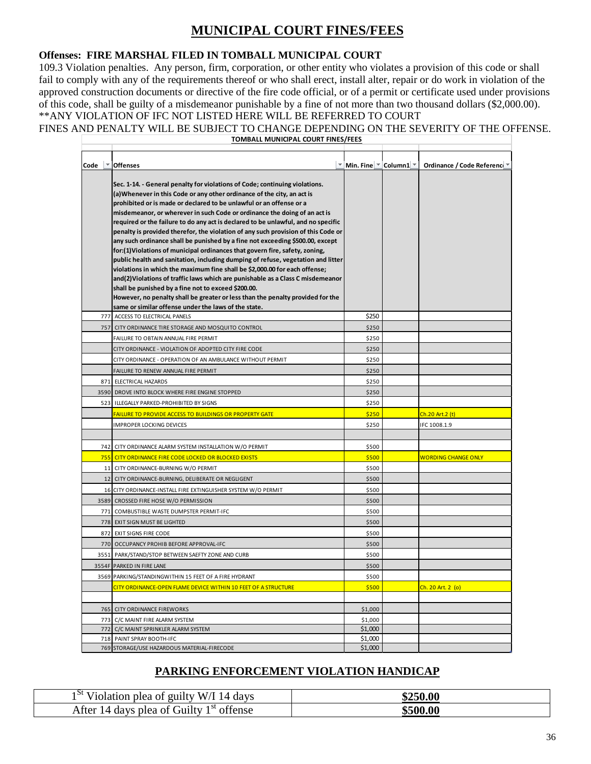# MUNICIPAL COURT FINES/FEES

**Offenses: FIRE MARSHAL FILED IN TOMBALL MUNICIPAL COURT**

109.3 Violation penalties. Any person, firm, corporation, or other entity who violates a provision of this code or shall fail to comply with any of the requirements thereof or who shall erect, install alter, repair or do work in violation of the approved construction documents or directive of the fire code official, or of a permit or certificate used under provisions of this code, shall be guilty of a misdemeanor punishable by a fine of not more than two thousand dollars ($2,000.00).

**ANY VIOLATION OF IFC NOT LISTED HERE WILL BE REFERRED TO COURT

FINES AND PENALTY WILL BE SUBJECT TO CHANGE DEPENDING ON THE SEVERITY OF THE OFFENSE.

**TOMBALL MUNICIPAL COURT FINES/FEES**

| Code | Offenses | Min. Fine | Column1 | Ordinance / Code Reference |
|---|---|---|---|---|
| | **Sec. 1-14. - General penalty for violations of Code; continuing violations. (a)Whenever in this Code or any other ordinance of the city, an act is prohibited or is made or declared to be unlawful or an offense or a misdemeanor, or wherever in such Code or ordinance the doing of an act is required or the failure to do any act is declared to be unlawful, and no specific penalty is provided therefor, the violation of any such provision of this Code or any such ordinance shall be punished by a fine not exceeding $500.00, except for:(1)Violations of municipal ordinances that govern fire, safety, zoning, public health and sanitation, including dumping of refuse, vegetation and litter violations in which the maximum fine shall be $2,000.00 for each offense; and(2)Violations of traffic laws which are punishable as a Class C misdemeanor shall be punished by a fine not to exceed $200.00. However, no penalty shall be greater or less than the penalty provided for the same or similar offense under the laws of the state.** | | | |
| 777 | ACCESS TO ELECTRICAL PANELS | $250 | | |
| 757 | CITY ORDINANCE TIRE STORAGE AND MOSQUITO CONTROL | $250 | | |
| | FAILURE TO OBTAIN ANNUAL FIRE PERMIT | $250 | | |
| | CITY ORDINANCE - VIOLATION OF ADOPTED CITY FIRE CODE | $250 | | |
| | CITY ORDINANCE - OPERATION OF AN AMBULANCE WITHOUT PERMIT | $250 | | |
| | FAILURE TO RENEW ANNUAL FIRE PERMIT | $250 | | |
| 871 | ELECTRICAL HAZARDS | $250 | | |
| 3590 | DROVE INTO BLOCK WHERE FIRE ENGINE STOPPED | $250 | | |
| 523 | ILLEGALLY PARKED-PROHIBITED BY SIGNS | $250 | | |
| | FAILURE TO PROVIDE ACCESS TO BUILDINGS OR PROPERTY GATE | $250 | | Ch.20 Art.2 (t) |
| | IMPROPER LOCKING DEVICES | $250 | | IFC 1008.1.9 |
| | | | | |
| 742 | CITY ORDINANCE ALARM SYSTEM INSTALLATION W/O PERMIT | $500 | | |
| 755 | CITY ORDINANCE FIRE CODE LOCKED OR BLOCKED EXISTS | $500 | | WORDING CHANGE ONLY |
| 11 | CITY ORDINANCE-BURNING W/O PERMIT | $500 | | |
| 12 | CITY ORDINANCE-BURNING, DELIBERATE OR NEGLIGENT | $500 | | |
| 16 | CITY ORDINANCE-INSTALL FIRE EXTINGUISHER SYSTEM W/O PERMIT | $500 | | |
| 3589 | CROSSED FIRE HOSE W/O PERMISSION | $500 | | |
| 771 | COMBUSTIBLE WASTE DUMPSTER PERMIT-IFC | $500 | | |
| 778 | EXIT SIGN MUST BE LIGHTED | $500 | | |
| 872 | EXIT SIGNS FIRE CODE | $500 | | |
| 770 | OCCUPANCY PROHIB BEFORE APPROVAL-IFC | $500 | | |
| 3551 | PARK/STAND/STOP BETWEEN SAEFTY ZONE AND CURB | $500 | | |
| 3554F | PARKED IN FIRE LANE | $500 | | |
| 3569 | PARKING/STANDINGWITHIN 15 FEET OF A FIRE HYDRANT | $500 | | |
| | CITY ORDINANCE-OPEN FLAME DEVICE WITHIN 10 FEET OF A STRUCTURE | $500 | | Ch. 20 Art. 2 (o) |
| | | | | |
| 765 | CITY ORDINANCE FIREWORKS | $1,000 | | |
| 773 | C/C MAINT FIRE ALARM SYSTEM | $1,000 | | |
| 772 | C/C MAINT SPRINKLER ALARM SYSTEM | $1,000 | | |
| 718 | PAINT SPRAY BOOTH-IFC | $1,000 | | |
| 769 | STORAGE/USE HAZARDOUS MATERIAL-FIRECODE | $1,000 | | |

## PARKING ENFORCEMENT VIOLATION HANDICAP

| | |
|---|---|
| 1st Violation plea of guilty W/I 14 days | **$250.00** |
| After 14 days plea of Guilty 1st offense | **$500.00** |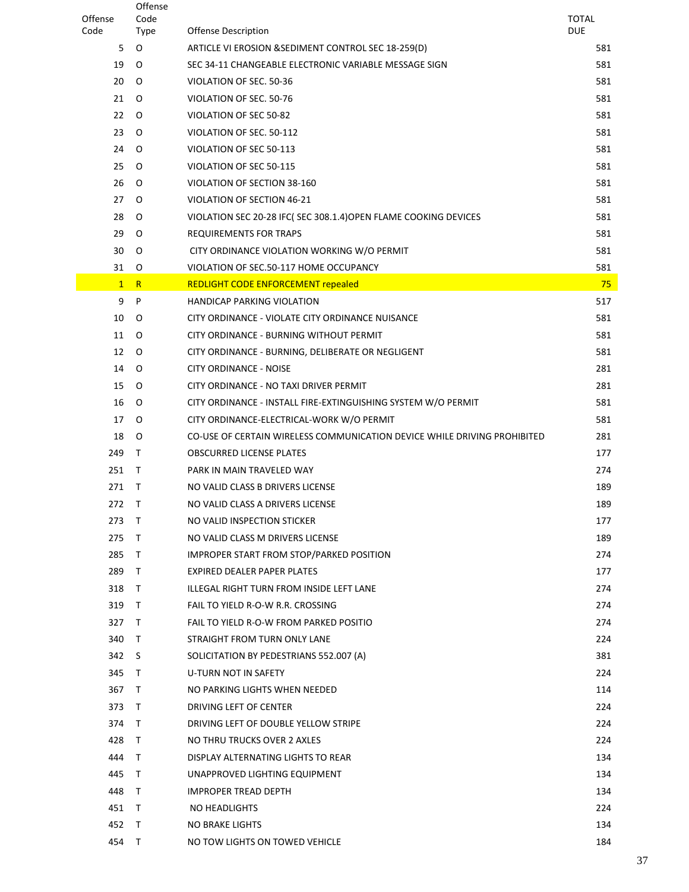| Offense Code | Offense Code Type | Offense Description | TOTAL DUE |
|---|---|---|---|
| 5 | O | ARTICLE VI EROSION &SEDIMENT CONTROL SEC 18-259(D) | 581 |
| 19 | O | SEC 34-11 CHANGEABLE ELECTRONIC VARIABLE MESSAGE SIGN | 581 |
| 20 | O | VIOLATION OF SEC. 50-36 | 581 |
| 21 | O | VIOLATION OF SEC. 50-76 | 581 |
| 22 | O | VIOLATION OF SEC 50-82 | 581 |
| 23 | O | VIOLATION OF SEC. 50-112 | 581 |
| 24 | O | VIOLATION OF SEC 50-113 | 581 |
| 25 | O | VIOLATION OF SEC 50-115 | 581 |
| 26 | O | VIOLATION OF SECTION 38-160 | 581 |
| 27 | O | VIOLATION OF SECTION 46-21 | 581 |
| 28 | O | VIOLATION SEC 20-28 IFC( SEC 308.1.4)OPEN FLAME COOKING DEVICES | 581 |
| 29 | O | REQUIREMENTS FOR TRAPS | 581 |
| 30 | O | CITY ORDINANCE VIOLATION WORKING W/O PERMIT | 581 |
| 31 | O | VIOLATION OF SEC.50-117 HOME OCCUPANCY | 581 |
| 1 | R | REDLIGHT CODE ENFORCEMENT repealed | 75 |
| 9 | P | HANDICAP PARKING VIOLATION | 517 |
| 10 | O | CITY ORDINANCE - VIOLATE CITY ORDINANCE NUISANCE | 581 |
| 11 | O | CITY ORDINANCE - BURNING WITHOUT PERMIT | 581 |
| 12 | O | CITY ORDINANCE - BURNING, DELIBERATE OR NEGLIGENT | 581 |
| 14 | O | CITY ORDINANCE - NOISE | 281 |
| 15 | O | CITY ORDINANCE - NO TAXI DRIVER PERMIT | 281 |
| 16 | O | CITY ORDINANCE - INSTALL FIRE-EXTINGUISHING SYSTEM W/O PERMIT | 581 |
| 17 | O | CITY ORDINANCE-ELECTRICAL-WORK W/O PERMIT | 581 |
| 18 | O | CO-USE OF CERTAIN WIRELESS COMMUNICATION DEVICE WHILE DRIVING PROHIBITED | 281 |
| 249 | T | OBSCURRED LICENSE PLATES | 177 |
| 251 | T | PARK IN MAIN TRAVELED WAY | 274 |
| 271 | T | NO VALID CLASS B DRIVERS LICENSE | 189 |
| 272 | T | NO VALID CLASS A DRIVERS LICENSE | 189 |
| 273 | T | NO VALID INSPECTION STICKER | 177 |
| 275 | T | NO VALID CLASS M DRIVERS LICENSE | 189 |
| 285 | T | IMPROPER START FROM STOP/PARKED POSITION | 274 |
| 289 | T | EXPIRED DEALER PAPER PLATES | 177 |
| 318 | T | ILLEGAL RIGHT TURN FROM INSIDE LEFT LANE | 274 |
| 319 | T | FAIL TO YIELD R-O-W R.R. CROSSING | 274 |
| 327 | T | FAIL TO YIELD R-O-W FROM PARKED POSITIO | 274 |
| 340 | T | STRAIGHT FROM TURN ONLY LANE | 224 |
| 342 | S | SOLICITATION BY PEDESTRIANS 552.007 (A) | 381 |
| 345 | T | U-TURN NOT IN SAFETY | 224 |
| 367 | T | NO PARKING LIGHTS WHEN NEEDED | 114 |
| 373 | T | DRIVING LEFT OF CENTER | 224 |
| 374 | T | DRIVING LEFT OF DOUBLE YELLOW STRIPE | 224 |
| 428 | T | NO THRU TRUCKS OVER 2 AXLES | 224 |
| 444 | T | DISPLAY ALTERNATING LIGHTS TO REAR | 134 |
| 445 | T | UNAPPROVED LIGHTING EQUIPMENT | 134 |
| 448 | T | IMPROPER TREAD DEPTH | 134 |
| 451 | T | NO HEADLIGHTS | 224 |
| 452 | T | NO BRAKE LIGHTS | 134 |
| 454 | T | NO TOW LIGHTS ON TOWED VEHICLE | 184 |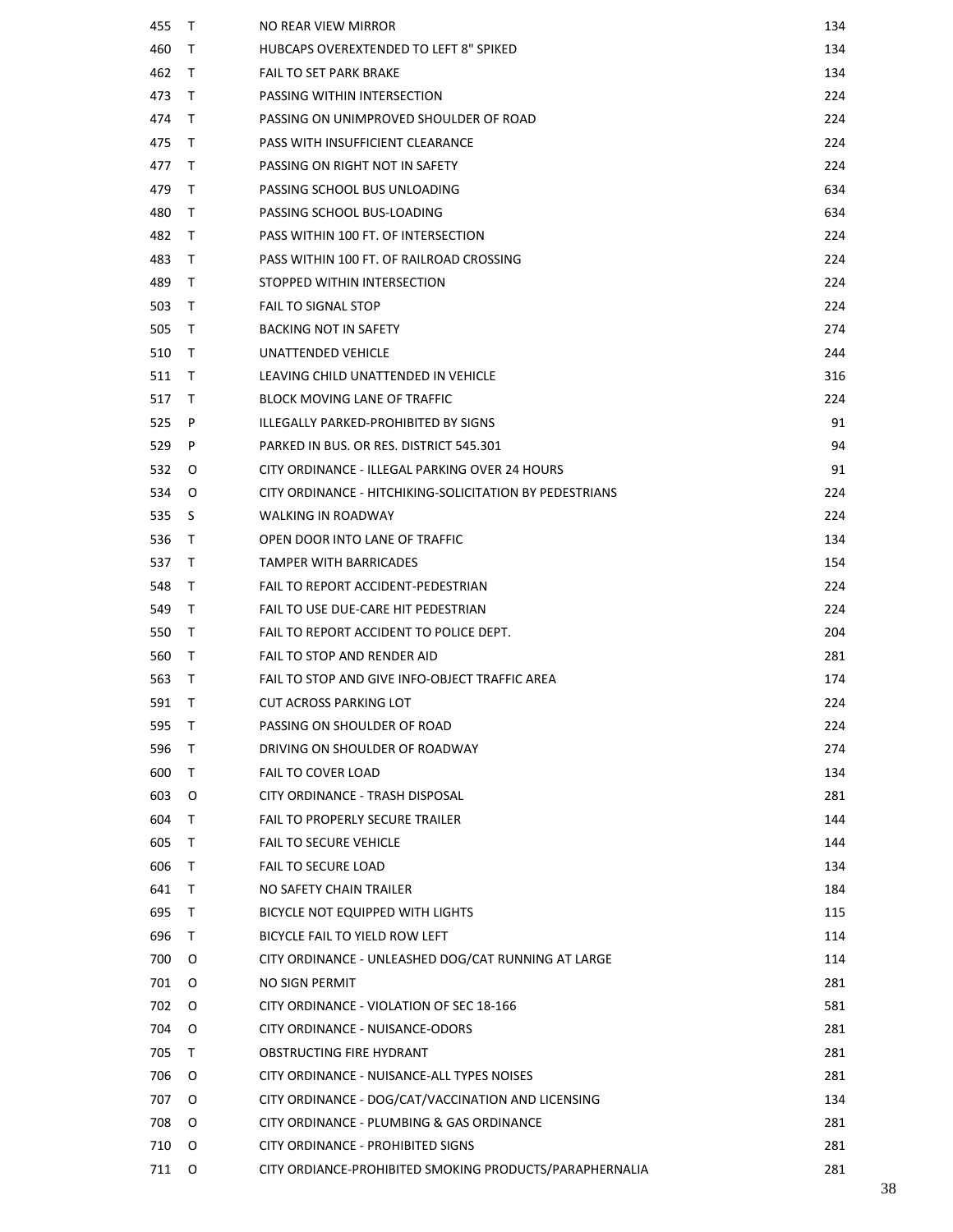| | | | |
|---|---|---|---|
| 455 | T | NO REAR VIEW MIRROR | 134 |
| 460 | T | HUBCAPS OVEREXTENDED TO LEFT 8" SPIKED | 134 |
| 462 | T | FAIL TO SET PARK BRAKE | 134 |
| 473 | T | PASSING WITHIN INTERSECTION | 224 |
| 474 | T | PASSING ON UNIMPROVED SHOULDER OF ROAD | 224 |
| 475 | T | PASS WITH INSUFFICIENT CLEARANCE | 224 |
| 477 | T | PASSING ON RIGHT NOT IN SAFETY | 224 |
| 479 | T | PASSING SCHOOL BUS UNLOADING | 634 |
| 480 | T | PASSING SCHOOL BUS-LOADING | 634 |
| 482 | T | PASS WITHIN 100 FT. OF INTERSECTION | 224 |
| 483 | T | PASS WITHIN 100 FT. OF RAILROAD CROSSING | 224 |
| 489 | T | STOPPED WITHIN INTERSECTION | 224 |
| 503 | T | FAIL TO SIGNAL STOP | 224 |
| 505 | T | BACKING NOT IN SAFETY | 274 |
| 510 | T | UNATTENDED VEHICLE | 244 |
| 511 | T | LEAVING CHILD UNATTENDED IN VEHICLE | 316 |
| 517 | T | BLOCK MOVING LANE OF TRAFFIC | 224 |
| 525 | P | ILLEGALLY PARKED-PROHIBITED BY SIGNS | 91 |
| 529 | P | PARKED IN BUS. OR RES. DISTRICT 545.301 | 94 |
| 532 | O | CITY ORDINANCE - ILLEGAL PARKING OVER 24 HOURS | 91 |
| 534 | O | CITY ORDINANCE - HITCHIKING-SOLICITATION BY PEDESTRIANS | 224 |
| 535 | S | WALKING IN ROADWAY | 224 |
| 536 | T | OPEN DOOR INTO LANE OF TRAFFIC | 134 |
| 537 | T | TAMPER WITH BARRICADES | 154 |
| 548 | T | FAIL TO REPORT ACCIDENT-PEDESTRIAN | 224 |
| 549 | T | FAIL TO USE DUE-CARE HIT PEDESTRIAN | 224 |
| 550 | T | FAIL TO REPORT ACCIDENT TO POLICE DEPT. | 204 |
| 560 | T | FAIL TO STOP AND RENDER AID | 281 |
| 563 | T | FAIL TO STOP AND GIVE INFO-OBJECT TRAFFIC AREA | 174 |
| 591 | T | CUT ACROSS PARKING LOT | 224 |
| 595 | T | PASSING ON SHOULDER OF ROAD | 224 |
| 596 | T | DRIVING ON SHOULDER OF ROADWAY | 274 |
| 600 | T | FAIL TO COVER LOAD | 134 |
| 603 | O | CITY ORDINANCE - TRASH DISPOSAL | 281 |
| 604 | T | FAIL TO PROPERLY SECURE TRAILER | 144 |
| 605 | T | FAIL TO SECURE VEHICLE | 144 |
| 606 | T | FAIL TO SECURE LOAD | 134 |
| 641 | T | NO SAFETY CHAIN TRAILER | 184 |
| 695 | T | BICYCLE NOT EQUIPPED WITH LIGHTS | 115 |
| 696 | T | BICYCLE FAIL TO YIELD ROW LEFT | 114 |
| 700 | O | CITY ORDINANCE - UNLEASHED DOG/CAT RUNNING AT LARGE | 114 |
| 701 | O | NO SIGN PERMIT | 281 |
| 702 | O | CITY ORDINANCE - VIOLATION OF SEC 18-166 | 581 |
| 704 | O | CITY ORDINANCE - NUISANCE-ODORS | 281 |
| 705 | T | OBSTRUCTING FIRE HYDRANT | 281 |
| 706 | O | CITY ORDINANCE - NUISANCE-ALL TYPES NOISES | 281 |
| 707 | O | CITY ORDINANCE - DOG/CAT/VACCINATION AND LICENSING | 134 |
| 708 | O | CITY ORDINANCE - PLUMBING & GAS ORDINANCE | 281 |
| 710 | O | CITY ORDINANCE - PROHIBITED SIGNS | 281 |
| 711 | O | CITY ORDIANCE-PROHIBITED SMOKING PRODUCTS/PARAPHERNALIA | 281 |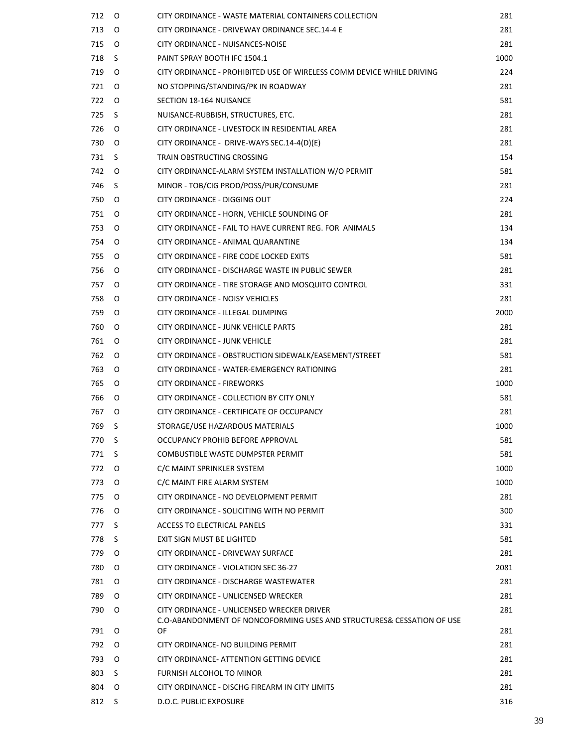| | | | |
|---|---|---|---|
| 712 | O | CITY ORDINANCE - WASTE MATERIAL CONTAINERS COLLECTION | 281 |
| 713 | O | CITY ORDINANCE - DRIVEWAY ORDINANCE SEC.14-4 E | 281 |
| 715 | O | CITY ORDINANCE - NUISANCES-NOISE | 281 |
| 718 | S | PAINT SPRAY BOOTH IFC 1504.1 | 1000 |
| 719 | O | CITY ORDINANCE - PROHIBITED USE OF WIRELESS COMM DEVICE WHILE DRIVING | 224 |
| 721 | O | NO STOPPING/STANDING/PK IN ROADWAY | 281 |
| 722 | O | SECTION 18-164 NUISANCE | 581 |
| 725 | S | NUISANCE-RUBBISH, STRUCTURES, ETC. | 281 |
| 726 | O | CITY ORDINANCE - LIVESTOCK IN RESIDENTIAL AREA | 281 |
| 730 | O | CITY ORDINANCE - DRIVE-WAYS SEC.14-4(D)(E) | 281 |
| 731 | S | TRAIN OBSTRUCTING CROSSING | 154 |
| 742 | O | CITY ORDINANCE-ALARM SYSTEM INSTALLATION W/O PERMIT | 581 |
| 746 | S | MINOR - TOB/CIG PROD/POSS/PUR/CONSUME | 281 |
| 750 | O | CITY ORDINANCE - DIGGING OUT | 224 |
| 751 | O | CITY ORDINANCE - HORN, VEHICLE SOUNDING OF | 281 |
| 753 | O | CITY ORDINANCE - FAIL TO HAVE CURRENT REG. FOR ANIMALS | 134 |
| 754 | O | CITY ORDINANCE - ANIMAL QUARANTINE | 134 |
| 755 | O | CITY ORDINANCE - FIRE CODE LOCKED EXITS | 581 |
| 756 | O | CITY ORDINANCE - DISCHARGE WASTE IN PUBLIC SEWER | 281 |
| 757 | O | CITY ORDINANCE - TIRE STORAGE AND MOSQUITO CONTROL | 331 |
| 758 | O | CITY ORDINANCE - NOISY VEHICLES | 281 |
| 759 | O | CITY ORDINANCE - ILLEGAL DUMPING | 2000 |
| 760 | O | CITY ORDINANCE - JUNK VEHICLE PARTS | 281 |
| 761 | O | CITY ORDINANCE - JUNK VEHICLE | 281 |
| 762 | O | CITY ORDINANCE - OBSTRUCTION SIDEWALK/EASEMENT/STREET | 581 |
| 763 | O | CITY ORDINANCE - WATER-EMERGENCY RATIONING | 281 |
| 765 | O | CITY ORDINANCE - FIREWORKS | 1000 |
| 766 | O | CITY ORDINANCE - COLLECTION BY CITY ONLY | 581 |
| 767 | O | CITY ORDINANCE - CERTIFICATE OF OCCUPANCY | 281 |
| 769 | S | STORAGE/USE HAZARDOUS MATERIALS | 1000 |
| 770 | S | OCCUPANCY PROHIB BEFORE APPROVAL | 581 |
| 771 | S | COMBUSTIBLE WASTE DUMPSTER PERMIT | 581 |
| 772 | O | C/C MAINT SPRINKLER SYSTEM | 1000 |
| 773 | O | C/C MAINT FIRE ALARM SYSTEM | 1000 |
| 775 | O | CITY ORDINANCE - NO DEVELOPMENT PERMIT | 281 |
| 776 | O | CITY ORDINANCE - SOLICITING WITH NO PERMIT | 300 |
| 777 | S | ACCESS TO ELECTRICAL PANELS | 331 |
| 778 | S | EXIT SIGN MUST BE LIGHTED | 581 |
| 779 | O | CITY ORDINANCE - DRIVEWAY SURFACE | 281 |
| 780 | O | CITY ORDINANCE - VIOLATION SEC 36-27 | 2081 |
| 781 | O | CITY ORDINANCE - DISCHARGE WASTEWATER | 281 |
| 789 | O | CITY ORDINANCE - UNLICENSED WRECKER | 281 |
| 790 | O | CITY ORDINANCE - UNLICENSED WRECKER DRIVER | 281 |
| 791 | O | C.O-ABANDONMENT OF NONCOFORMING USES AND STRUCTURES& CESSATION OF USE OF | 281 |
| 792 | O | CITY ORDINANCE- NO BUILDING PERMIT | 281 |
| 793 | O | CITY ORDINANCE- ATTENTION GETTING DEVICE | 281 |
| 803 | S | FURNISH ALCOHOL TO MINOR | 281 |
| 804 | O | CITY ORDINANCE - DISCHG FIREARM IN CITY LIMITS | 281 |
| 812 | S | D.O.C. PUBLIC EXPOSURE | 316 |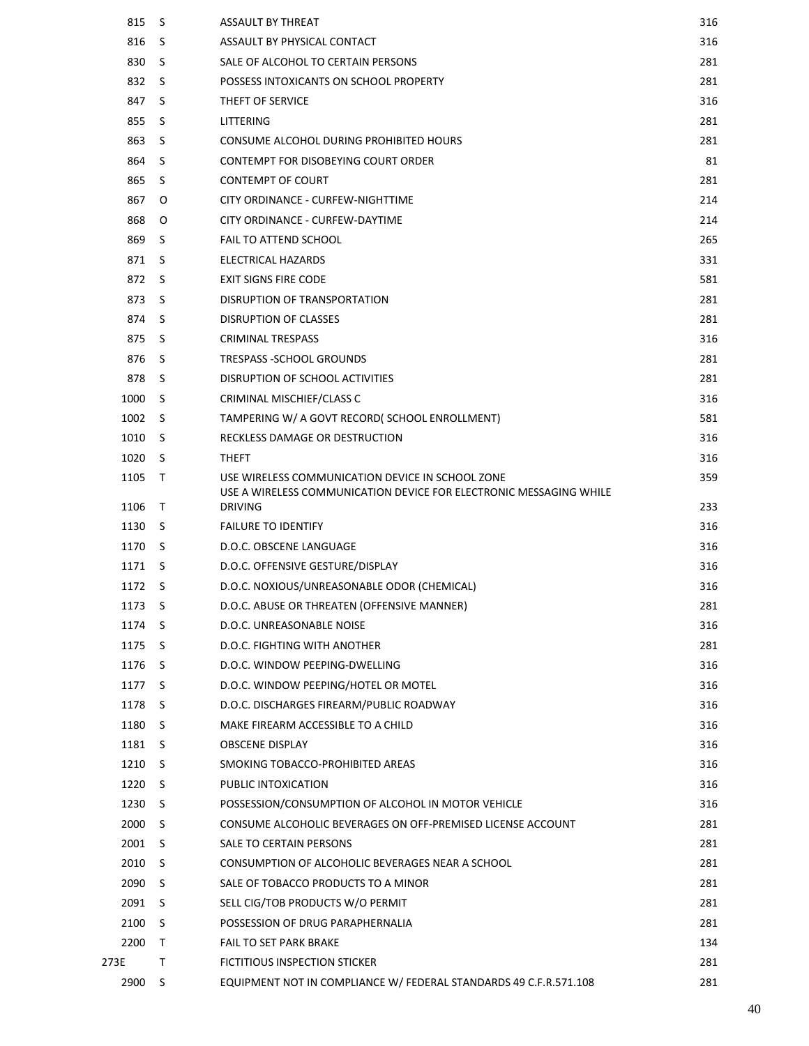| | | | |
|---|---|---|---|
| 815 | S | ASSAULT BY THREAT | 316 |
| 816 | S | ASSAULT BY PHYSICAL CONTACT | 316 |
| 830 | S | SALE OF ALCOHOL TO CERTAIN PERSONS | 281 |
| 832 | S | POSSESS INTOXICANTS ON SCHOOL PROPERTY | 281 |
| 847 | S | THEFT OF SERVICE | 316 |
| 855 | S | LITTERING | 281 |
| 863 | S | CONSUME ALCOHOL DURING PROHIBITED HOURS | 281 |
| 864 | S | CONTEMPT FOR DISOBEYING COURT ORDER | 81 |
| 865 | S | CONTEMPT OF COURT | 281 |
| 867 | O | CITY ORDINANCE - CURFEW-NIGHTTIME | 214 |
| 868 | O | CITY ORDINANCE - CURFEW-DAYTIME | 214 |
| 869 | S | FAIL TO ATTEND SCHOOL | 265 |
| 871 | S | ELECTRICAL HAZARDS | 331 |
| 872 | S | EXIT SIGNS FIRE CODE | 581 |
| 873 | S | DISRUPTION OF TRANSPORTATION | 281 |
| 874 | S | DISRUPTION OF CLASSES | 281 |
| 875 | S | CRIMINAL TRESPASS | 316 |
| 876 | S | TRESPASS -SCHOOL GROUNDS | 281 |
| 878 | S | DISRUPTION OF SCHOOL ACTIVITIES | 281 |
| 1000 | S | CRIMINAL MISCHIEF/CLASS C | 316 |
| 1002 | S | TAMPERING W/ A GOVT RECORD( SCHOOL ENROLLMENT) | 581 |
| 1010 | S | RECKLESS DAMAGE OR DESTRUCTION | 316 |
| 1020 | S | THEFT | 316 |
| 1105 | T | USE WIRELESS COMMUNICATION DEVICE IN SCHOOL ZONE | 359 |
| 1106 | T | USE A WIRELESS COMMUNICATION DEVICE FOR ELECTRONIC MESSAGING WHILE DRIVING | 233 |
| 1130 | S | FAILURE TO IDENTIFY | 316 |
| 1170 | S | D.O.C. OBSCENE LANGUAGE | 316 |
| 1171 | S | D.O.C. OFFENSIVE GESTURE/DISPLAY | 316 |
| 1172 | S | D.O.C. NOXIOUS/UNREASONABLE ODOR (CHEMICAL) | 316 |
| 1173 | S | D.O.C. ABUSE OR THREATEN (OFFENSIVE MANNER) | 281 |
| 1174 | S | D.O.C. UNREASONABLE NOISE | 316 |
| 1175 | S | D.O.C. FIGHTING WITH ANOTHER | 281 |
| 1176 | S | D.O.C. WINDOW PEEPING-DWELLING | 316 |
| 1177 | S | D.O.C. WINDOW PEEPING/HOTEL OR MOTEL | 316 |
| 1178 | S | D.O.C. DISCHARGES FIREARM/PUBLIC ROADWAY | 316 |
| 1180 | S | MAKE FIREARM ACCESSIBLE TO A CHILD | 316 |
| 1181 | S | OBSCENE DISPLAY | 316 |
| 1210 | S | SMOKING TOBACCO-PROHIBITED AREAS | 316 |
| 1220 | S | PUBLIC INTOXICATION | 316 |
| 1230 | S | POSSESSION/CONSUMPTION OF ALCOHOL IN MOTOR VEHICLE | 316 |
| 2000 | S | CONSUME ALCOHOLIC BEVERAGES ON OFF-PREMISED LICENSE ACCOUNT | 281 |
| 2001 | S | SALE TO CERTAIN PERSONS | 281 |
| 2010 | S | CONSUMPTION OF ALCOHOLIC BEVERAGES NEAR A SCHOOL | 281 |
| 2090 | S | SALE OF TOBACCO PRODUCTS TO A MINOR | 281 |
| 2091 | S | SELL CIG/TOB PRODUCTS W/O PERMIT | 281 |
| 2100 | S | POSSESSION OF DRUG PARAPHERNALIA | 281 |
| 2200 | T | FAIL TO SET PARK BRAKE | 134 |
| 273E | T | FICTITIOUS INSPECTION STICKER | 281 |
| 2900 | S | EQUIPMENT NOT IN COMPLIANCE W/ FEDERAL STANDARDS 49 C.F.R.571.108 | 281 |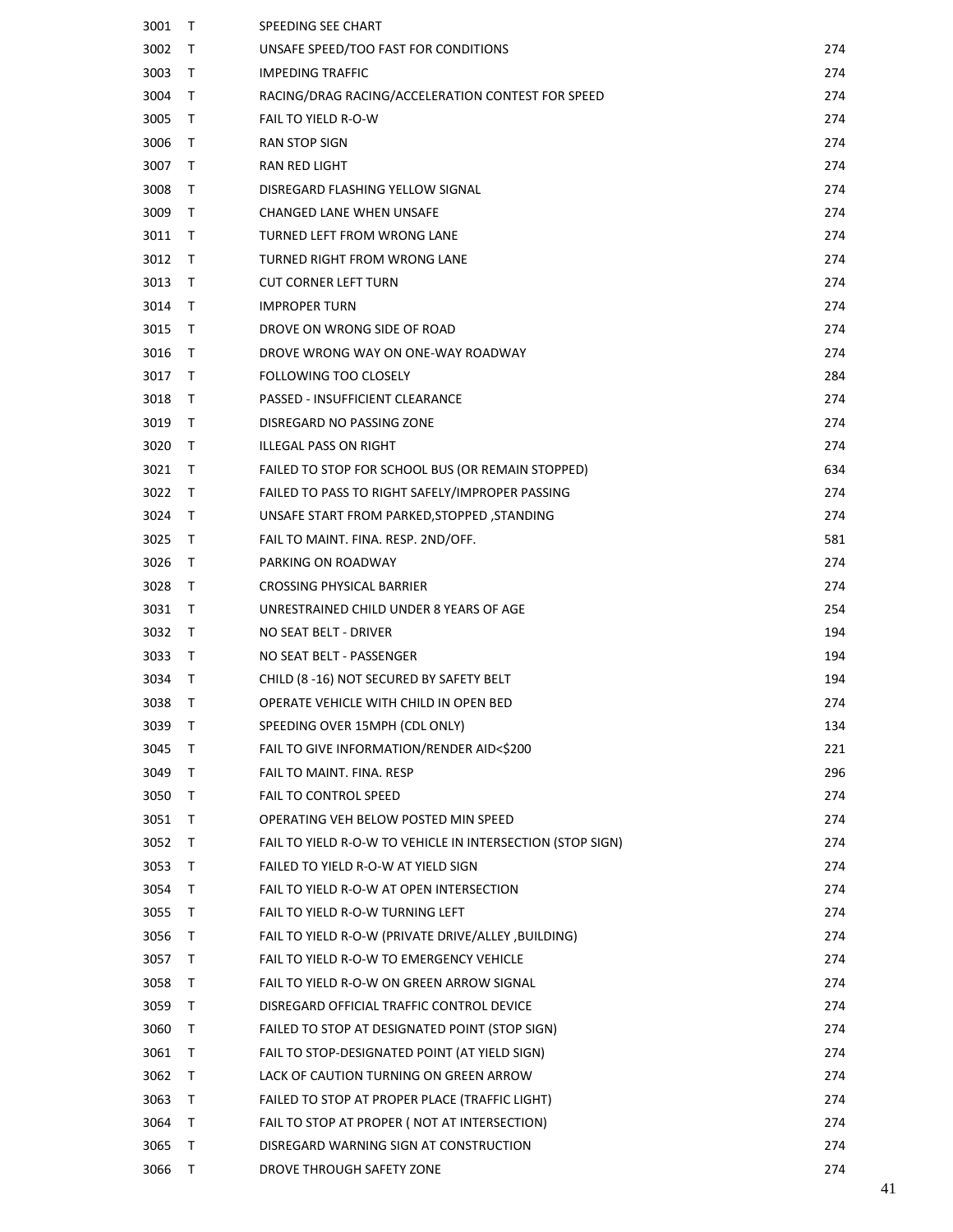| | | | |
|---|---|---|---|
| 3001 | T | SPEEDING SEE CHART | |
| 3002 | T | UNSAFE SPEED/TOO FAST FOR CONDITIONS | 274 |
| 3003 | T | IMPEDING TRAFFIC | 274 |
| 3004 | T | RACING/DRAG RACING/ACCELERATION CONTEST FOR SPEED | 274 |
| 3005 | T | FAIL TO YIELD R-O-W | 274 |
| 3006 | T | RAN STOP SIGN | 274 |
| 3007 | T | RAN RED LIGHT | 274 |
| 3008 | T | DISREGARD FLASHING YELLOW SIGNAL | 274 |
| 3009 | T | CHANGED LANE WHEN UNSAFE | 274 |
| 3011 | T | TURNED LEFT FROM WRONG LANE | 274 |
| 3012 | T | TURNED RIGHT FROM WRONG LANE | 274 |
| 3013 | T | CUT CORNER LEFT TURN | 274 |
| 3014 | T | IMPROPER TURN | 274 |
| 3015 | T | DROVE ON WRONG SIDE OF ROAD | 274 |
| 3016 | T | DROVE WRONG WAY ON ONE-WAY ROADWAY | 274 |
| 3017 | T | FOLLOWING TOO CLOSELY | 284 |
| 3018 | T | PASSED - INSUFFICIENT CLEARANCE | 274 |
| 3019 | T | DISREGARD NO PASSING ZONE | 274 |
| 3020 | T | ILLEGAL PASS ON RIGHT | 274 |
| 3021 | T | FAILED TO STOP FOR SCHOOL BUS (OR REMAIN STOPPED) | 634 |
| 3022 | T | FAILED TO PASS TO RIGHT SAFELY/IMPROPER PASSING | 274 |
| 3024 | T | UNSAFE START FROM PARKED,STOPPED ,STANDING | 274 |
| 3025 | T | FAIL TO MAINT. FINA. RESP. 2ND/OFF. | 581 |
| 3026 | T | PARKING ON ROADWAY | 274 |
| 3028 | T | CROSSING PHYSICAL BARRIER | 274 |
| 3031 | T | UNRESTRAINED CHILD UNDER 8 YEARS OF AGE | 254 |
| 3032 | T | NO SEAT BELT - DRIVER | 194 |
| 3033 | T | NO SEAT BELT - PASSENGER | 194 |
| 3034 | T | CHILD (8 -16) NOT SECURED BY SAFETY BELT | 194 |
| 3038 | T | OPERATE VEHICLE WITH CHILD IN OPEN BED | 274 |
| 3039 | T | SPEEDING OVER 15MPH (CDL ONLY) | 134 |
| 3045 | T | FAIL TO GIVE INFORMATION/RENDER AID<$200 | 221 |
| 3049 | T | FAIL TO MAINT. FINA. RESP | 296 |
| 3050 | T | FAIL TO CONTROL SPEED | 274 |
| 3051 | T | OPERATING VEH BELOW POSTED MIN SPEED | 274 |
| 3052 | T | FAIL TO YIELD R-O-W TO VEHICLE IN INTERSECTION (STOP SIGN) | 274 |
| 3053 | T | FAILED TO YIELD R-O-W AT YIELD SIGN | 274 |
| 3054 | T | FAIL TO YIELD R-O-W AT OPEN INTERSECTION | 274 |
| 3055 | T | FAIL TO YIELD R-O-W TURNING LEFT | 274 |
| 3056 | T | FAIL TO YIELD R-O-W (PRIVATE DRIVE/ALLEY ,BUILDING) | 274 |
| 3057 | T | FAIL TO YIELD R-O-W TO EMERGENCY VEHICLE | 274 |
| 3058 | T | FAIL TO YIELD R-O-W ON GREEN ARROW SIGNAL | 274 |
| 3059 | T | DISREGARD OFFICIAL TRAFFIC CONTROL DEVICE | 274 |
| 3060 | T | FAILED TO STOP AT DESIGNATED POINT (STOP SIGN) | 274 |
| 3061 | T | FAIL TO STOP-DESIGNATED POINT (AT YIELD SIGN) | 274 |
| 3062 | T | LACK OF CAUTION TURNING ON GREEN ARROW | 274 |
| 3063 | T | FAILED TO STOP AT PROPER PLACE (TRAFFIC LIGHT) | 274 |
| 3064 | T | FAIL TO STOP AT PROPER ( NOT AT INTERSECTION) | 274 |
| 3065 | T | DISREGARD WARNING SIGN AT CONSTRUCTION | 274 |
| 3066 | T | DROVE THROUGH SAFETY ZONE | 274 |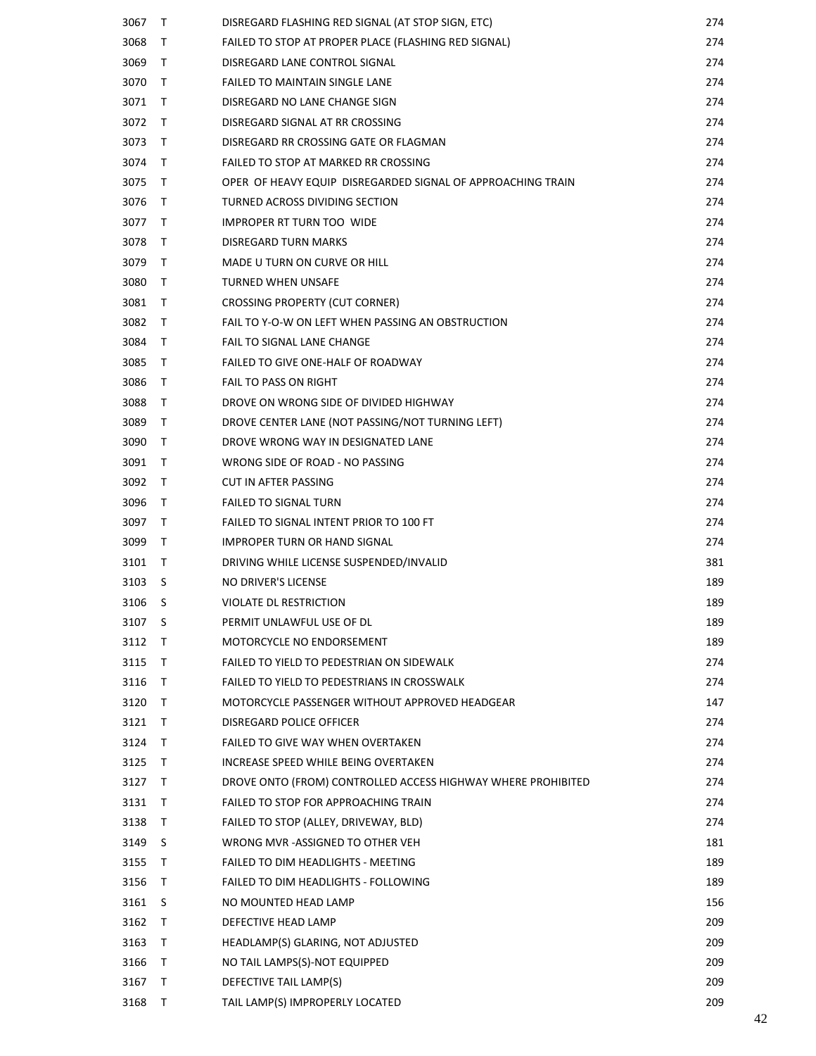| | | | |
|---|---|---|---|
| 3067 | T | DISREGARD FLASHING RED SIGNAL (AT STOP SIGN, ETC) | 274 |
| 3068 | T | FAILED TO STOP AT PROPER PLACE (FLASHING RED SIGNAL) | 274 |
| 3069 | T | DISREGARD LANE CONTROL SIGNAL | 274 |
| 3070 | T | FAILED TO MAINTAIN SINGLE LANE | 274 |
| 3071 | T | DISREGARD NO LANE CHANGE SIGN | 274 |
| 3072 | T | DISREGARD SIGNAL AT RR CROSSING | 274 |
| 3073 | T | DISREGARD RR CROSSING GATE OR FLAGMAN | 274 |
| 3074 | T | FAILED TO STOP AT MARKED RR CROSSING | 274 |
| 3075 | T | OPER OF HEAVY EQUIP DISREGARDED SIGNAL OF APPROACHING TRAIN | 274 |
| 3076 | T | TURNED ACROSS DIVIDING SECTION | 274 |
| 3077 | T | IMPROPER RT TURN TOO WIDE | 274 |
| 3078 | T | DISREGARD TURN MARKS | 274 |
| 3079 | T | MADE U TURN ON CURVE OR HILL | 274 |
| 3080 | T | TURNED WHEN UNSAFE | 274 |
| 3081 | T | CROSSING PROPERTY (CUT CORNER) | 274 |
| 3082 | T | FAIL TO Y-O-W ON LEFT WHEN PASSING AN OBSTRUCTION | 274 |
| 3084 | T | FAIL TO SIGNAL LANE CHANGE | 274 |
| 3085 | T | FAILED TO GIVE ONE-HALF OF ROADWAY | 274 |
| 3086 | T | FAIL TO PASS ON RIGHT | 274 |
| 3088 | T | DROVE ON WRONG SIDE OF DIVIDED HIGHWAY | 274 |
| 3089 | T | DROVE CENTER LANE (NOT PASSING/NOT TURNING LEFT) | 274 |
| 3090 | T | DROVE WRONG WAY IN DESIGNATED LANE | 274 |
| 3091 | T | WRONG SIDE OF ROAD - NO PASSING | 274 |
| 3092 | T | CUT IN AFTER PASSING | 274 |
| 3096 | T | FAILED TO SIGNAL TURN | 274 |
| 3097 | T | FAILED TO SIGNAL INTENT PRIOR TO 100 FT | 274 |
| 3099 | T | IMPROPER TURN OR HAND SIGNAL | 274 |
| 3101 | T | DRIVING WHILE LICENSE SUSPENDED/INVALID | 381 |
| 3103 | S | NO DRIVER'S LICENSE | 189 |
| 3106 | S | VIOLATE DL RESTRICTION | 189 |
| 3107 | S | PERMIT UNLAWFUL USE OF DL | 189 |
| 3112 | T | MOTORCYCLE NO ENDORSEMENT | 189 |
| 3115 | T | FAILED TO YIELD TO PEDESTRIAN ON SIDEWALK | 274 |
| 3116 | T | FAILED TO YIELD TO PEDESTRIANS IN CROSSWALK | 274 |
| 3120 | T | MOTORCYCLE PASSENGER WITHOUT APPROVED HEADGEAR | 147 |
| 3121 | T | DISREGARD POLICE OFFICER | 274 |
| 3124 | T | FAILED TO GIVE WAY WHEN OVERTAKEN | 274 |
| 3125 | T | INCREASE SPEED WHILE BEING OVERTAKEN | 274 |
| 3127 | T | DROVE ONTO (FROM) CONTROLLED ACCESS HIGHWAY WHERE PROHIBITED | 274 |
| 3131 | T | FAILED TO STOP FOR APPROACHING TRAIN | 274 |
| 3138 | T | FAILED TO STOP (ALLEY, DRIVEWAY, BLD) | 274 |
| 3149 | S | WRONG MVR -ASSIGNED TO OTHER VEH | 181 |
| 3155 | T | FAILED TO DIM HEADLIGHTS - MEETING | 189 |
| 3156 | T | FAILED TO DIM HEADLIGHTS - FOLLOWING | 189 |
| 3161 | S | NO MOUNTED HEAD LAMP | 156 |
| 3162 | T | DEFECTIVE HEAD LAMP | 209 |
| 3163 | T | HEADLAMP(S) GLARING, NOT ADJUSTED | 209 |
| 3166 | T | NO TAIL LAMPS(S)-NOT EQUIPPED | 209 |
| 3167 | T | DEFECTIVE TAIL LAMP(S) | 209 |
| 3168 | T | TAIL LAMP(S) IMPROPERLY LOCATED | 209 |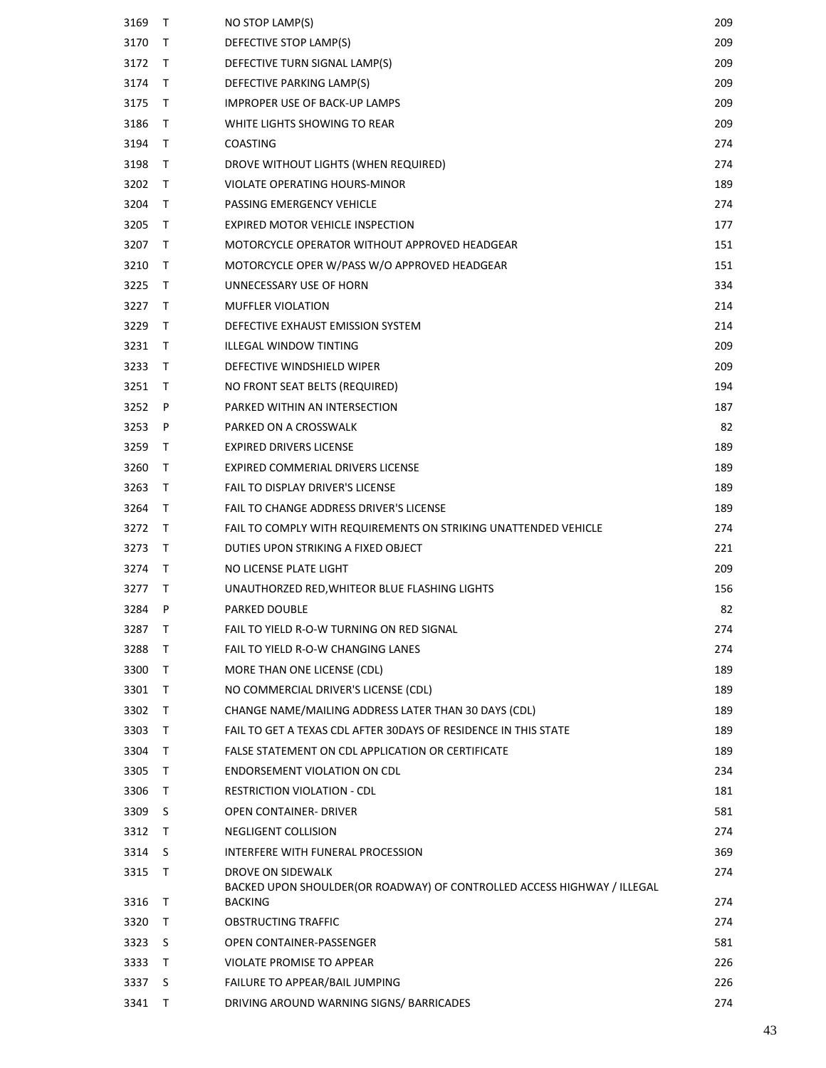| | | | |
|---|---|---|---|
| 3169 | T | NO STOP LAMP(S) | 209 |
| 3170 | T | DEFECTIVE STOP LAMP(S) | 209 |
| 3172 | T | DEFECTIVE TURN SIGNAL LAMP(S) | 209 |
| 3174 | T | DEFECTIVE PARKING LAMP(S) | 209 |
| 3175 | T | IMPROPER USE OF BACK-UP LAMPS | 209 |
| 3186 | T | WHITE LIGHTS SHOWING TO REAR | 209 |
| 3194 | T | COASTING | 274 |
| 3198 | T | DROVE WITHOUT LIGHTS (WHEN REQUIRED) | 274 |
| 3202 | T | VIOLATE OPERATING HOURS-MINOR | 189 |
| 3204 | T | PASSING EMERGENCY VEHICLE | 274 |
| 3205 | T | EXPIRED MOTOR VEHICLE INSPECTION | 177 |
| 3207 | T | MOTORCYCLE OPERATOR WITHOUT APPROVED HEADGEAR | 151 |
| 3210 | T | MOTORCYCLE OPER W/PASS W/O APPROVED HEADGEAR | 151 |
| 3225 | T | UNNECESSARY USE OF HORN | 334 |
| 3227 | T | MUFFLER VIOLATION | 214 |
| 3229 | T | DEFECTIVE EXHAUST EMISSION SYSTEM | 214 |
| 3231 | T | ILLEGAL WINDOW TINTING | 209 |
| 3233 | T | DEFECTIVE WINDSHIELD WIPER | 209 |
| 3251 | T | NO FRONT SEAT BELTS (REQUIRED) | 194 |
| 3252 | P | PARKED WITHIN AN INTERSECTION | 187 |
| 3253 | P | PARKED ON A CROSSWALK | 82 |
| 3259 | T | EXPIRED DRIVERS LICENSE | 189 |
| 3260 | T | EXPIRED COMMERIAL DRIVERS LICENSE | 189 |
| 3263 | T | FAIL TO DISPLAY DRIVER'S LICENSE | 189 |
| 3264 | T | FAIL TO CHANGE ADDRESS DRIVER'S LICENSE | 189 |
| 3272 | T | FAIL TO COMPLY WITH REQUIREMENTS ON STRIKING UNATTENDED VEHICLE | 274 |
| 3273 | T | DUTIES UPON STRIKING A FIXED OBJECT | 221 |
| 3274 | T | NO LICENSE PLATE LIGHT | 209 |
| 3277 | T | UNAUTHORZED RED,WHITEOR BLUE FLASHING LIGHTS | 156 |
| 3284 | P | PARKED DOUBLE | 82 |
| 3287 | T | FAIL TO YIELD R-O-W TURNING ON RED SIGNAL | 274 |
| 3288 | T | FAIL TO YIELD R-O-W CHANGING LANES | 274 |
| 3300 | T | MORE THAN ONE LICENSE (CDL) | 189 |
| 3301 | T | NO COMMERCIAL DRIVER'S LICENSE (CDL) | 189 |
| 3302 | T | CHANGE NAME/MAILING ADDRESS LATER THAN 30 DAYS (CDL) | 189 |
| 3303 | T | FAIL TO GET A TEXAS CDL AFTER 30DAYS OF RESIDENCE IN THIS STATE | 189 |
| 3304 | T | FALSE STATEMENT ON CDL APPLICATION OR CERTIFICATE | 189 |
| 3305 | T | ENDORSEMENT VIOLATION ON CDL | 234 |
| 3306 | T | RESTRICTION VIOLATION - CDL | 181 |
| 3309 | S | OPEN CONTAINER- DRIVER | 581 |
| 3312 | T | NEGLIGENT COLLISION | 274 |
| 3314 | S | INTERFERE WITH FUNERAL PROCESSION | 369 |
| 3315 | T | DROVE ON SIDEWALK | 274 |
| 3316 | T | BACKED UPON SHOULDER(OR ROADWAY) OF CONTROLLED ACCESS HIGHWAY / ILLEGAL BACKING | 274 |
| 3320 | T | OBSTRUCTING TRAFFIC | 274 |
| 3323 | S | OPEN CONTAINER-PASSENGER | 581 |
| 3333 | T | VIOLATE PROMISE TO APPEAR | 226 |
| 3337 | S | FAILURE TO APPEAR/BAIL JUMPING | 226 |
| 3341 | T | DRIVING AROUND WARNING SIGNS/ BARRICADES | 274 |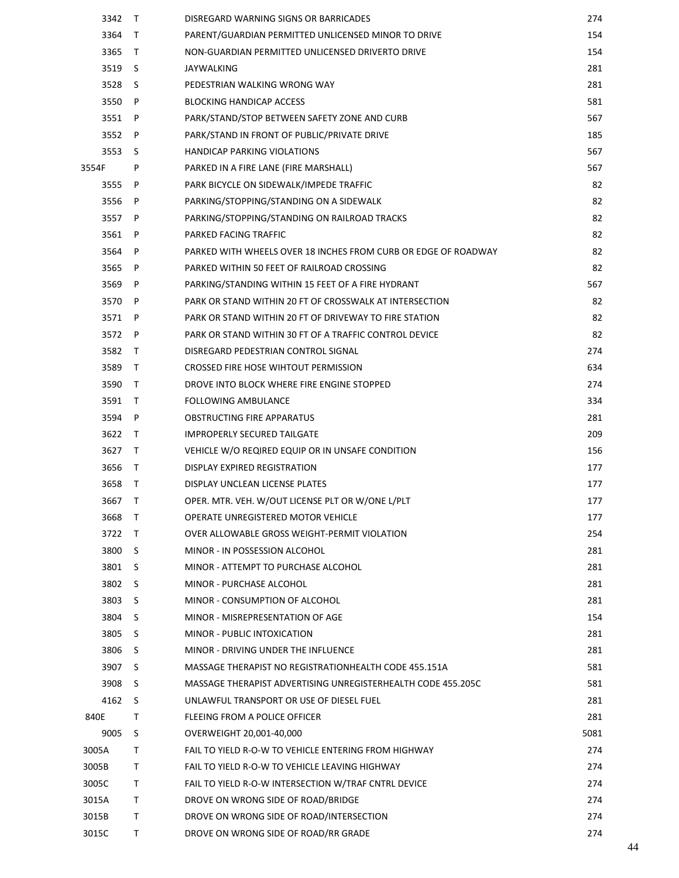| | | | |
|---|---|---|---|
| 3342 | T | DISREGARD WARNING SIGNS OR BARRICADES | 274 |
| 3364 | T | PARENT/GUARDIAN PERMITTED UNLICENSED MINOR TO DRIVE | 154 |
| 3365 | T | NON-GUARDIAN PERMITTED UNLICENSED DRIVERTO DRIVE | 154 |
| 3519 | S | JAYWALKING | 281 |
| 3528 | S | PEDESTRIAN WALKING WRONG WAY | 281 |
| 3550 | P | BLOCKING HANDICAP ACCESS | 581 |
| 3551 | P | PARK/STAND/STOP BETWEEN SAFETY ZONE AND CURB | 567 |
| 3552 | P | PARK/STAND IN FRONT OF PUBLIC/PRIVATE DRIVE | 185 |
| 3553 | S | HANDICAP PARKING VIOLATIONS | 567 |
| 3554F | P | PARKED IN A FIRE LANE (FIRE MARSHALL) | 567 |
| 3555 | P | PARK BICYCLE ON SIDEWALK/IMPEDE TRAFFIC | 82 |
| 3556 | P | PARKING/STOPPING/STANDING ON A SIDEWALK | 82 |
| 3557 | P | PARKING/STOPPING/STANDING ON RAILROAD TRACKS | 82 |
| 3561 | P | PARKED FACING TRAFFIC | 82 |
| 3564 | P | PARKED WITH WHEELS OVER 18 INCHES FROM CURB OR EDGE OF ROADWAY | 82 |
| 3565 | P | PARKED WITHIN 50 FEET OF RAILROAD CROSSING | 82 |
| 3569 | P | PARKING/STANDING WITHIN 15 FEET OF A FIRE HYDRANT | 567 |
| 3570 | P | PARK OR STAND WITHIN 20 FT OF CROSSWALK AT INTERSECTION | 82 |
| 3571 | P | PARK OR STAND WITHIN 20 FT OF DRIVEWAY TO FIRE STATION | 82 |
| 3572 | P | PARK OR STAND WITHIN 30 FT OF A TRAFFIC CONTROL DEVICE | 82 |
| 3582 | T | DISREGARD PEDESTRIAN CONTROL SIGNAL | 274 |
| 3589 | T | CROSSED FIRE HOSE WIHTOUT PERMISSION | 634 |
| 3590 | T | DROVE INTO BLOCK WHERE FIRE ENGINE STOPPED | 274 |
| 3591 | T | FOLLOWING AMBULANCE | 334 |
| 3594 | P | OBSTRUCTING FIRE APPARATUS | 281 |
| 3622 | T | IMPROPERLY SECURED TAILGATE | 209 |
| 3627 | T | VEHICLE W/O REQIRED EQUIP OR IN UNSAFE CONDITION | 156 |
| 3656 | T | DISPLAY EXPIRED REGISTRATION | 177 |
| 3658 | T | DISPLAY UNCLEAN LICENSE PLATES | 177 |
| 3667 | T | OPER. MTR. VEH. W/OUT LICENSE PLT OR W/ONE L/PLT | 177 |
| 3668 | T | OPERATE UNREGISTERED MOTOR VEHICLE | 177 |
| 3722 | T | OVER ALLOWABLE GROSS WEIGHT-PERMIT VIOLATION | 254 |
| 3800 | S | MINOR - IN POSSESSION ALCOHOL | 281 |
| 3801 | S | MINOR - ATTEMPT TO PURCHASE ALCOHOL | 281 |
| 3802 | S | MINOR - PURCHASE ALCOHOL | 281 |
| 3803 | S | MINOR - CONSUMPTION OF ALCOHOL | 281 |
| 3804 | S | MINOR - MISREPRESENTATION OF AGE | 154 |
| 3805 | S | MINOR - PUBLIC INTOXICATION | 281 |
| 3806 | S | MINOR - DRIVING UNDER THE INFLUENCE | 281 |
| 3907 | S | MASSAGE THERAPIST NO REGISTRATIONHEALTH CODE 455.151A | 581 |
| 3908 | S | MASSAGE THERAPIST ADVERTISING UNREGISTERHEALTH CODE 455.205C | 581 |
| 4162 | S | UNLAWFUL TRANSPORT OR USE OF DIESEL FUEL | 281 |
| 840E | T | FLEEING FROM A POLICE OFFICER | 281 |
| 9005 | S | OVERWEIGHT 20,001-40,000 | 5081 |
| 3005A | T | FAIL TO YIELD R-O-W TO VEHICLE ENTERING FROM HIGHWAY | 274 |
| 3005B | T | FAIL TO YIELD R-O-W TO VEHICLE LEAVING HIGHWAY | 274 |
| 3005C | T | FAIL TO YIELD R-O-W INTERSECTION W/TRAF CNTRL DEVICE | 274 |
| 3015A | T | DROVE ON WRONG SIDE OF ROAD/BRIDGE | 274 |
| 3015B | T | DROVE ON WRONG SIDE OF ROAD/INTERSECTION | 274 |
| 3015C | T | DROVE ON WRONG SIDE OF ROAD/RR GRADE | 274 |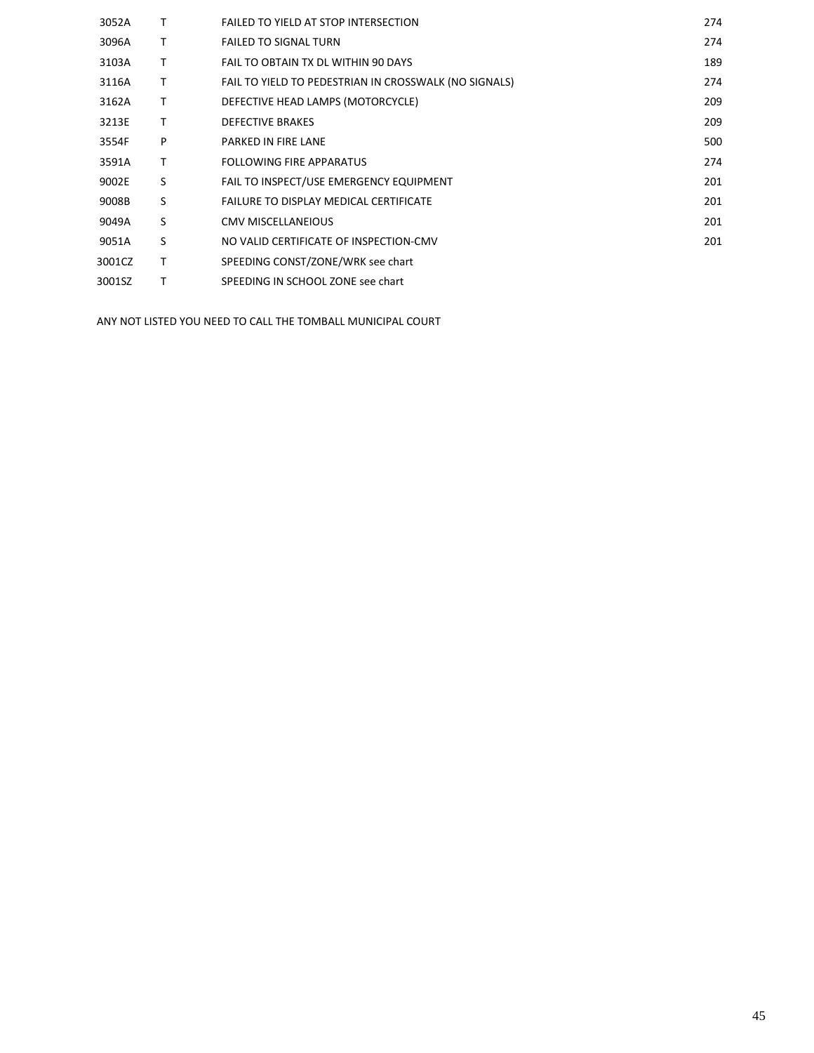| | | | |
|---|---|---|---|
| 3052A | T | FAILED TO YIELD AT STOP INTERSECTION | 274 |
| 3096A | T | FAILED TO SIGNAL TURN | 274 |
| 3103A | T | FAIL TO OBTAIN TX DL WITHIN 90 DAYS | 189 |
| 3116A | T | FAIL TO YIELD TO PEDESTRIAN IN CROSSWALK (NO SIGNALS) | 274 |
| 3162A | T | DEFECTIVE HEAD LAMPS (MOTORCYCLE) | 209 |
| 3213E | T | DEFECTIVE BRAKES | 209 |
| 3554F | P | PARKED IN FIRE LANE | 500 |
| 3591A | T | FOLLOWING FIRE APPARATUS | 274 |
| 9002E | S | FAIL TO INSPECT/USE EMERGENCY EQUIPMENT | 201 |
| 9008B | S | FAILURE TO DISPLAY MEDICAL CERTIFICATE | 201 |
| 9049A | S | CMV MISCELLANEIOUS | 201 |
| 9051A | S | NO VALID CERTIFICATE OF INSPECTION-CMV | 201 |
| 3001CZ | T | SPEEDING CONST/ZONE/WRK see chart | |
| 3001SZ | T | SPEEDING IN SCHOOL ZONE see chart | |

ANY NOT LISTED YOU NEED TO CALL THE TOMBALL MUNICIPAL COURT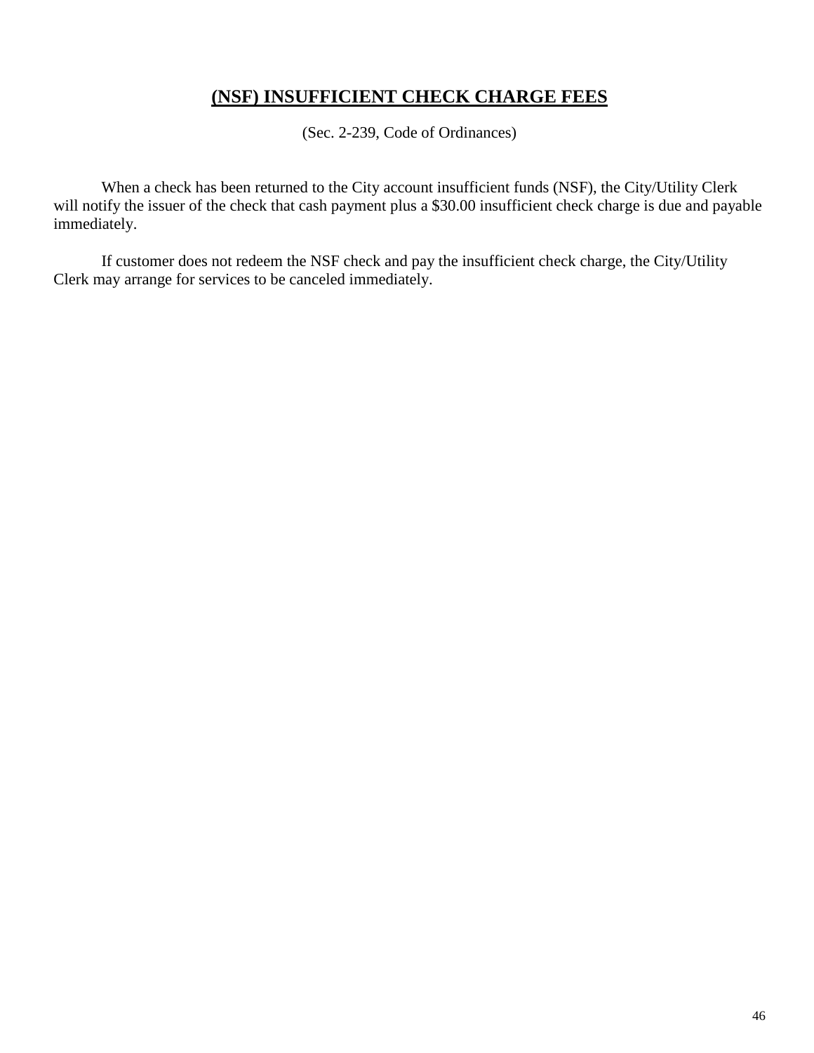# **(NSF) INSUFFICIENT CHECK CHARGE FEES**

(Sec. 2-239, Code of Ordinances)

When a check has been returned to the City account insufficient funds (NSF), the City/Utility Clerk will notify the issuer of the check that cash payment plus a $30.00 insufficient check charge is due and payable immediately.

If customer does not redeem the NSF check and pay the insufficient check charge, the City/Utility Clerk may arrange for services to be canceled immediately.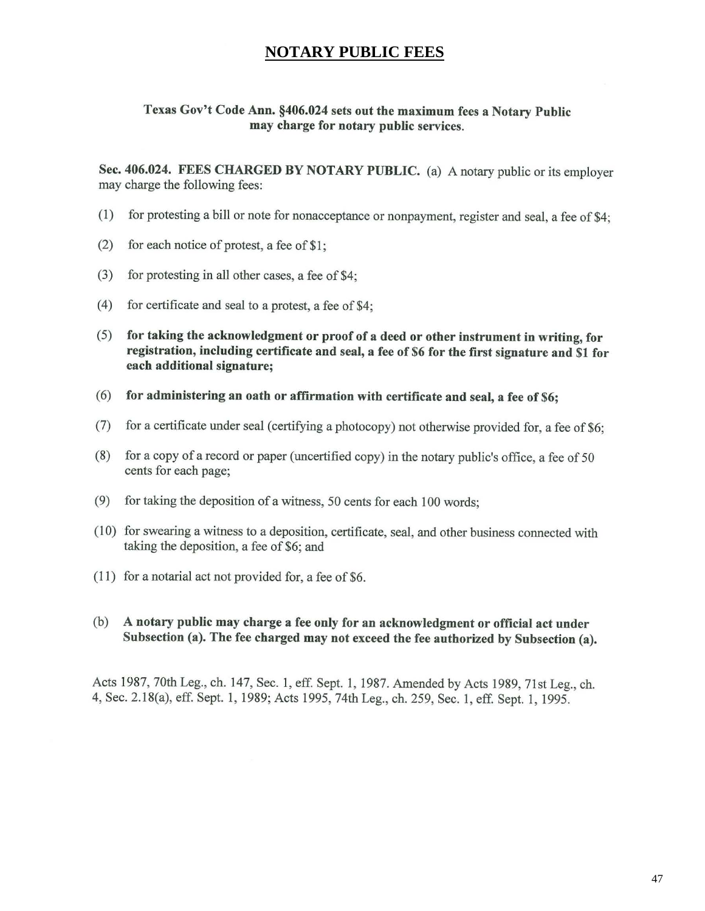# NOTARY PUBLIC FEES

**Texas Gov't Code Ann. §406.024 sets out the maximum fees a Notary Public may charge for notary public services.**

**Sec. 406.024. FEES CHARGED BY NOTARY PUBLIC.** (a) A notary public or its employer may charge the following fees:

(1) for protesting a bill or note for nonacceptance or nonpayment, register and seal, a fee of $4;

(2) for each notice of protest, a fee of $1;

(3) for protesting in all other cases, a fee of $4;

(4) for certificate and seal to a protest, a fee of $4;

(5) **for taking the acknowledgment or proof of a deed or other instrument in writing, for registration, including certificate and seal, a fee of $6 for the first signature and $1 for each additional signature;**

(6) **for administering an oath or affirmation with certificate and seal, a fee of $6;**

(7) for a certificate under seal (certifying a photocopy) not otherwise provided for, a fee of $6;

(8) for a copy of a record or paper (uncertified copy) in the notary public's office, a fee of 50 cents for each page;

(9) for taking the deposition of a witness, 50 cents for each 100 words;

(10) for swearing a witness to a deposition, certificate, seal, and other business connected with taking the deposition, a fee of $6; and

(11) for a notarial act not provided for, a fee of $6.

(b) **A notary public may charge a fee only for an acknowledgment or official act under Subsection (a). The fee charged may not exceed the fee authorized by Subsection (a).**

Acts 1987, 70th Leg., ch. 147, Sec. 1, eff. Sept. 1, 1987. Amended by Acts 1989, 71st Leg., ch. 4, Sec. 2.18(a), eff. Sept. 1, 1989; Acts 1995, 74th Leg., ch. 259, Sec. 1, eff. Sept. 1, 1995.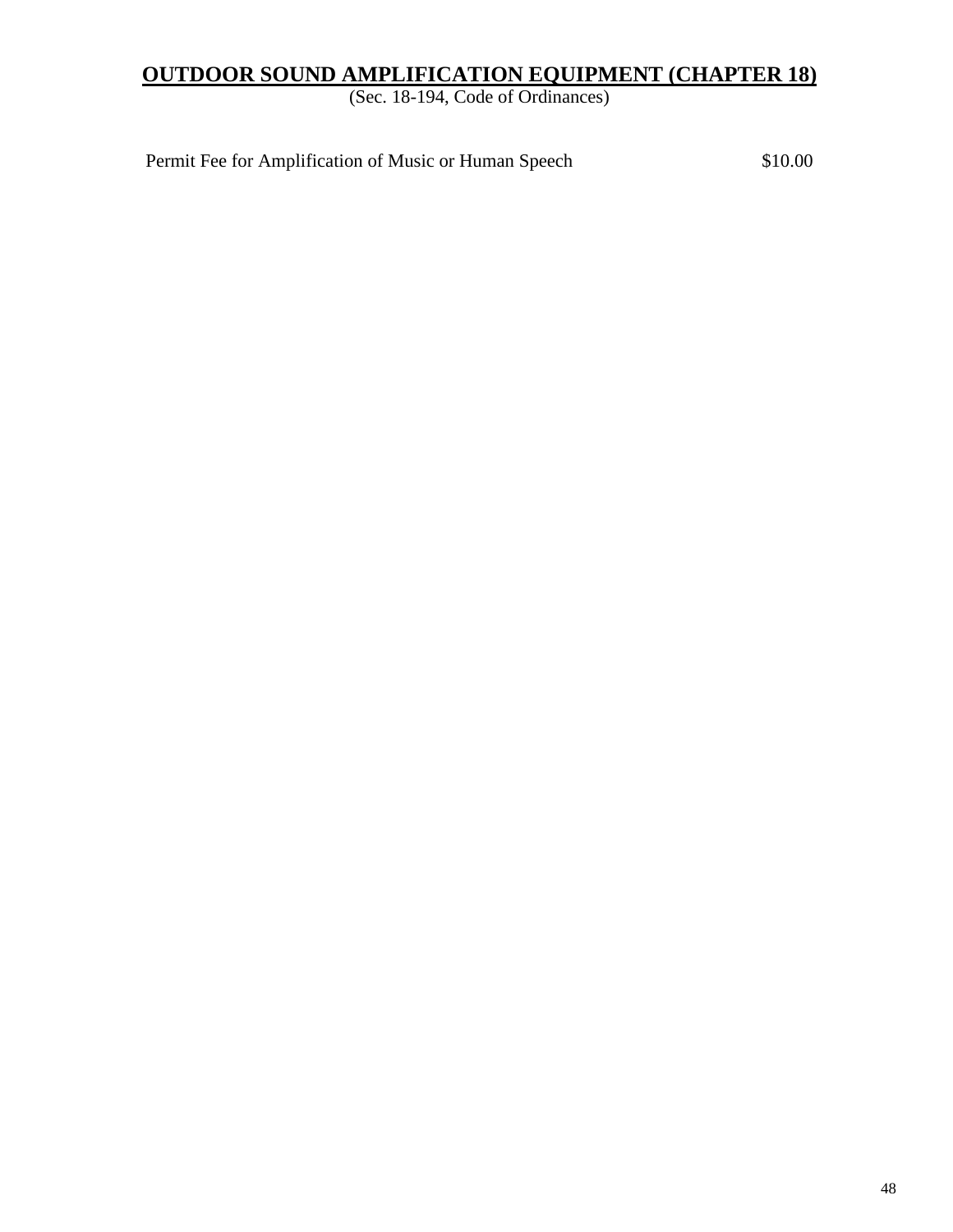## **OUTDOOR SOUND AMPLIFICATION EQUIPMENT (CHAPTER 18)**

(Sec. 18-194, Code of Ordinances)

| | |
|---|---|
| Permit Fee for Amplification of Music or Human Speech | $10.00 |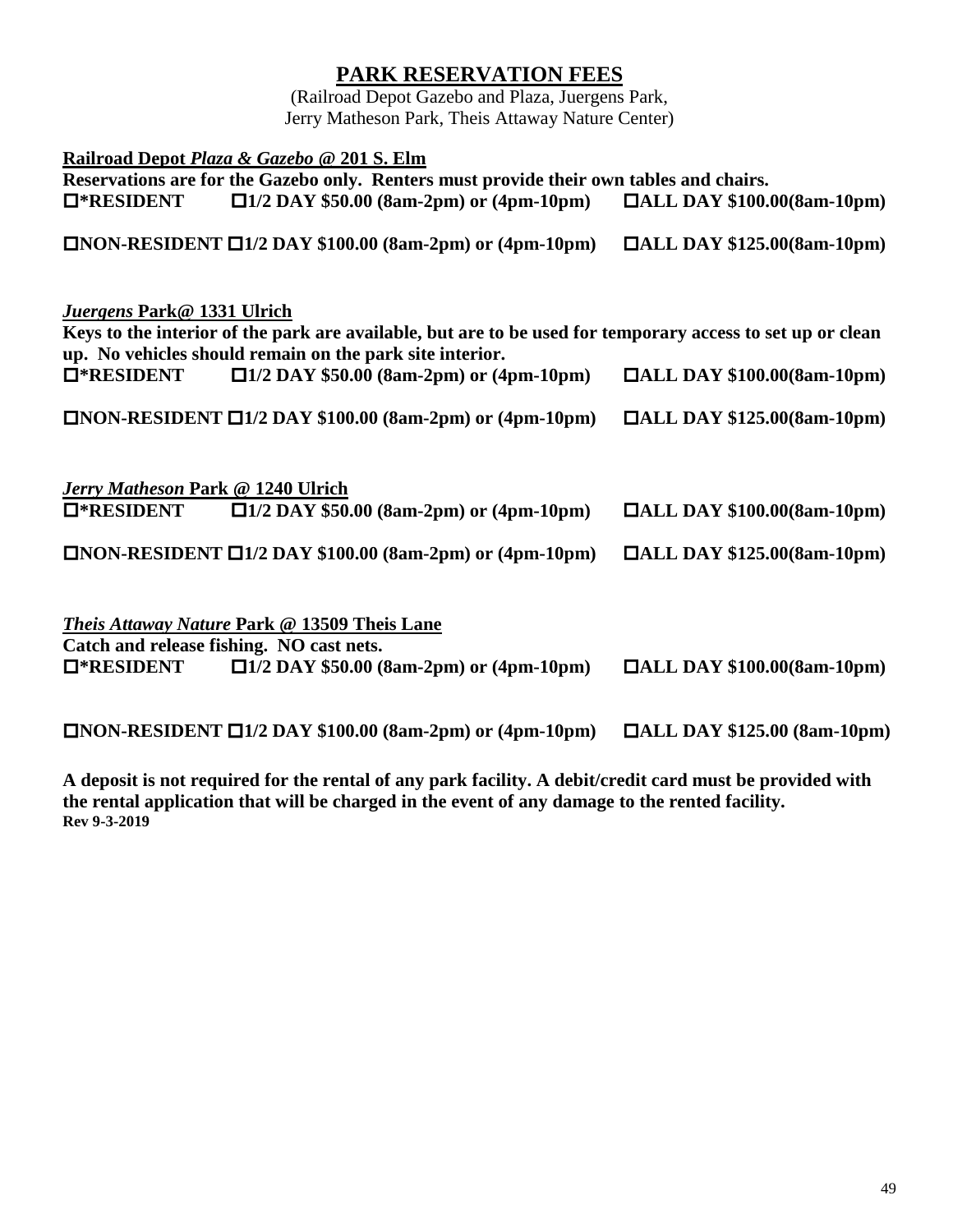# PARK RESERVATION FEES

(Railroad Depot Gazebo and Plaza, Juergens Park,
Jerry Matheson Park, Theis Attaway Nature Center)

**Railroad Depot *Plaza & Gazebo* @ 201 S. Elm**

**Reservations are for the Gazebo only. Renters must provide their own tables and chairs.**

**☐*RESIDENT ☐1/2 DAY $50.00 (8am-2pm) or (4pm-10pm) ☐ALL DAY $100.00(8am-10pm)**

**☐NON-RESIDENT ☐1/2 DAY $100.00 (8am-2pm) or (4pm-10pm) ☐ALL DAY $125.00(8am-10pm)**

***Juergens* Park@ 1331 Ulrich**

**Keys to the interior of the park are available, but are to be used for temporary access to set up or clean up. No vehicles should remain on the park site interior.**

**☐*RESIDENT ☐1/2 DAY $50.00 (8am-2pm) or (4pm-10pm) ☐ALL DAY $100.00(8am-10pm)**

**☐NON-RESIDENT ☐1/2 DAY $100.00 (8am-2pm) or (4pm-10pm) ☐ALL DAY $125.00(8am-10pm)**

***Jerry Matheson* Park @ 1240 Ulrich**

**☐*RESIDENT ☐1/2 DAY $50.00 (8am-2pm) or (4pm-10pm) ☐ALL DAY $100.00(8am-10pm)**

**☐NON-RESIDENT ☐1/2 DAY $100.00 (8am-2pm) or (4pm-10pm) ☐ALL DAY $125.00(8am-10pm)**

***Theis Attaway Nature* Park @ 13509 Theis Lane**

**Catch and release fishing. NO cast nets.**

**☐*RESIDENT ☐1/2 DAY $50.00 (8am-2pm) or (4pm-10pm) ☐ALL DAY $100.00(8am-10pm)**

**☐NON-RESIDENT ☐1/2 DAY $100.00 (8am-2pm) or (4pm-10pm) ☐ALL DAY $125.00 (8am-10pm)**

**A deposit is not required for the rental of any park facility. A debit/credit card must be provided with the rental application that will be charged in the event of any damage to the rented facility.**

**Rev 9-3-2019**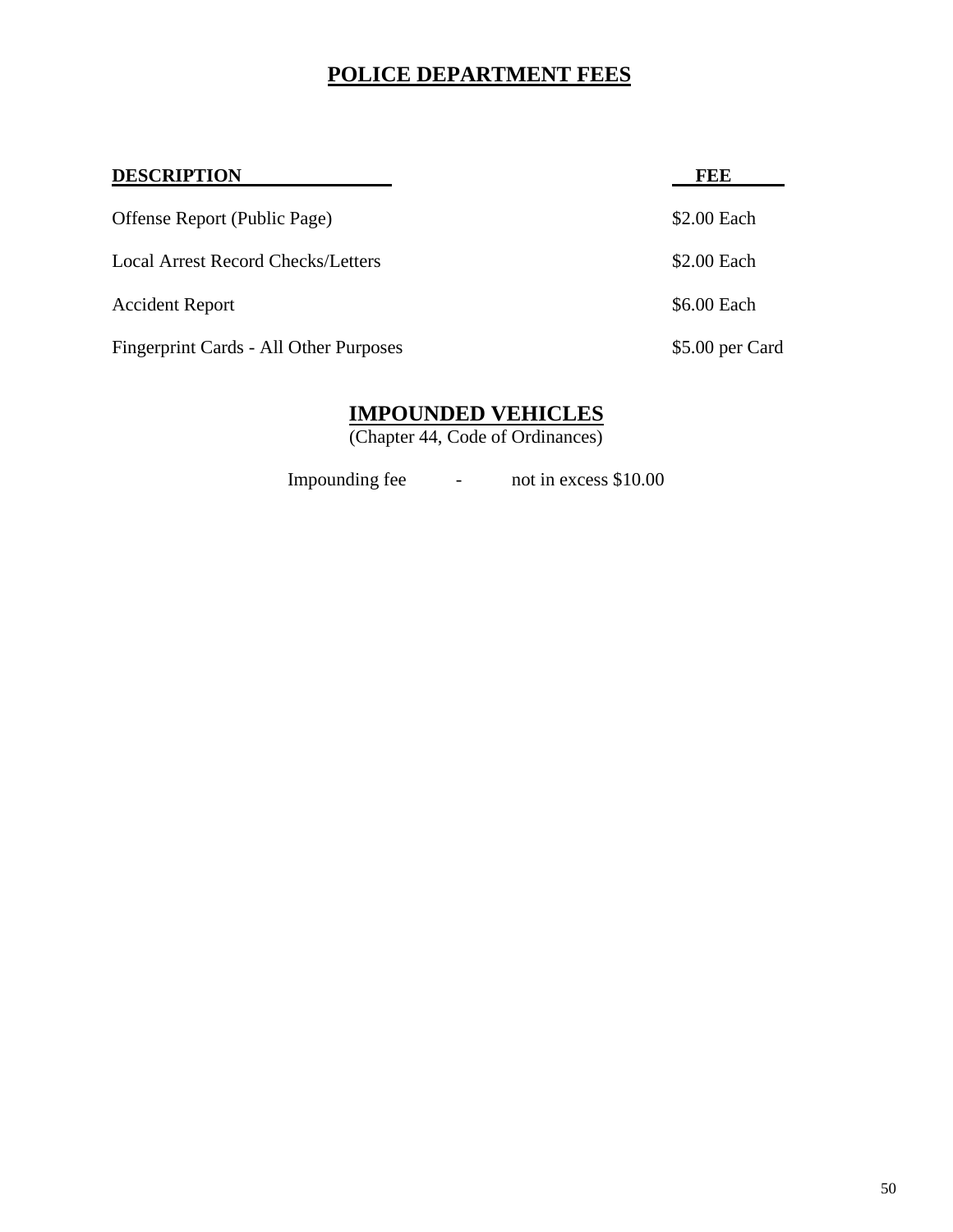# POLICE DEPARTMENT FEES

| DESCRIPTION | FEE |
| --- | --- |
| Offense Report (Public Page) | $2.00 Each |
| Local Arrest Record Checks/Letters | $2.00 Each |
| Accident Report | $6.00 Each |
| Fingerprint Cards - All Other Purposes | $5.00 per Card |

## IMPOUNDED VEHICLES

(Chapter 44, Code of Ordinances)

Impounding fee - not in excess $10.00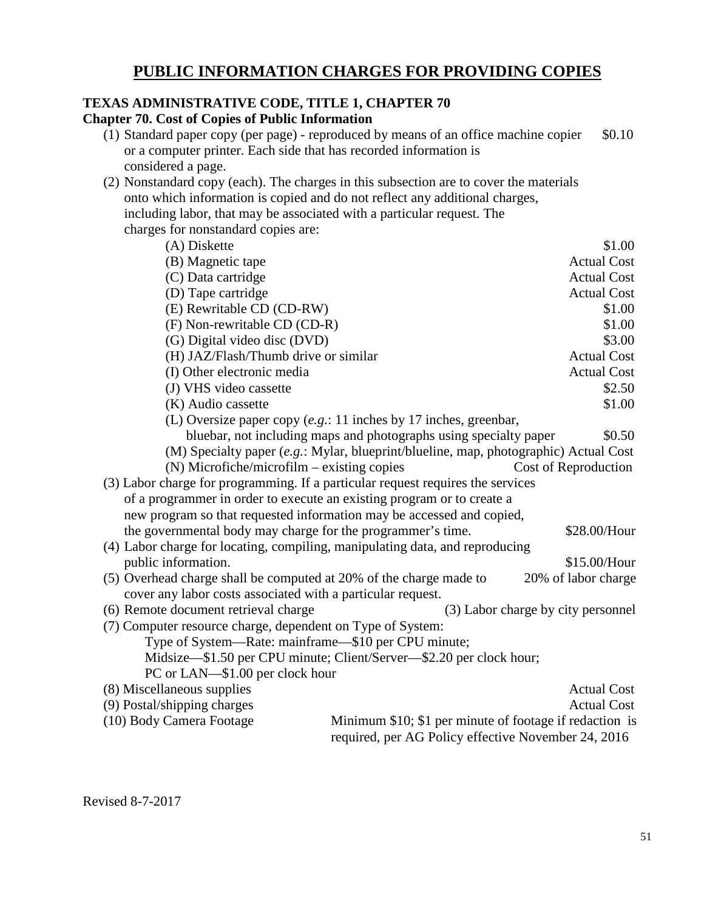# PUBLIC INFORMATION CHARGES FOR PROVIDING COPIES

**TEXAS ADMINISTRATIVE CODE, TITLE 1, CHAPTER 70**
**Chapter 70. Cost of Copies of Public Information**

(1) Standard paper copy (per page) - reproduced by means of an office machine copier or a computer printer. Each side that has recorded information is considered a page. — $0.10

(2) Nonstandard copy (each). The charges in this subsection are to cover the materials onto which information is copied and do not reflect any additional charges, including labor, that may be associated with a particular request. The charges for nonstandard copies are:

| Item | Charge |
|---|---|
| (A) Diskette | $1.00 |
| (B) Magnetic tape | Actual Cost |
| (C) Data cartridge | Actual Cost |
| (D) Tape cartridge | Actual Cost |
| (E) Rewritable CD (CD-RW) | $1.00 |
| (F) Non-rewritable CD (CD-R) | $1.00 |
| (G) Digital video disc (DVD) | $3.00 |
| (H) JAZ/Flash/Thumb drive or similar | Actual Cost |
| (I) Other electronic media | Actual Cost |
| (J) VHS video cassette | $2.50 |
| (K) Audio cassette | $1.00 |
| (L) Oversize paper copy (*e.g.*: 11 inches by 17 inches, greenbar, bluebar, not including maps and photographs using specialty paper | $0.50 |
| (M) Specialty paper (*e.g.*: Mylar, blueprint/blueline, map, photographic) | Actual Cost |
| (N) Microfiche/microfilm – existing copies | Cost of Reproduction |

(3) Labor charge for programming. If a particular request requires the services of a programmer in order to execute an existing program or to create a new program so that requested information may be accessed and copied, the governmental body may charge for the programmer's time. — $28.00/Hour

(4) Labor charge for locating, compiling, manipulating data, and reproducing public information. — $15.00/Hour

(5) Overhead charge shall be computed at 20% of the charge made to cover any labor costs associated with a particular request. — 20% of labor charge

(6) Remote document retrieval charge — (3) Labor charge by city personnel

(7) Computer resource charge, dependent on Type of System:
Type of System—Rate: mainframe—$10 per CPU minute;
Midsize—$1.50 per CPU minute; Client/Server—$2.20 per clock hour;
PC or LAN—$1.00 per clock hour

(8) Miscellaneous supplies — Actual Cost

(9) Postal/shipping charges — Actual Cost

(10) Body Camera Footage — Minimum $10; $1 per minute of footage if redaction is required, per AG Policy effective November 24, 2016

Revised 8-7-2017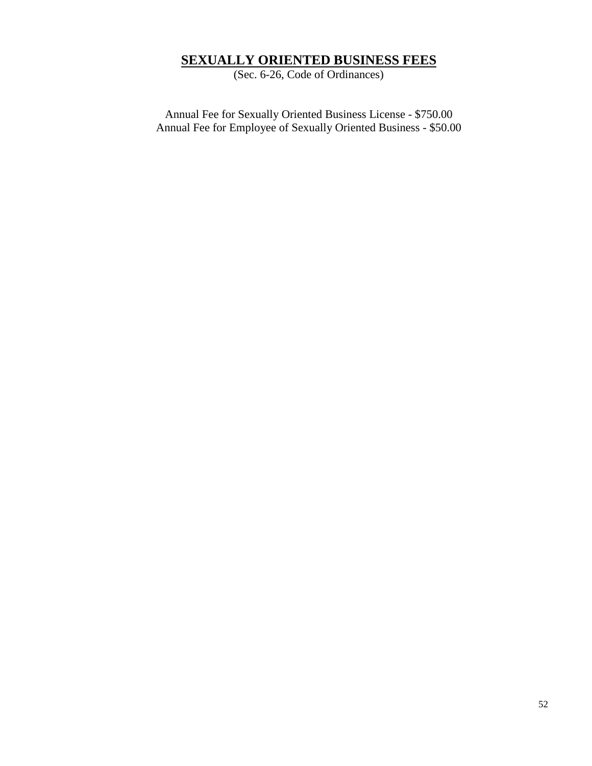## **SEXUALLY ORIENTED BUSINESS FEES**

(Sec. 6-26, Code of Ordinances)

Annual Fee for Sexually Oriented Business License - $750.00
Annual Fee for Employee of Sexually Oriented Business - $50.00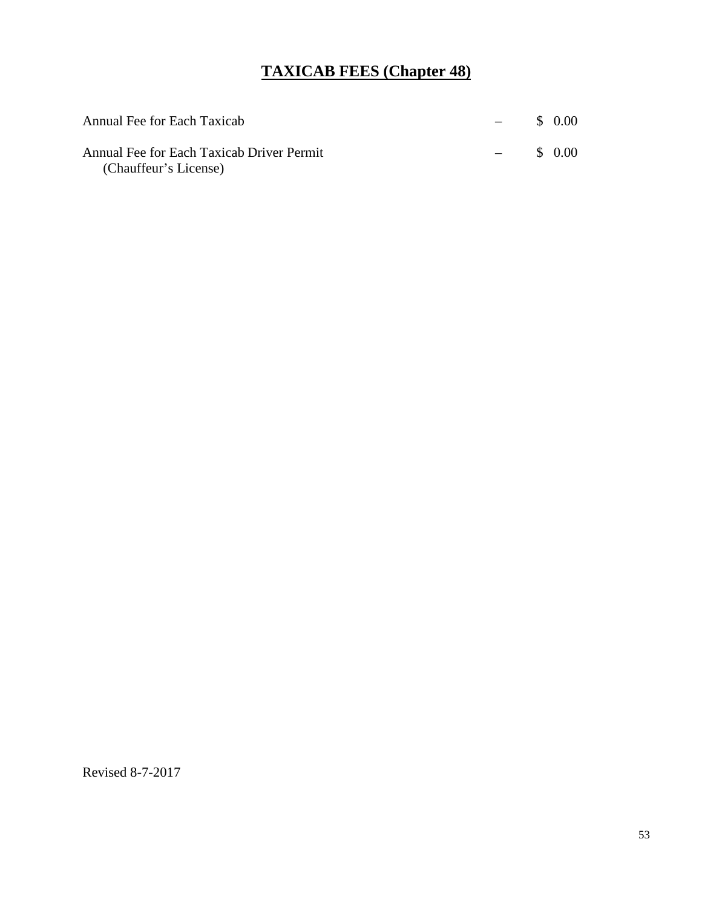# TAXICAB FEES (Chapter 48)

| | | |
|---|---|---|
| Annual Fee for Each Taxicab | – | $ 0.00 |
| Annual Fee for Each Taxicab Driver Permit (Chauffeur's License) | – | $ 0.00 |

Revised 8-7-2017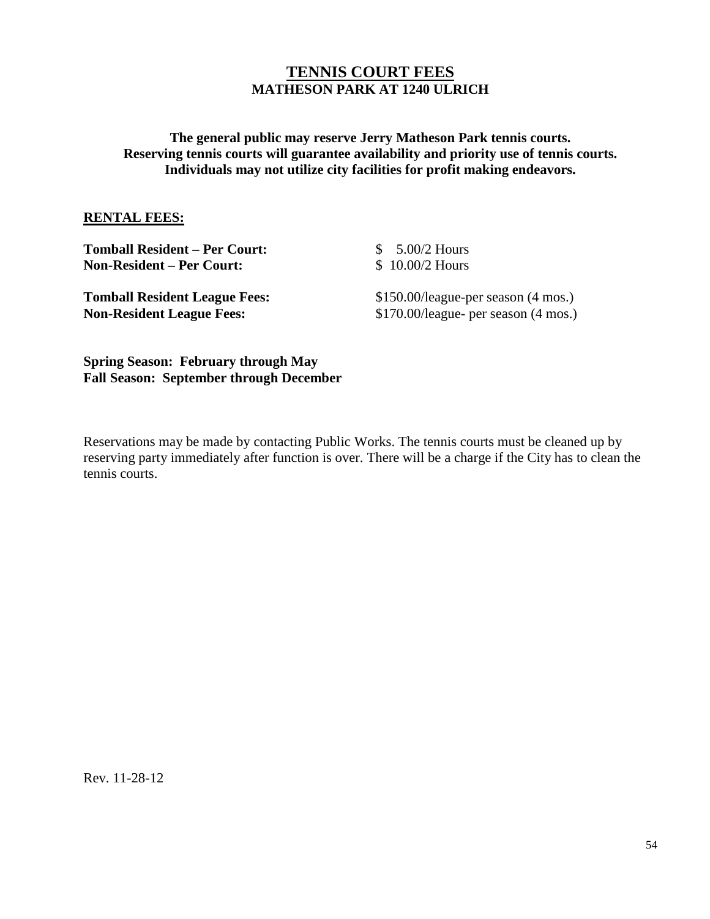# TENNIS COURT FEES

## MATHESON PARK AT 1240 ULRICH

**The general public may reserve Jerry Matheson Park tennis courts.**
**Reserving tennis courts will guarantee availability and priority use of tennis courts.**
**Individuals may not utilize city facilities for profit making endeavors.**

**RENTAL FEES:**

| | |
|---|---|
| **Tomball Resident – Per Court:** | $ 5.00/2 Hours |
| **Non-Resident – Per Court:** | $ 10.00/2 Hours |
| **Tomball Resident League Fees:** | $150.00/league-per season (4 mos.) |
| **Non-Resident League Fees:** | $170.00/league- per season (4 mos.) |

**Spring Season: February through May**
**Fall Season: September through December**

Reservations may be made by contacting Public Works. The tennis courts must be cleaned up by reserving party immediately after function is over. There will be a charge if the City has to clean the tennis courts.

Rev. 11-28-12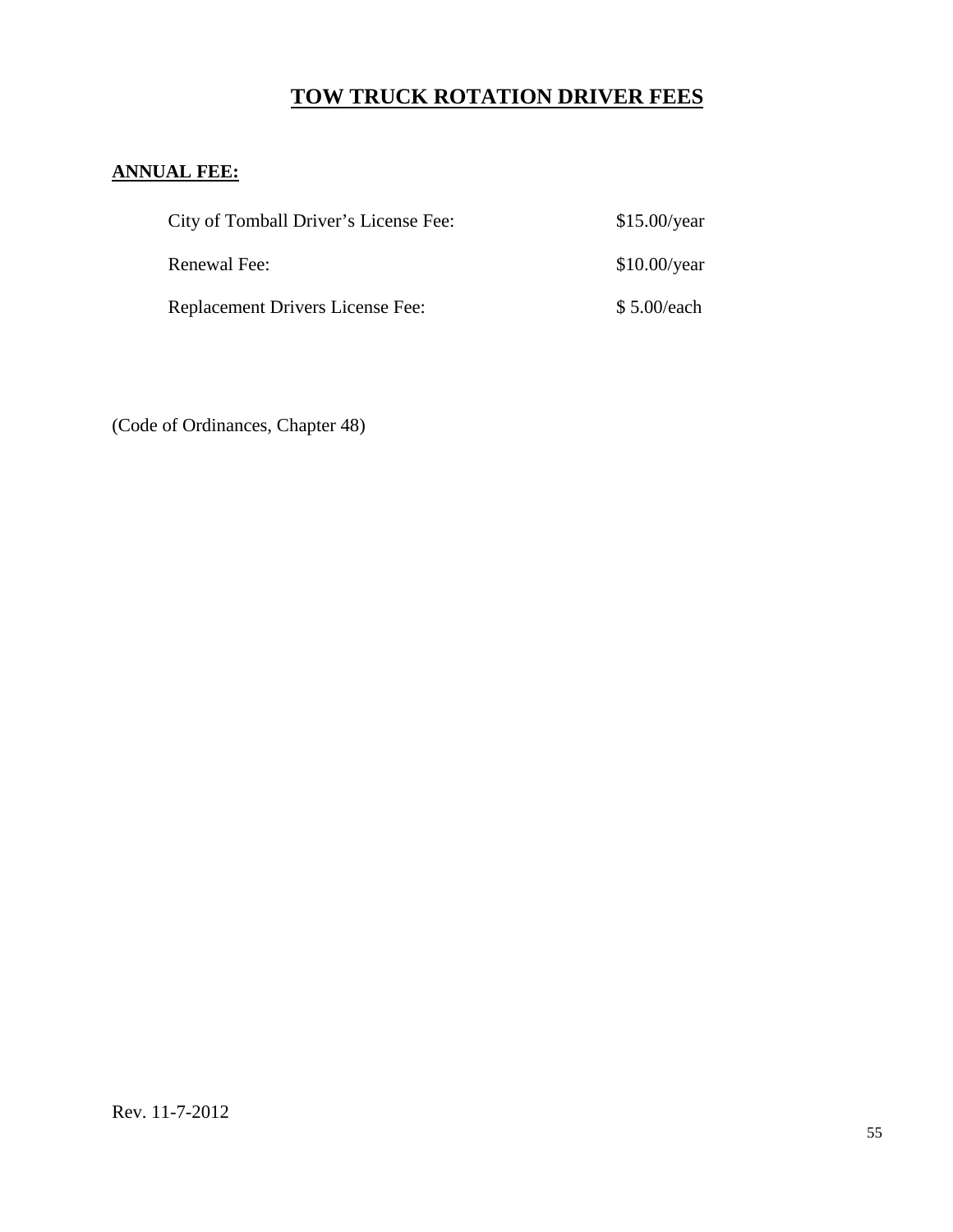# TOW TRUCK ROTATION DRIVER FEES

**ANNUAL FEE:**

| | |
|---|---|
| City of Tomball Driver's License Fee: | $15.00/year |
| Renewal Fee: | $10.00/year |
| Replacement Drivers License Fee: | $ 5.00/each |

(Code of Ordinances, Chapter 48)

Rev. 11-7-2012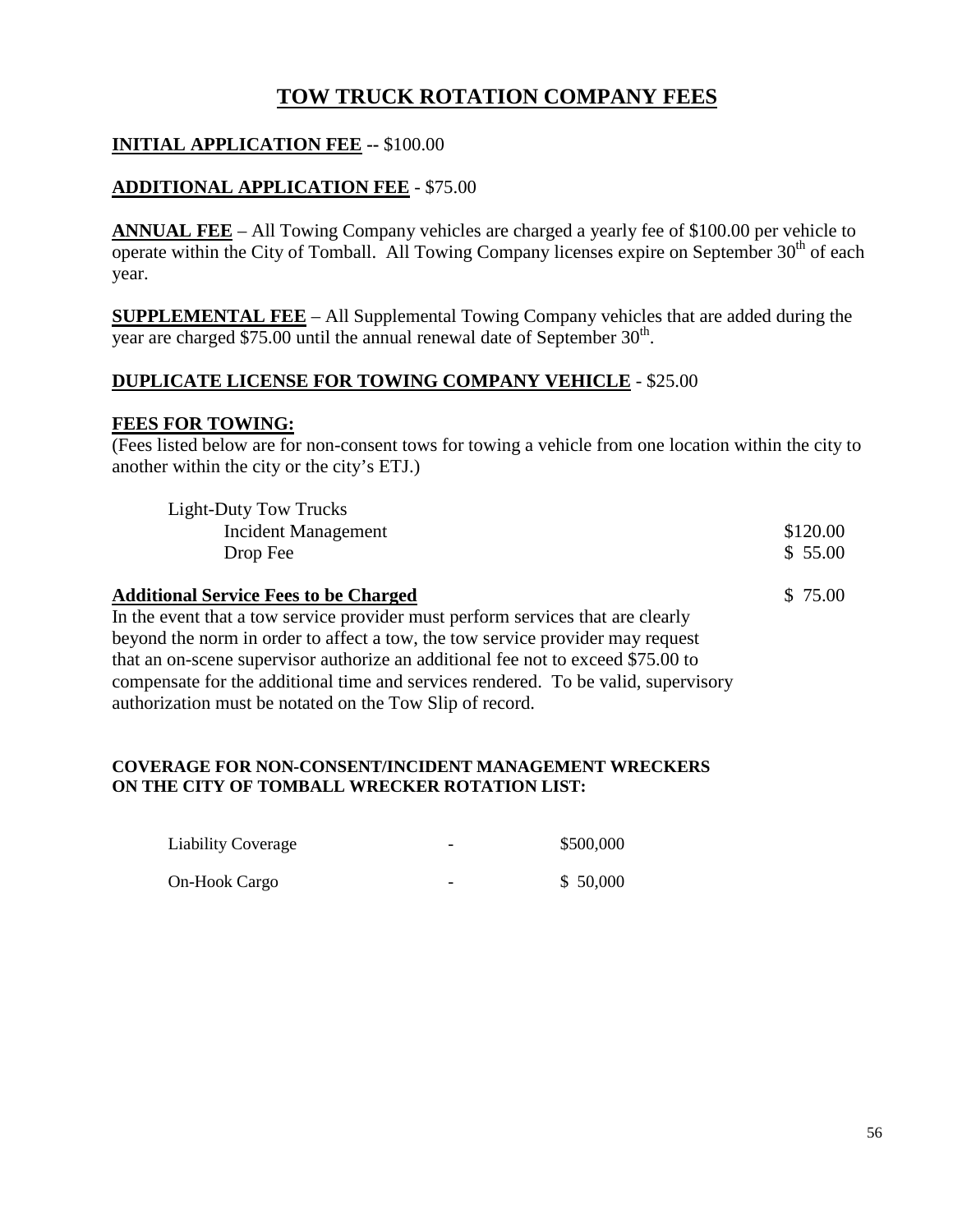# TOW TRUCK ROTATION COMPANY FEES

**INITIAL APPLICATION FEE --** $100.00

**ADDITIONAL APPLICATION FEE** - $75.00

**ANNUAL FEE** – All Towing Company vehicles are charged a yearly fee of $100.00 per vehicle to operate within the City of Tomball. All Towing Company licenses expire on September 30th of each year.

**SUPPLEMENTAL FEE** – All Supplemental Towing Company vehicles that are added during the year are charged $75.00 until the annual renewal date of September 30th.

**DUPLICATE LICENSE FOR TOWING COMPANY VEHICLE** - $25.00

**FEES FOR TOWING:**

(Fees listed below are for non-consent tows for towing a vehicle from one location within the city to another within the city or the city's ETJ.)

| Light-Duty Tow Trucks | |
|---|---|
| Incident Management | $120.00 |
| Drop Fee | $ 55.00 |

**Additional Service Fees to be Charged** $ 75.00

In the event that a tow service provider must perform services that are clearly beyond the norm in order to affect a tow, the tow service provider may request that an on-scene supervisor authorize an additional fee not to exceed $75.00 to compensate for the additional time and services rendered. To be valid, supervisory authorization must be notated on the Tow Slip of record.

**COVERAGE FOR NON-CONSENT/INCIDENT MANAGEMENT WRECKERS ON THE CITY OF TOMBALL WRECKER ROTATION LIST:**

| | | |
|---|---|---|
| Liability Coverage | - | $500,000 |
| On-Hook Cargo | - | $ 50,000 |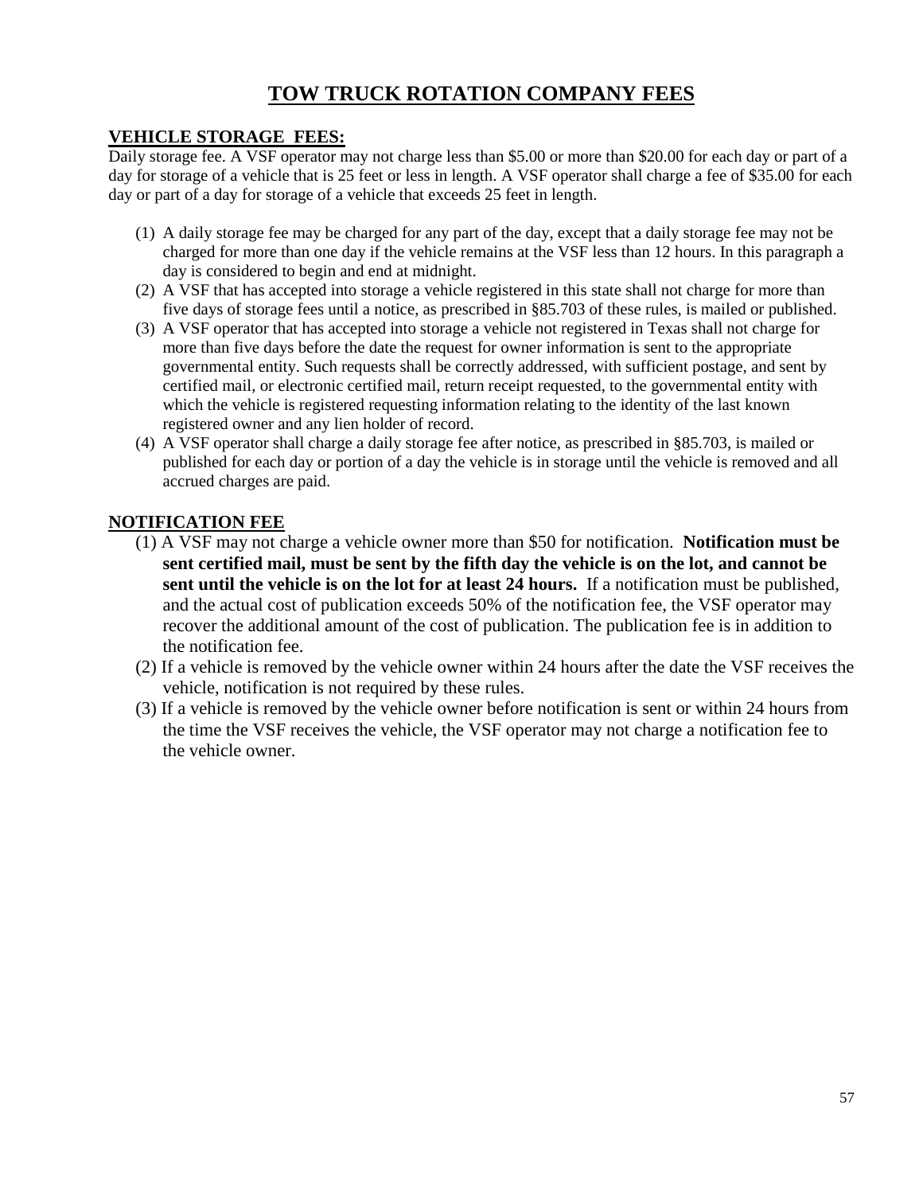# TOW TRUCK ROTATION COMPANY FEES

## VEHICLE STORAGE FEES:

Daily storage fee. A VSF operator may not charge less than $5.00 or more than $20.00 for each day or part of a day for storage of a vehicle that is 25 feet or less in length. A VSF operator shall charge a fee of $35.00 for each day or part of a day for storage of a vehicle that exceeds 25 feet in length.

(1) A daily storage fee may be charged for any part of the day, except that a daily storage fee may not be charged for more than one day if the vehicle remains at the VSF less than 12 hours. In this paragraph a day is considered to begin and end at midnight.

(2) A VSF that has accepted into storage a vehicle registered in this state shall not charge for more than five days of storage fees until a notice, as prescribed in §85.703 of these rules, is mailed or published.

(3) A VSF operator that has accepted into storage a vehicle not registered in Texas shall not charge for more than five days before the date the request for owner information is sent to the appropriate governmental entity. Such requests shall be correctly addressed, with sufficient postage, and sent by certified mail, or electronic certified mail, return receipt requested, to the governmental entity with which the vehicle is registered requesting information relating to the identity of the last known registered owner and any lien holder of record.

(4) A VSF operator shall charge a daily storage fee after notice, as prescribed in §85.703, is mailed or published for each day or portion of a day the vehicle is in storage until the vehicle is removed and all accrued charges are paid.

## NOTIFICATION FEE

(1) A VSF may not charge a vehicle owner more than $50 for notification. **Notification must be sent certified mail, must be sent by the fifth day the vehicle is on the lot, and cannot be sent until the vehicle is on the lot for at least 24 hours.** If a notification must be published, and the actual cost of publication exceeds 50% of the notification fee, the VSF operator may recover the additional amount of the cost of publication. The publication fee is in addition to the notification fee.

(2) If a vehicle is removed by the vehicle owner within 24 hours after the date the VSF receives the vehicle, notification is not required by these rules.

(3) If a vehicle is removed by the vehicle owner before notification is sent or within 24 hours from the time the VSF receives the vehicle, the VSF operator may not charge a notification fee to the vehicle owner.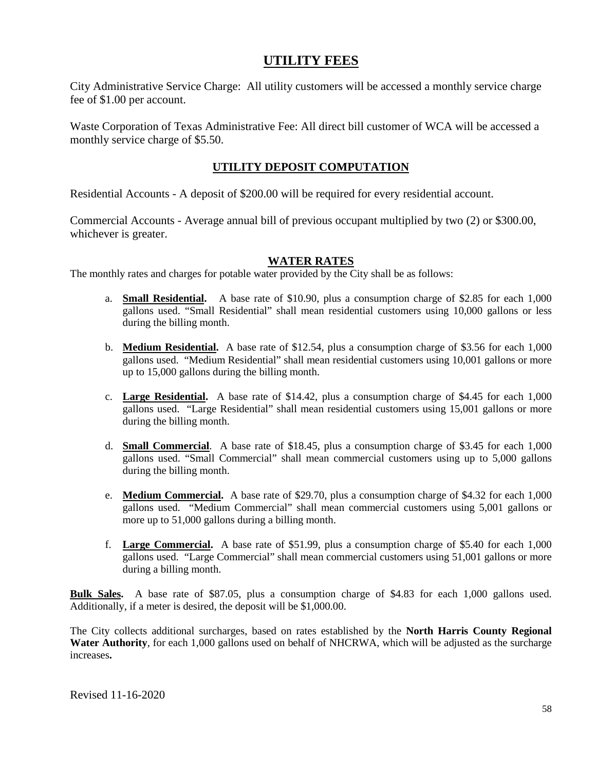## UTILITY FEES

City Administrative Service Charge: All utility customers will be accessed a monthly service charge fee of $1.00 per account.

Waste Corporation of Texas Administrative Fee: All direct bill customer of WCA will be accessed a monthly service charge of $5.50.

## UTILITY DEPOSIT COMPUTATION

Residential Accounts - A deposit of $200.00 will be required for every residential account.

Commercial Accounts - Average annual bill of previous occupant multiplied by two (2) or $300.00, whichever is greater.

## WATER RATES

The monthly rates and charges for potable water provided by the City shall be as follows:

a. **Small Residential.** A base rate of $10.90, plus a consumption charge of $2.85 for each 1,000 gallons used. "Small Residential" shall mean residential customers using 10,000 gallons or less during the billing month.

b. **Medium Residential.** A base rate of $12.54, plus a consumption charge of $3.56 for each 1,000 gallons used. "Medium Residential" shall mean residential customers using 10,001 gallons or more up to 15,000 gallons during the billing month.

c. **Large Residential.** A base rate of $14.42, plus a consumption charge of $4.45 for each 1,000 gallons used. "Large Residential" shall mean residential customers using 15,001 gallons or more during the billing month.

d. **Small Commercial**. A base rate of $18.45, plus a consumption charge of $3.45 for each 1,000 gallons used. "Small Commercial" shall mean commercial customers using up to 5,000 gallons during the billing month.

e. **Medium Commercial.** A base rate of $29.70, plus a consumption charge of $4.32 for each 1,000 gallons used. "Medium Commercial" shall mean commercial customers using 5,001 gallons or more up to 51,000 gallons during a billing month.

f. **Large Commercial.** A base rate of $51.99, plus a consumption charge of $5.40 for each 1,000 gallons used. "Large Commercial" shall mean commercial customers using 51,001 gallons or more during a billing month.

**Bulk Sales.** A base rate of $87.05, plus a consumption charge of $4.83 for each 1,000 gallons used. Additionally, if a meter is desired, the deposit will be $1,000.00.

The City collects additional surcharges, based on rates established by the **North Harris County Regional Water Authority**, for each 1,000 gallons used on behalf of NHCRWA, which will be adjusted as the surcharge increases**.**

Revised 11-16-2020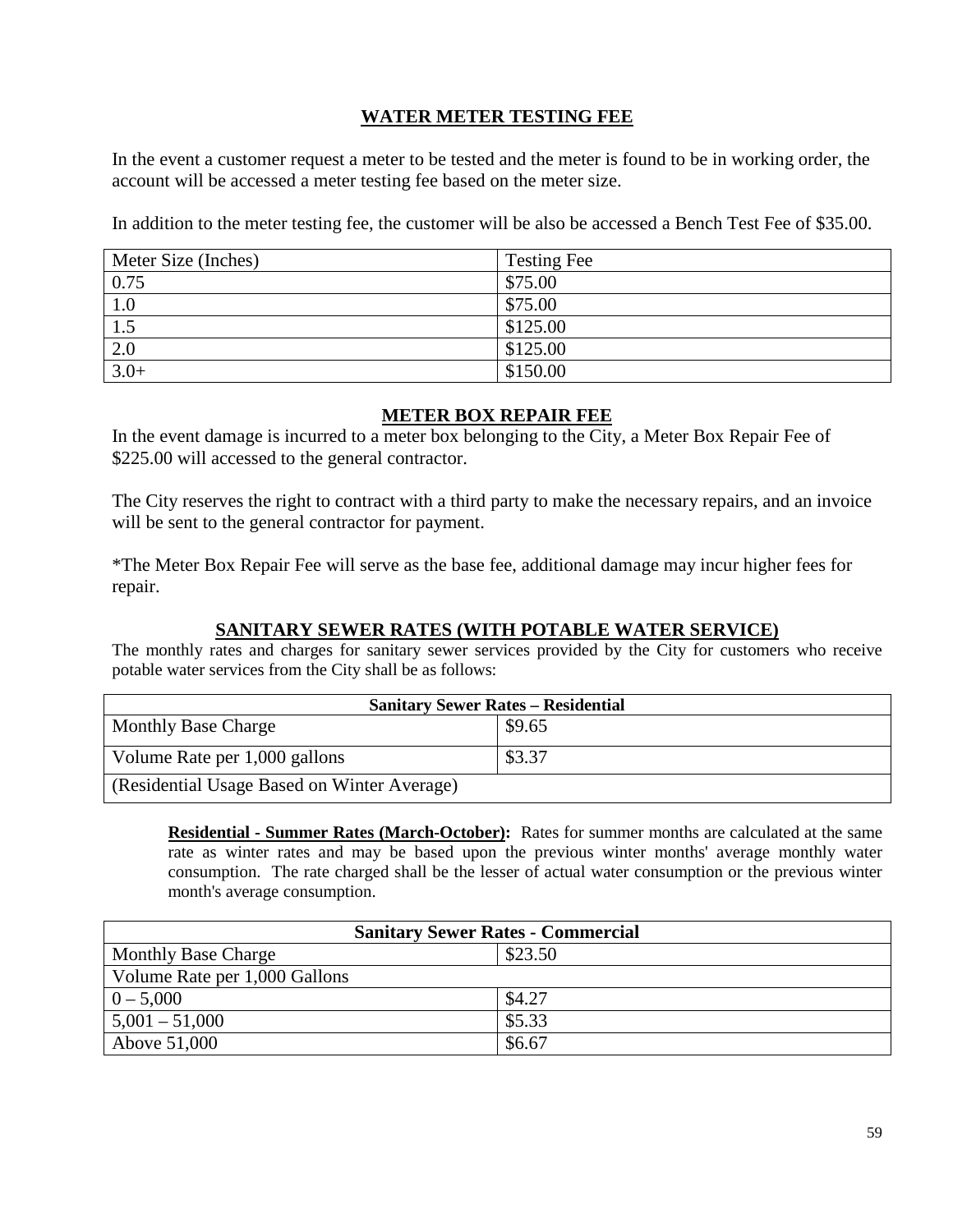## WATER METER TESTING FEE

In the event a customer request a meter to be tested and the meter is found to be in working order, the account will be accessed a meter testing fee based on the meter size.

In addition to the meter testing fee, the customer will be also be accessed a Bench Test Fee of $35.00.

| Meter Size (Inches) | Testing Fee |
|---|---|
| 0.75 | $75.00 |
| 1.0 | $75.00 |
| 1.5 | $125.00 |
| 2.0 | $125.00 |
| 3.0+ | $150.00 |

## METER BOX REPAIR FEE

In the event damage is incurred to a meter box belonging to the City, a Meter Box Repair Fee of $225.00 will accessed to the general contractor.

The City reserves the right to contract with a third party to make the necessary repairs, and an invoice will be sent to the general contractor for payment.

*The Meter Box Repair Fee will serve as the base fee, additional damage may incur higher fees for repair.

## SANITARY SEWER RATES (WITH POTABLE WATER SERVICE)

The monthly rates and charges for sanitary sewer services provided by the City for customers who receive potable water services from the City shall be as follows:

| Sanitary Sewer Rates – Residential | |
|---|---|
| Monthly Base Charge | $9.65 |
| Volume Rate per 1,000 gallons | $3.37 |
| (Residential Usage Based on Winter Average) | |

**Residential - Summer Rates (March-October):** Rates for summer months are calculated at the same rate as winter rates and may be based upon the previous winter months' average monthly water consumption. The rate charged shall be the lesser of actual water consumption or the previous winter month's average consumption.

| Sanitary Sewer Rates - Commercial | |
|---|---|
| Monthly Base Charge | $23.50 |
| Volume Rate per 1,000 Gallons | |
| 0 – 5,000 | $4.27 |
| 5,001 – 51,000 | $5.33 |
| Above 51,000 | $6.67 |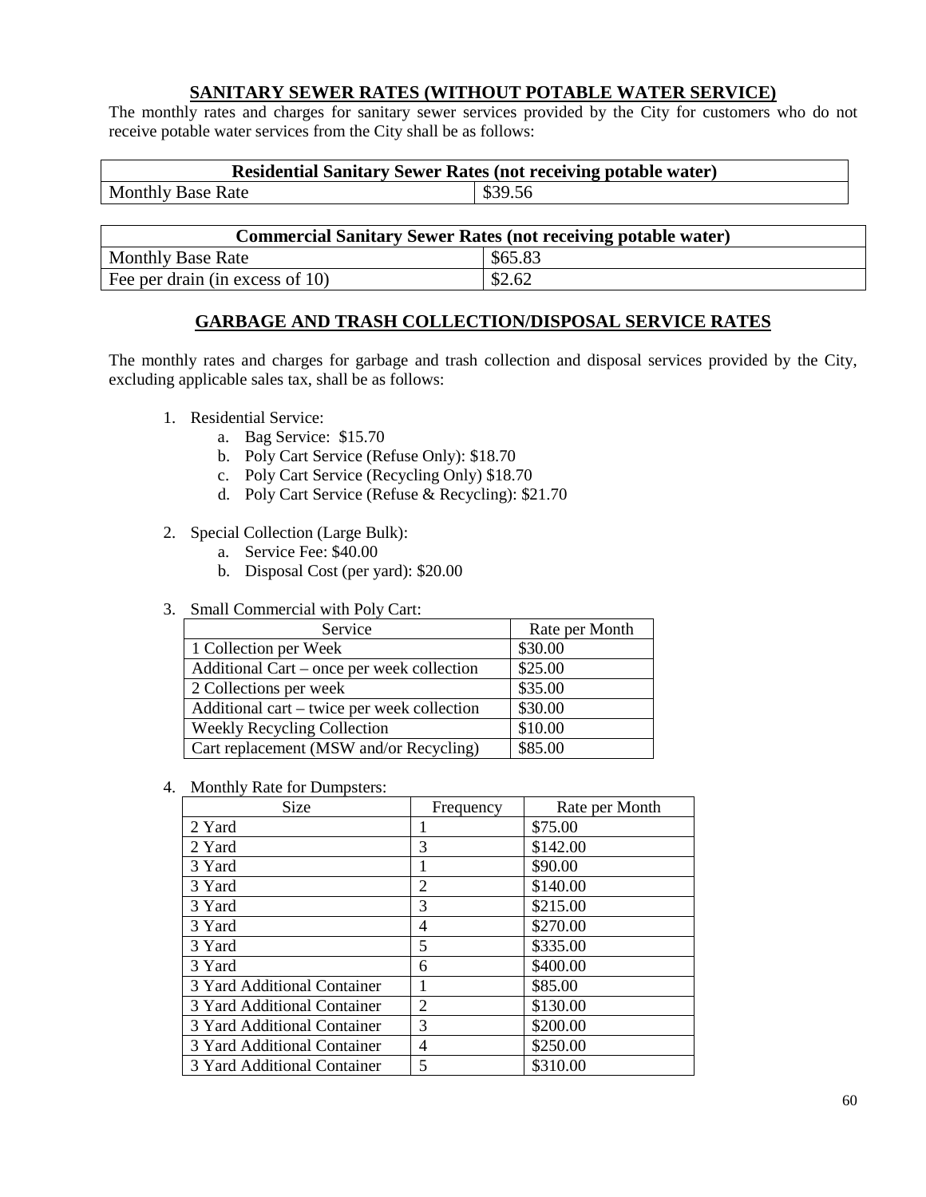## SANITARY SEWER RATES (WITHOUT POTABLE WATER SERVICE)

The monthly rates and charges for sanitary sewer services provided by the City for customers who do not receive potable water services from the City shall be as follows:

| Residential Sanitary Sewer Rates (not receiving potable water) | |
|---|---|
| Monthly Base Rate | $39.56 |

| Commercial Sanitary Sewer Rates (not receiving potable water) | |
|---|---|
| Monthly Base Rate | $65.83 |
| Fee per drain (in excess of 10) | $2.62 |

## GARBAGE AND TRASH COLLECTION/DISPOSAL SERVICE RATES

The monthly rates and charges for garbage and trash collection and disposal services provided by the City, excluding applicable sales tax, shall be as follows:

1. Residential Service:
   a. Bag Service: $15.70
   b. Poly Cart Service (Refuse Only): $18.70
   c. Poly Cart Service (Recycling Only) $18.70
   d. Poly Cart Service (Refuse & Recycling): $21.70

2. Special Collection (Large Bulk):
   a. Service Fee: $40.00
   b. Disposal Cost (per yard): $20.00

3. Small Commercial with Poly Cart:

| Service | Rate per Month |
|---|---|
| 1 Collection per Week | $30.00 |
| Additional Cart – once per week collection | $25.00 |
| 2 Collections per week | $35.00 |
| Additional cart – twice per week collection | $30.00 |
| Weekly Recycling Collection | $10.00 |
| Cart replacement (MSW and/or Recycling) | $85.00 |

4. Monthly Rate for Dumpsters:

| Size | Frequency | Rate per Month |
|---|---|---|
| 2 Yard | 1 | $75.00 |
| 2 Yard | 3 | $142.00 |
| 3 Yard | 1 | $90.00 |
| 3 Yard | 2 | $140.00 |
| 3 Yard | 3 | $215.00 |
| 3 Yard | 4 | $270.00 |
| 3 Yard | 5 | $335.00 |
| 3 Yard | 6 | $400.00 |
| 3 Yard Additional Container | 1 | $85.00 |
| 3 Yard Additional Container | 2 | $130.00 |
| 3 Yard Additional Container | 3 | $200.00 |
| 3 Yard Additional Container | 4 | $250.00 |
| 3 Yard Additional Container | 5 | $310.00 |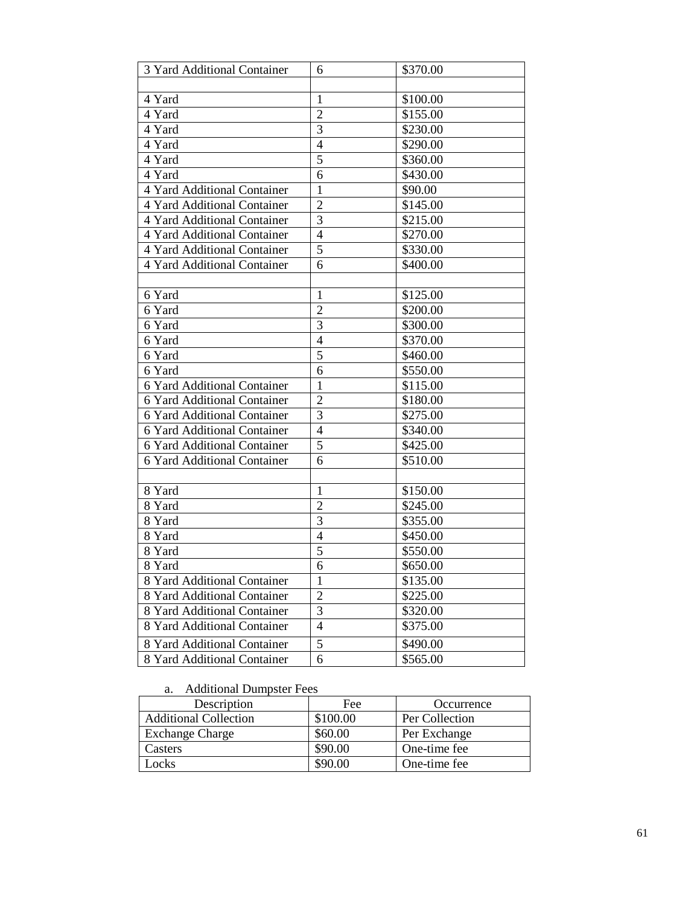| 3 Yard Additional Container | 6 | $370.00 |
|---|---|---|
| | | |
| 4 Yard | 1 | $100.00 |
| 4 Yard | 2 | $155.00 |
| 4 Yard | 3 | $230.00 |
| 4 Yard | 4 | $290.00 |
| 4 Yard | 5 | $360.00 |
| 4 Yard | 6 | $430.00 |
| 4 Yard Additional Container | 1 | $90.00 |
| 4 Yard Additional Container | 2 | $145.00 |
| 4 Yard Additional Container | 3 | $215.00 |
| 4 Yard Additional Container | 4 | $270.00 |
| 4 Yard Additional Container | 5 | $330.00 |
| 4 Yard Additional Container | 6 | $400.00 |
| | | |
| 6 Yard | 1 | $125.00 |
| 6 Yard | 2 | $200.00 |
| 6 Yard | 3 | $300.00 |
| 6 Yard | 4 | $370.00 |
| 6 Yard | 5 | $460.00 |
| 6 Yard | 6 | $550.00 |
| 6 Yard Additional Container | 1 | $115.00 |
| 6 Yard Additional Container | 2 | $180.00 |
| 6 Yard Additional Container | 3 | $275.00 |
| 6 Yard Additional Container | 4 | $340.00 |
| 6 Yard Additional Container | 5 | $425.00 |
| 6 Yard Additional Container | 6 | $510.00 |
| | | |
| 8 Yard | 1 | $150.00 |
| 8 Yard | 2 | $245.00 |
| 8 Yard | 3 | $355.00 |
| 8 Yard | 4 | $450.00 |
| 8 Yard | 5 | $550.00 |
| 8 Yard | 6 | $650.00 |
| 8 Yard Additional Container | 1 | $135.00 |
| 8 Yard Additional Container | 2 | $225.00 |
| 8 Yard Additional Container | 3 | $320.00 |
| 8 Yard Additional Container | 4 | $375.00 |
| 8 Yard Additional Container | 5 | $490.00 |
| 8 Yard Additional Container | 6 | $565.00 |

a. Additional Dumpster Fees

| Description | Fee | Occurrence |
|---|---|---|
| Additional Collection | $100.00 | Per Collection |
| Exchange Charge | $60.00 | Per Exchange |
| Casters | $90.00 | One-time fee |
| Locks | $90.00 | One-time fee |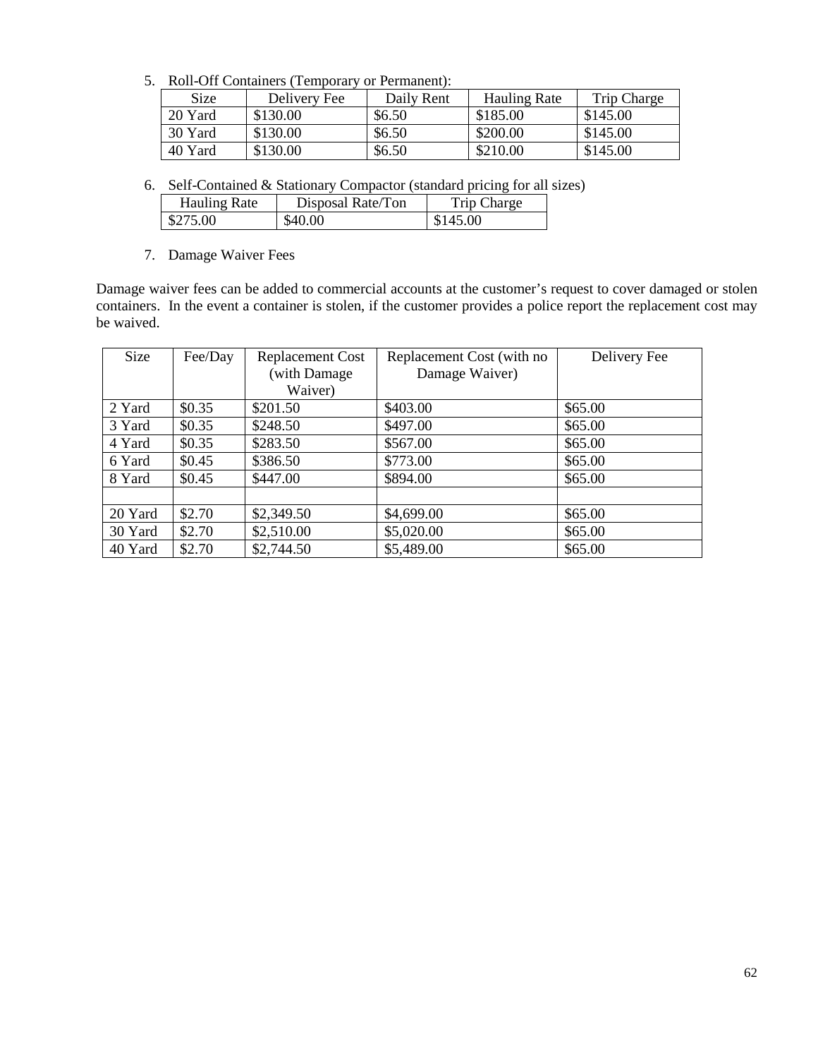5. Roll-Off Containers (Temporary or Permanent):

| Size | Delivery Fee | Daily Rent | Hauling Rate | Trip Charge |
|---|---|---|---|---|
| 20 Yard | $130.00 | $6.50 | $185.00 | $145.00 |
| 30 Yard | $130.00 | $6.50 | $200.00 | $145.00 |
| 40 Yard | $130.00 | $6.50 | $210.00 | $145.00 |

6. Self-Contained & Stationary Compactor (standard pricing for all sizes)

| Hauling Rate | Disposal Rate/Ton | Trip Charge |
|---|---|---|
| $275.00 | $40.00 | $145.00 |

7. Damage Waiver Fees

Damage waiver fees can be added to commercial accounts at the customer's request to cover damaged or stolen containers. In the event a container is stolen, if the customer provides a police report the replacement cost may be waived.

| Size | Fee/Day | Replacement Cost (with Damage Waiver) | Replacement Cost (with no Damage Waiver) | Delivery Fee |
|---|---|---|---|---|
| 2 Yard | $0.35 | $201.50 | $403.00 | $65.00 |
| 3 Yard | $0.35 | $248.50 | $497.00 | $65.00 |
| 4 Yard | $0.35 | $283.50 | $567.00 | $65.00 |
| 6 Yard | $0.45 | $386.50 | $773.00 | $65.00 |
| 8 Yard | $0.45 | $447.00 | $894.00 | $65.00 |
| | | | | |
| 20 Yard | $2.70 | $2,349.50 | $4,699.00 | $65.00 |
| 30 Yard | $2.70 | $2,510.00 | $5,020.00 | $65.00 |
| 40 Yard | $2.70 | $2,744.50 | $5,489.00 | $65.00 |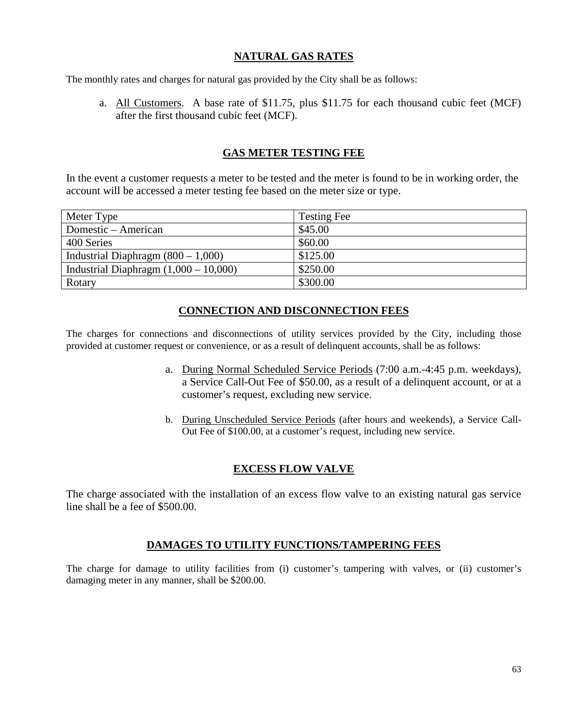## NATURAL GAS RATES

The monthly rates and charges for natural gas provided by the City shall be as follows:

a. All Customers. A base rate of $11.75, plus $11.75 for each thousand cubic feet (MCF) after the first thousand cubic feet (MCF).

## GAS METER TESTING FEE

In the event a customer requests a meter to be tested and the meter is found to be in working order, the account will be accessed a meter testing fee based on the meter size or type.

| Meter Type | Testing Fee |
|---|---|
| Domestic – American | $45.00 |
| 400 Series | $60.00 |
| Industrial Diaphragm (800 – 1,000) | $125.00 |
| Industrial Diaphragm (1,000 – 10,000) | $250.00 |
| Rotary | $300.00 |

## CONNECTION AND DISCONNECTION FEES

The charges for connections and disconnections of utility services provided by the City, including those provided at customer request or convenience, or as a result of delinquent accounts, shall be as follows:

a. During Normal Scheduled Service Periods (7:00 a.m.-4:45 p.m. weekdays), a Service Call-Out Fee of $50.00, as a result of a delinquent account, or at a customer's request, excluding new service.

b. During Unscheduled Service Periods (after hours and weekends), a Service Call-Out Fee of $100.00, at a customer's request, including new service.

## EXCESS FLOW VALVE

The charge associated with the installation of an excess flow valve to an existing natural gas service line shall be a fee of $500.00.

## DAMAGES TO UTILITY FUNCTIONS/TAMPERING FEES

The charge for damage to utility facilities from (i) customer's tampering with valves, or (ii) customer's damaging meter in any manner, shall be $200.00.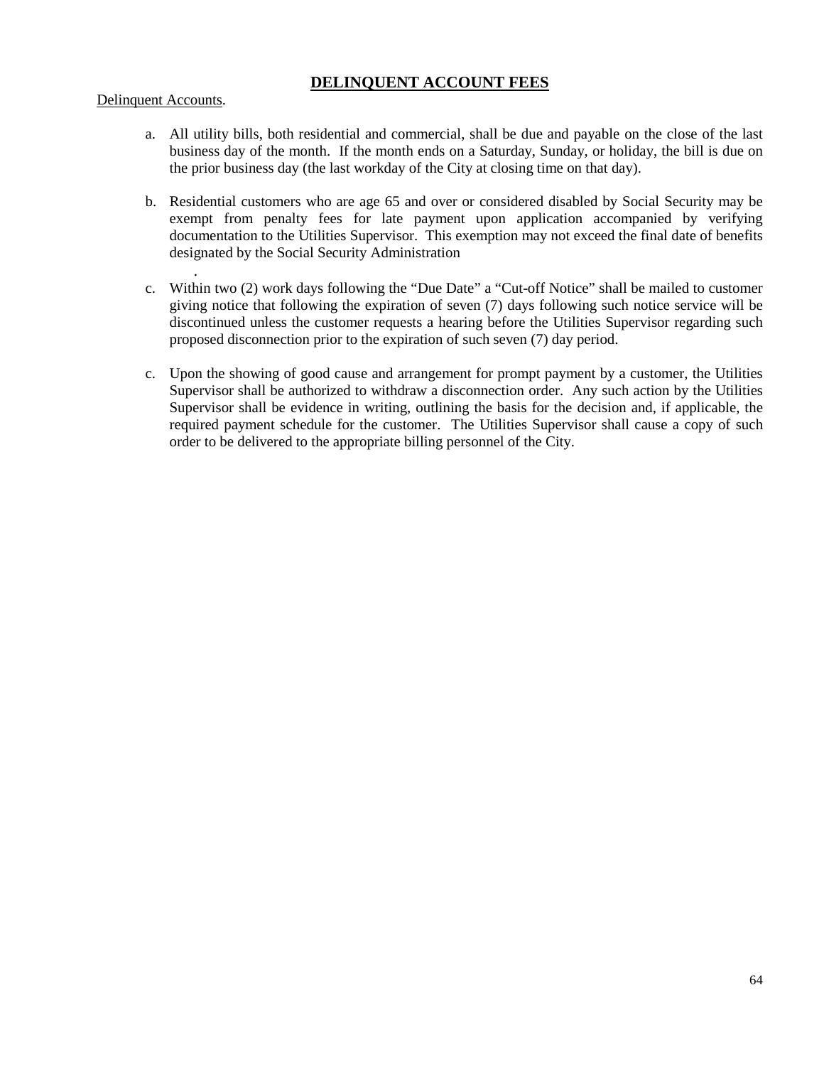## DELINQUENT ACCOUNT FEES

Delinquent Accounts.

a. All utility bills, both residential and commercial, shall be due and payable on the close of the last business day of the month. If the month ends on a Saturday, Sunday, or holiday, the bill is due on the prior business day (the last workday of the City at closing time on that day).

b. Residential customers who are age 65 and over or considered disabled by Social Security may be exempt from penalty fees for late payment upon application accompanied by verifying documentation to the Utilities Supervisor. This exemption may not exceed the final date of benefits designated by the Social Security Administration
.

c. Within two (2) work days following the "Due Date" a "Cut-off Notice" shall be mailed to customer giving notice that following the expiration of seven (7) days following such notice service will be discontinued unless the customer requests a hearing before the Utilities Supervisor regarding such proposed disconnection prior to the expiration of such seven (7) day period.

c. Upon the showing of good cause and arrangement for prompt payment by a customer, the Utilities Supervisor shall be authorized to withdraw a disconnection order. Any such action by the Utilities Supervisor shall be evidence in writing, outlining the basis for the decision and, if applicable, the required payment schedule for the customer. The Utilities Supervisor shall cause a copy of such order to be delivered to the appropriate billing personnel of the City.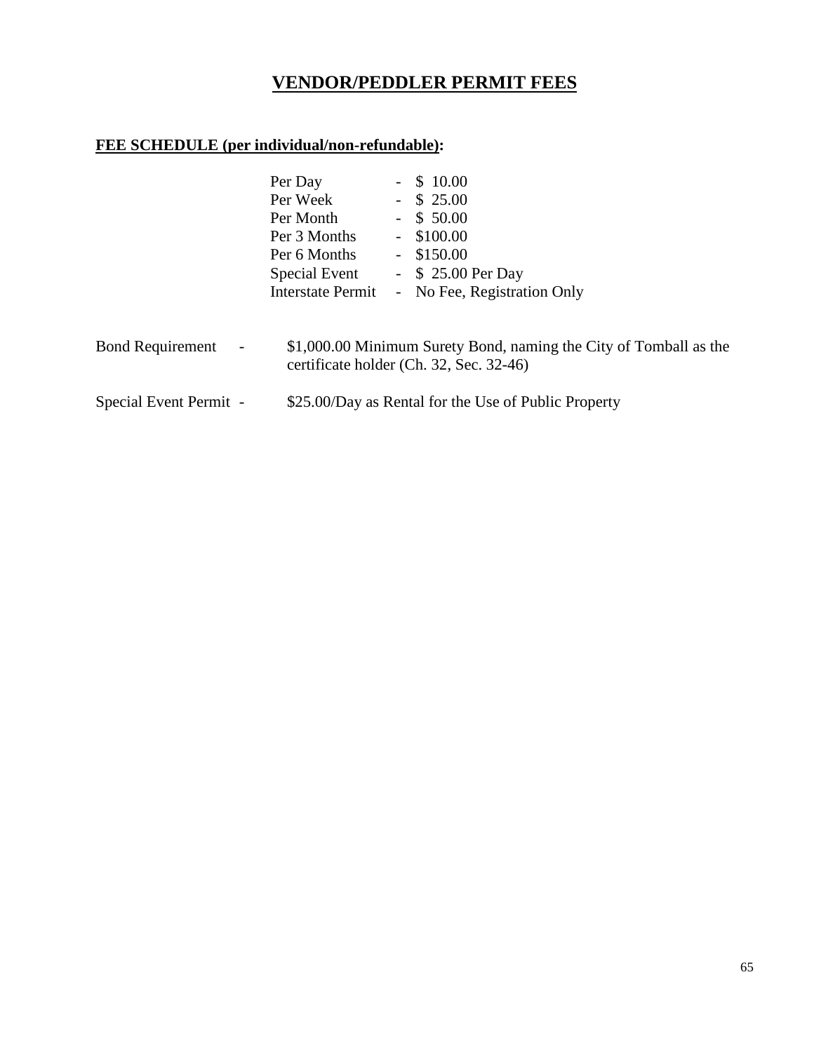# VENDOR/PEDDLER PERMIT FEES

**FEE SCHEDULE (per individual/non-refundable):**

| | |
|---|---|
| Per Day | - $ 10.00 |
| Per Week | - $ 25.00 |
| Per Month | - $ 50.00 |
| Per 3 Months | - $100.00 |
| Per 6 Months | - $150.00 |
| Special Event | - $ 25.00 Per Day |
| Interstate Permit | - No Fee, Registration Only |

Bond Requirement - $1,000.00 Minimum Surety Bond, naming the City of Tomball as the certificate holder (Ch. 32, Sec. 32-46)

Special Event Permit - $25.00/Day as Rental for the Use of Public Property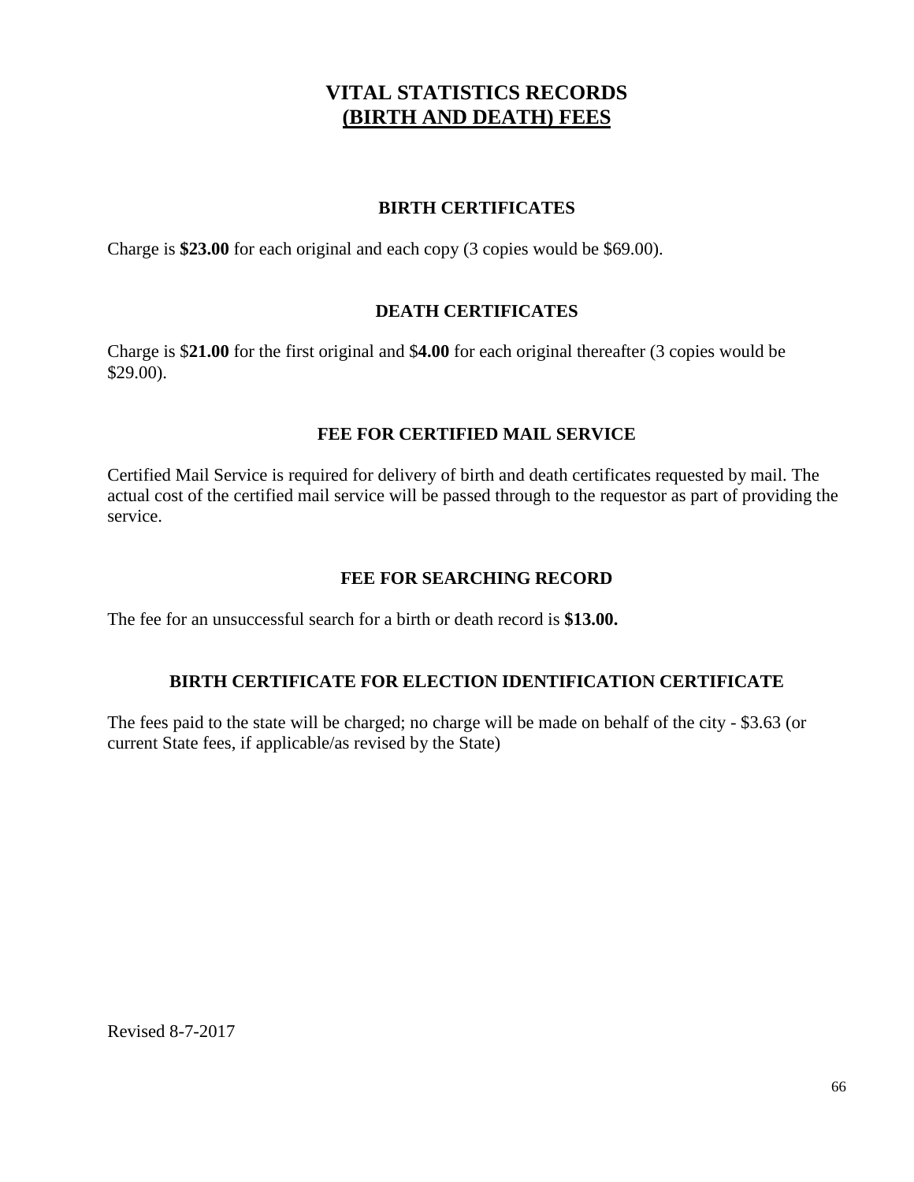# VITAL STATISTICS RECORDS
# (BIRTH AND DEATH) FEES

### BIRTH CERTIFICATES

Charge is **$23.00** for each original and each copy (3 copies would be $69.00).

### DEATH CERTIFICATES

Charge is $**21.00** for the first original and $**4.00** for each original thereafter (3 copies would be $29.00).

### FEE FOR CERTIFIED MAIL SERVICE

Certified Mail Service is required for delivery of birth and death certificates requested by mail. The actual cost of the certified mail service will be passed through to the requestor as part of providing the service.

### FEE FOR SEARCHING RECORD

The fee for an unsuccessful search for a birth or death record is **$13.00.**

### BIRTH CERTIFICATE FOR ELECTION IDENTIFICATION CERTIFICATE

The fees paid to the state will be charged; no charge will be made on behalf of the city - $3.63 (or current State fees, if applicable/as revised by the State)

Revised 8-7-2017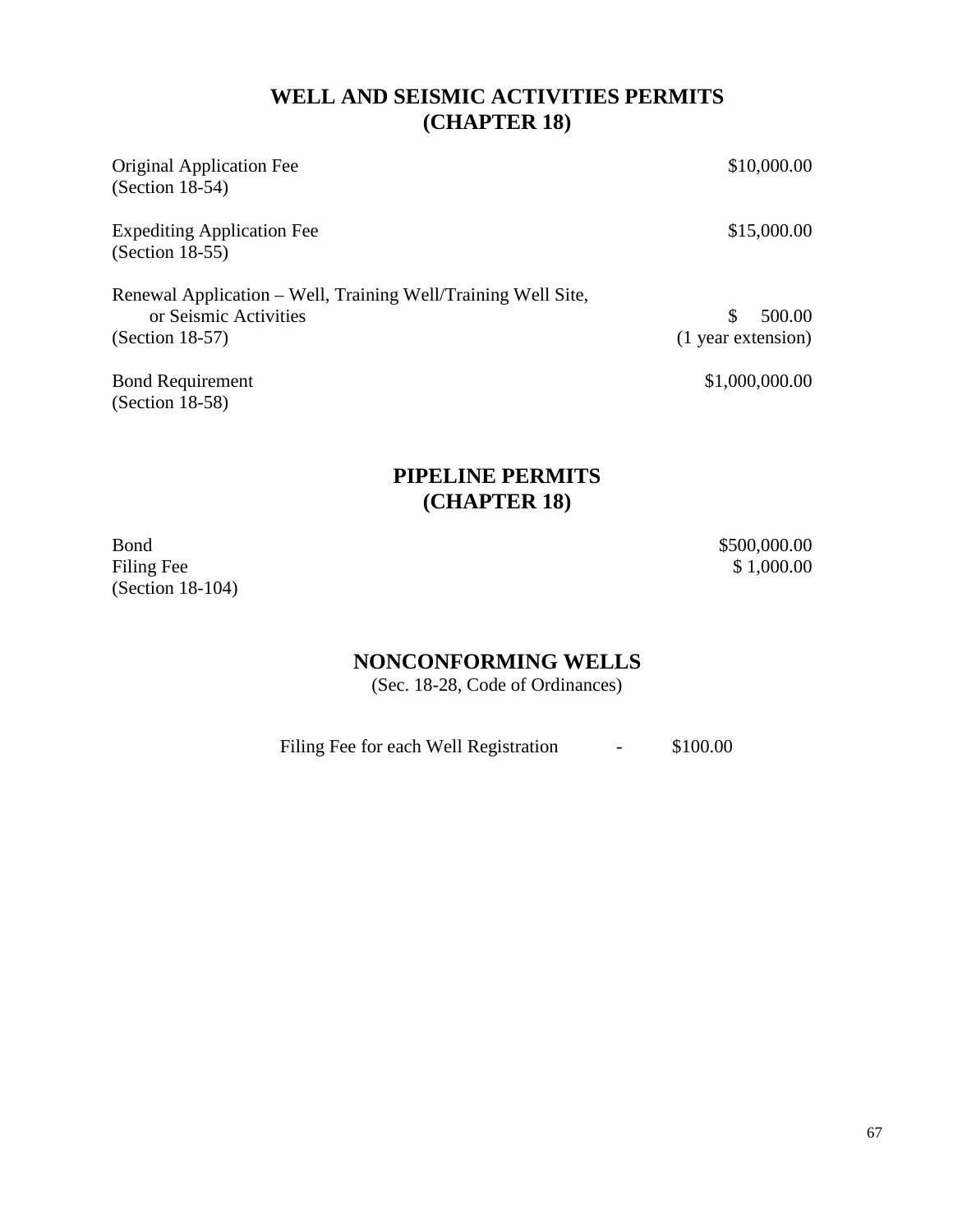## WELL AND SEISMIC ACTIVITIES PERMITS
## (CHAPTER 18)

| | |
|---|---|
| Original Application Fee<br>(Section 18-54) | $10,000.00 |
| Expediting Application Fee<br>(Section 18-55) | $15,000.00 |
| Renewal Application – Well, Training Well/Training Well Site, or Seismic Activities<br>(Section 18-57) | $ 500.00<br>(1 year extension) |
| Bond Requirement<br>(Section 18-58) | $1,000,000.00 |

## PIPELINE PERMITS
## (CHAPTER 18)

| | |
|---|---|
| Bond | $500,000.00 |
| Filing Fee<br>(Section 18-104) | $ 1,000.00 |

## NONCONFORMING WELLS

(Sec. 18-28, Code of Ordinances)

Filing Fee for each Well Registration - $100.00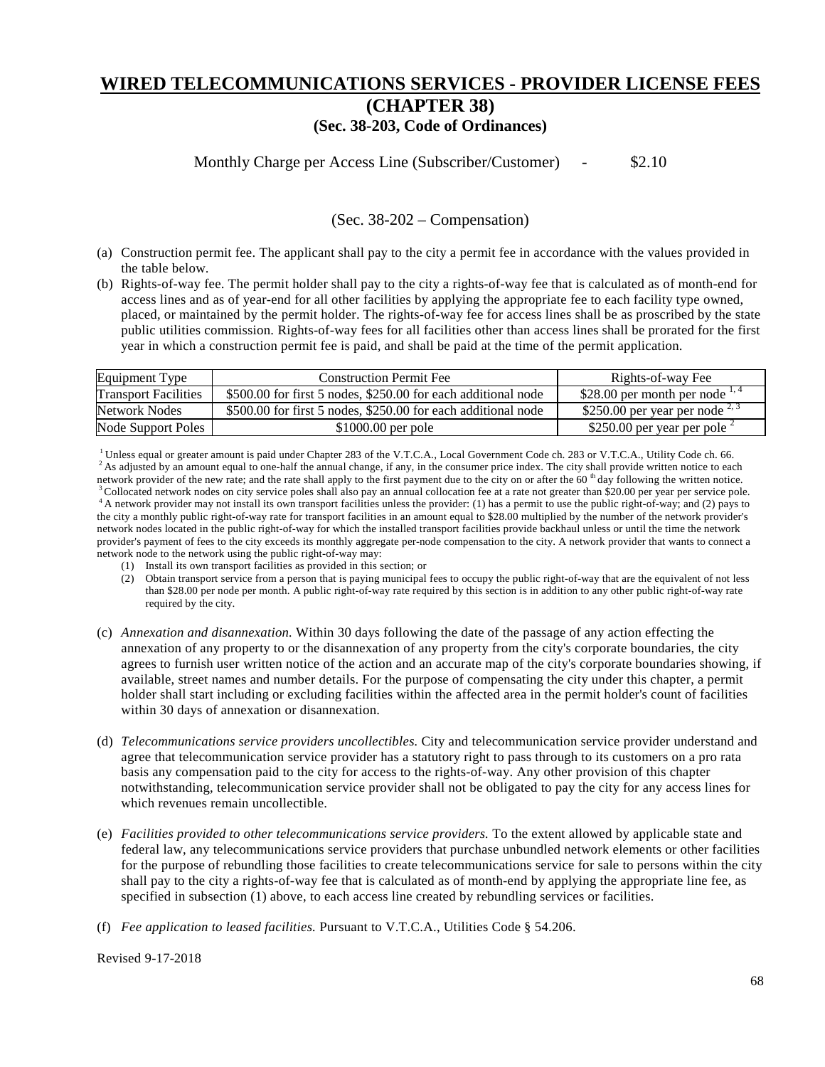# WIRED TELECOMMUNICATIONS SERVICES - PROVIDER LICENSE FEES (CHAPTER 38)

### (Sec. 38-203, Code of Ordinances)

Monthly Charge per Access Line (Subscriber/Customer) - $2.10

(Sec. 38-202 – Compensation)

(a) Construction permit fee. The applicant shall pay to the city a permit fee in accordance with the values provided in the table below.

(b) Rights-of-way fee. The permit holder shall pay to the city a rights-of-way fee that is calculated as of month-end for access lines and as of year-end for all other facilities by applying the appropriate fee to each facility type owned, placed, or maintained by the permit holder. The rights-of-way fee for access lines shall be as proscribed by the state public utilities commission. Rights-of-way fees for all facilities other than access lines shall be prorated for the first year in which a construction permit fee is paid, and shall be paid at the time of the permit application.

| Equipment Type | Construction Permit Fee | Rights-of-way Fee |
|---|---|---|
| Transport Facilities | \$500.00 for first 5 nodes, \$250.00 for each additional node | \$28.00 per month per node [1, 4] |
| Network Nodes | \$500.00 for first 5 nodes, \$250.00 for each additional node | \$250.00 per year per node [2, 3] |
| Node Support Poles | \$1000.00 per pole | \$250.00 per year per pole [2] |

[1] Unless equal or greater amount is paid under Chapter 283 of the V.T.C.A., Local Government Code ch. 283 or V.T.C.A., Utility Code ch. 66.
[2] As adjusted by an amount equal to one-half the annual change, if any, in the consumer price index. The city shall provide written notice to each network provider of the new rate; and the rate shall apply to the first payment due to the city on or after the 60th day following the written notice.
[3] Collocated network nodes on city service poles shall also pay an annual collocation fee at a rate not greater than \$20.00 per year per service pole.
[4] A network provider may not install its own transport facilities unless the provider: (1) has a permit to use the public right-of-way; and (2) pays to the city a monthly public right-of-way rate for transport facilities in an amount equal to \$28.00 multiplied by the number of the network provider's network nodes located in the public right-of-way for which the installed transport facilities provide backhaul unless or until the time the network provider's payment of fees to the city exceeds its monthly aggregate per-node compensation to the city. A network provider that wants to connect a network node to the network using the public right-of-way may:

(1) Install its own transport facilities as provided in this section; or
(2) Obtain transport service from a person that is paying municipal fees to occupy the public right-of-way that are the equivalent of not less than \$28.00 per node per month. A public right-of-way rate required by this section is in addition to any other public right-of-way rate required by the city.

(c) *Annexation and disannexation.* Within 30 days following the date of the passage of any action effecting the annexation of any property to or the disannexation of any property from the city's corporate boundaries, the city agrees to furnish user written notice of the action and an accurate map of the city's corporate boundaries showing, if available, street names and number details. For the purpose of compensating the city under this chapter, a permit holder shall start including or excluding facilities within the affected area in the permit holder's count of facilities within 30 days of annexation or disannexation.

(d) *Telecommunications service providers uncollectibles.* City and telecommunication service provider understand and agree that telecommunication service provider has a statutory right to pass through to its customers on a pro rata basis any compensation paid to the city for access to the rights-of-way. Any other provision of this chapter notwithstanding, telecommunication service provider shall not be obligated to pay the city for any access lines for which revenues remain uncollectible.

(e) *Facilities provided to other telecommunications service providers.* To the extent allowed by applicable state and federal law, any telecommunications service providers that purchase unbundled network elements or other facilities for the purpose of rebundling those facilities to create telecommunications service for sale to persons within the city shall pay to the city a rights-of-way fee that is calculated as of month-end by applying the appropriate line fee, as specified in subsection (1) above, to each access line created by rebundling services or facilities.

(f) *Fee application to leased facilities.* Pursuant to V.T.C.A., Utilities Code § 54.206.

Revised 9-17-2018